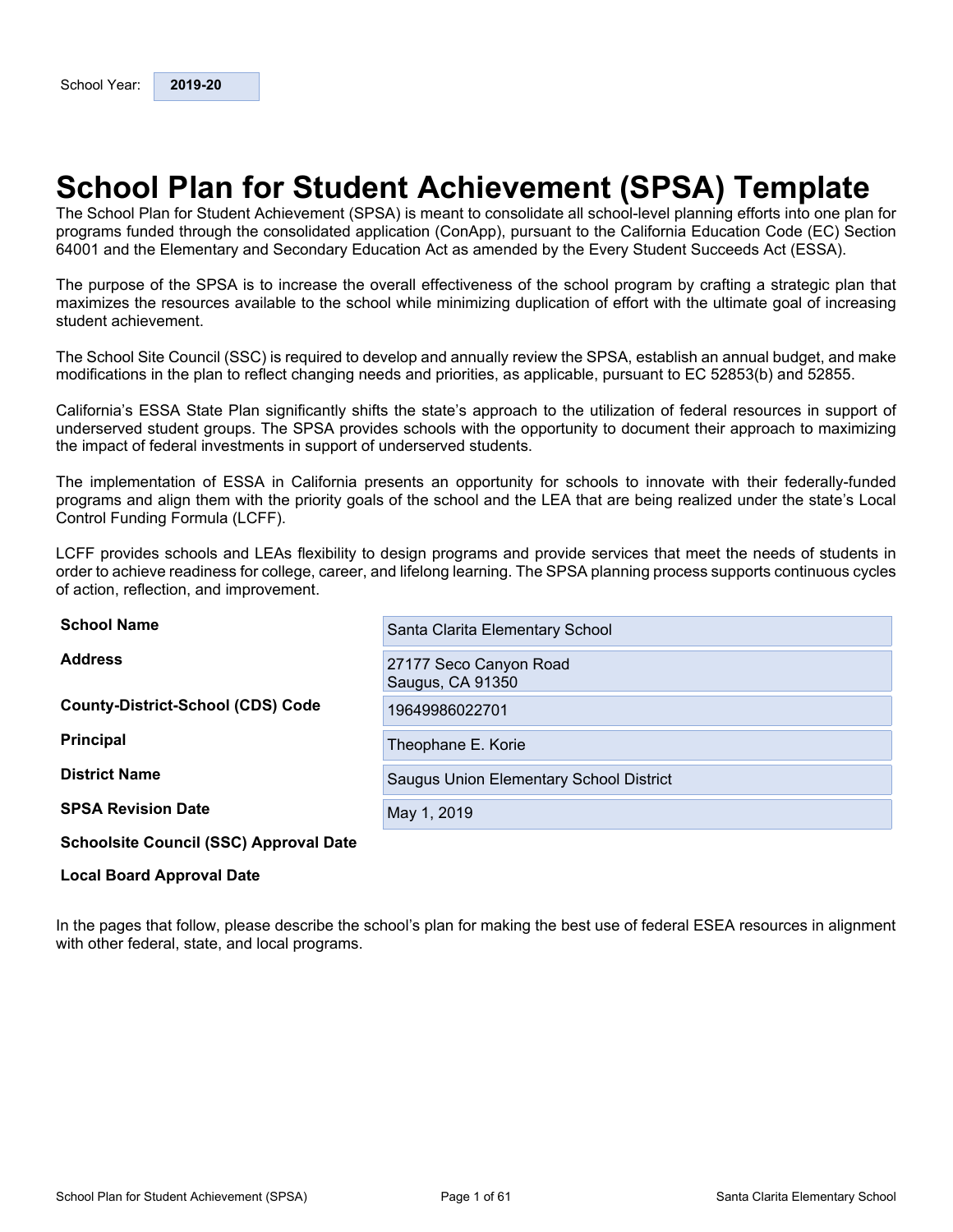School Year: **2019-20**

# School Plan for Student Achievement (SPSA) Template

The School Plan for Student Achievement (SPSA) is meant to consolidate all school-level planning efforts into one plan for programs funded through the consolidated application (ConApp), pursuant to the California Education Code (EC) Section 64001 and the Elementary and Secondary Education Act as amended by the Every Student Succeeds Act (ESSA).

The purpose of the SPSA is to increase the overall effectiveness of the school program by crafting a strategic plan that maximizes the resources available to the school while minimizing duplication of effort with the ultimate goal of increasing student achievement.

The School Site Council (SSC) is required to develop and annually review the SPSA, establish an annual budget, and make modifications in the plan to reflect changing needs and priorities, as applicable, pursuant to EC 52853(b) and 52855.

California's ESSA State Plan significantly shifts the state's approach to the utilization of federal resources in support of underserved student groups. The SPSA provides schools with the opportunity to document their approach to maximizing the impact of federal investments in support of underserved students.

The implementation of ESSA in California presents an opportunity for schools to innovate with their federally-funded programs and align them with the priority goals of the school and the LEA that are being realized under the state's Local Control Funding Formula (LCFF).

LCFF provides schools and LEAs flexibility to design programs and provide services that meet the needs of students in order to achieve readiness for college, career, and lifelong learning. The SPSA planning process supports continuous cycles of action, reflection, and improvement.

| | |
|---|---|
| **School Name** | Santa Clarita Elementary School |
| **Address** | 27177 Seco Canyon Road<br>Saugus, CA 91350 |
| **County-District-School (CDS) Code** | 19649986022701 |
| **Principal** | Theophane E. Korie |
| **District Name** | Saugus Union Elementary School District |
| **SPSA Revision Date** | May 1, 2019 |
| **Schoolsite Council (SSC) Approval Date** | |
| **Local Board Approval Date** | |

In the pages that follow, please describe the school's plan for making the best use of federal ESEA resources in alignment with other federal, state, and local programs.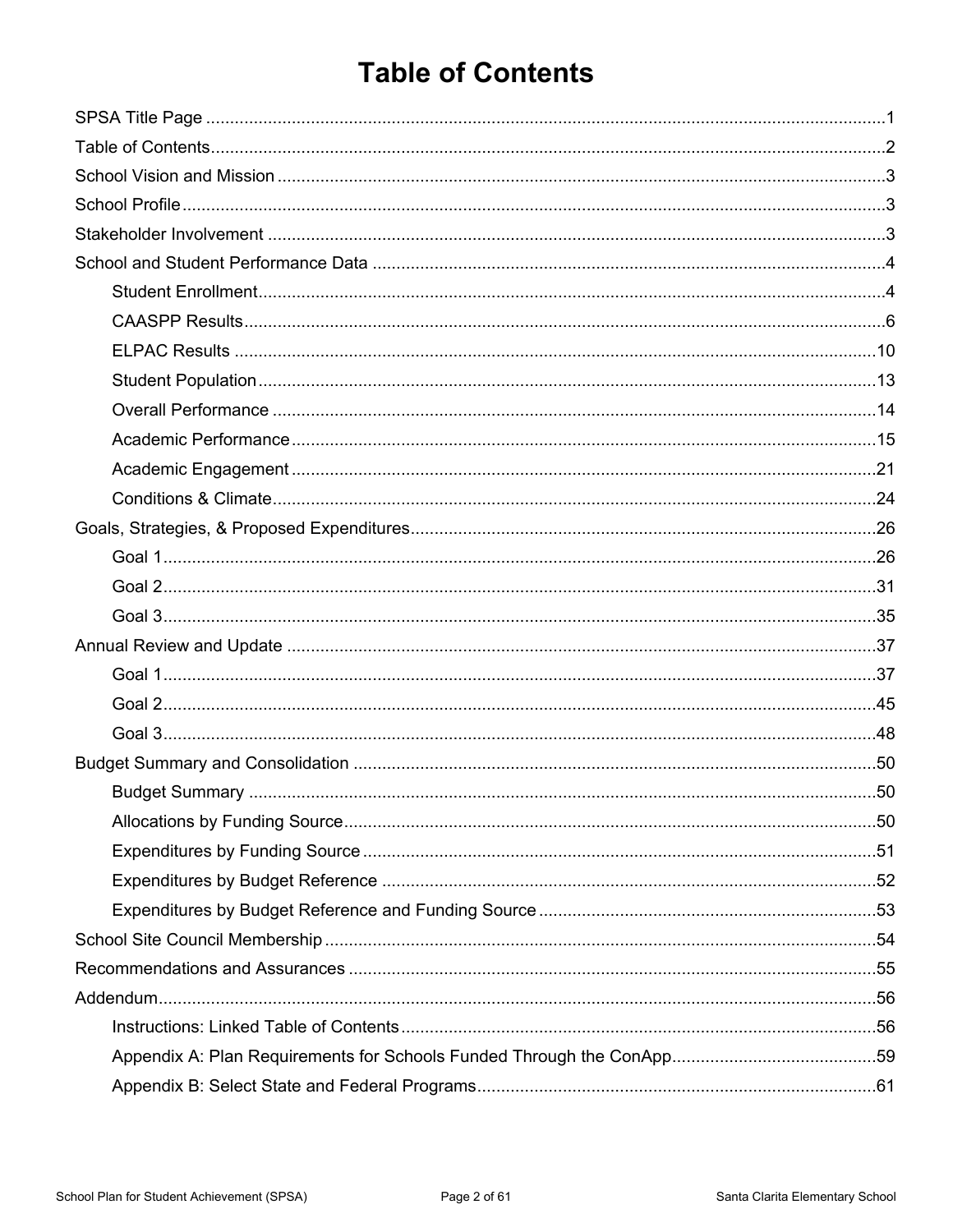# Table of Contents

SPSA Title Page ........................................................................................................................................1

Table of Contents.......................................................................................................................................2

School Vision and Mission .........................................................................................................................3

School Profile .............................................................................................................................................3

Stakeholder Involvement ...........................................................................................................................3

School and Student Performance Data .....................................................................................................4

- Student Enrollment.................................................................................................................................4
- CAASPP Results....................................................................................................................................6
- ELPAC Results .....................................................................................................................................10
- Student Population ...............................................................................................................................13
- Overall Performance ............................................................................................................................14
- Academic Performance .........................................................................................................................15
- Academic Engagement ........................................................................................................................21
- Conditions & Climate.............................................................................................................................24

Goals, Strategies, & Proposed Expenditures...........................................................................................26

- Goal 1....................................................................................................................................................26
- Goal 2....................................................................................................................................................31
- Goal 3....................................................................................................................................................35

Annual Review and Update .....................................................................................................................37

- Goal 1....................................................................................................................................................37
- Goal 2....................................................................................................................................................45
- Goal 3....................................................................................................................................................48

Budget Summary and Consolidation .......................................................................................................50

- Budget Summary ..................................................................................................................................50
- Allocations by Funding Source..............................................................................................................50
- Expenditures by Funding Source ..........................................................................................................51
- Expenditures by Budget Reference ......................................................................................................52
- Expenditures by Budget Reference and Funding Source .....................................................................53

School Site Council Membership .............................................................................................................54

Recommendations and Assurances ........................................................................................................55

Addendum................................................................................................................................................56

- Instructions: Linked Table of Contents ..................................................................................................56
- Appendix A: Plan Requirements for Schools Funded Through the ConApp..........................................59
- Appendix B: Select State and Federal Programs...................................................................................61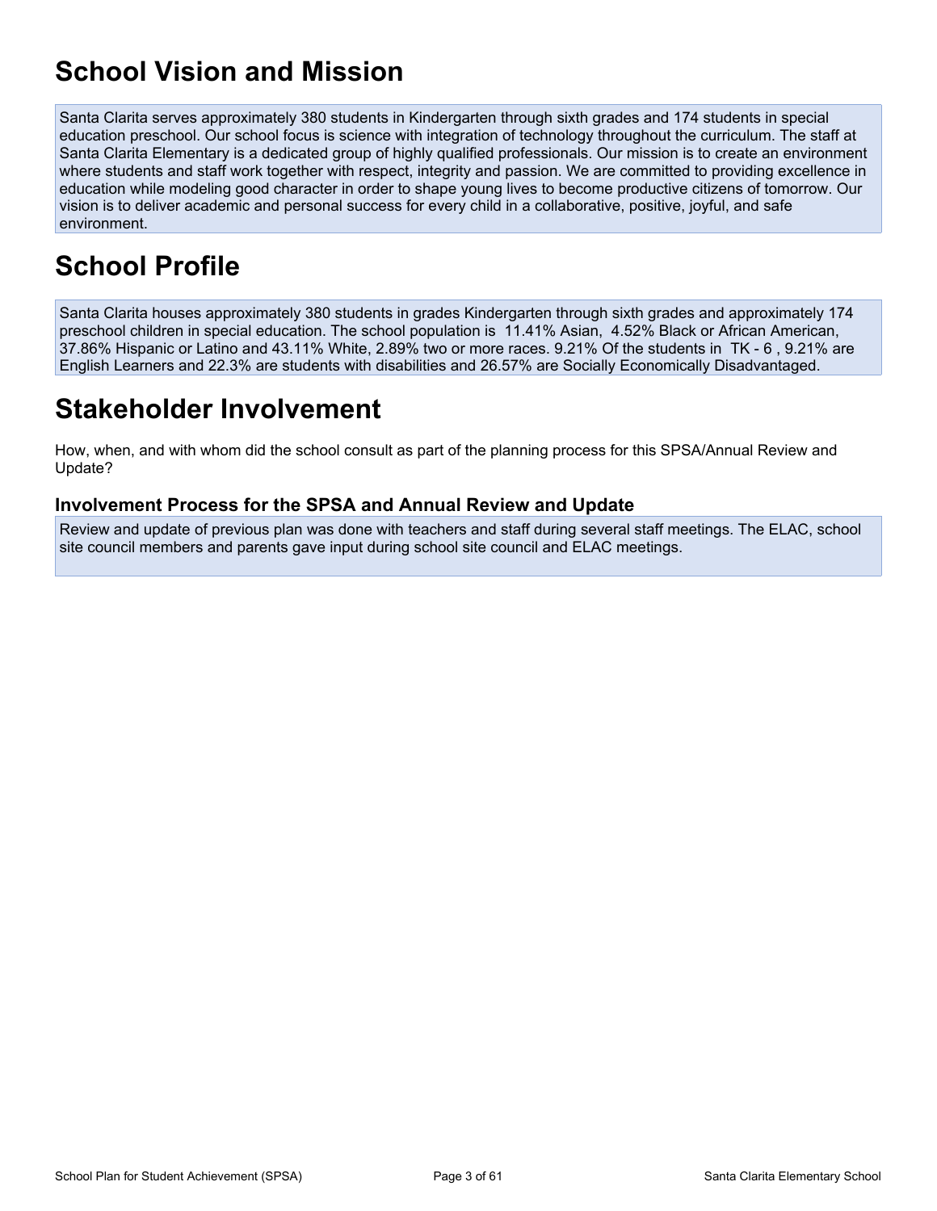# School Vision and Mission

Santa Clarita serves approximately 380 students in Kindergarten through sixth grades and 174 students in special education preschool. Our school focus is science with integration of technology throughout the curriculum. The staff at Santa Clarita Elementary is a dedicated group of highly qualified professionals. Our mission is to create an environment where students and staff work together with respect, integrity and passion. We are committed to providing excellence in education while modeling good character in order to shape young lives to become productive citizens of tomorrow. Our vision is to deliver academic and personal success for every child in a collaborative, positive, joyful, and safe environment.

# School Profile

Santa Clarita houses approximately 380 students in grades Kindergarten through sixth grades and approximately 174 preschool children in special education. The school population is 11.41% Asian, 4.52% Black or African American, 37.86% Hispanic or Latino and 43.11% White, 2.89% two or more races. 9.21% Of the students in TK - 6 , 9.21% are English Learners and 22.3% are students with disabilities and 26.57% are Socially Economically Disadvantaged.

# Stakeholder Involvement

How, when, and with whom did the school consult as part of the planning process for this SPSA/Annual Review and Update?

### Involvement Process for the SPSA and Annual Review and Update

Review and update of previous plan was done with teachers and staff during several staff meetings. The ELAC, school site council members and parents gave input during school site council and ELAC meetings.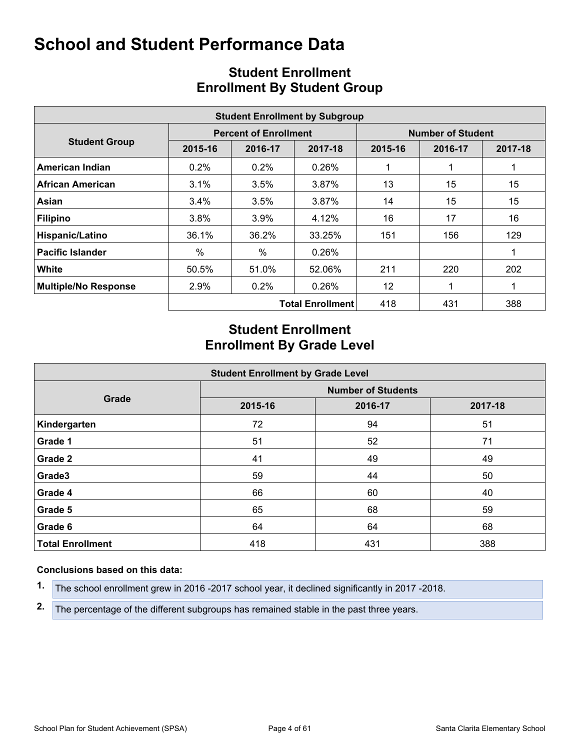# School and Student Performance Data

## Student Enrollment
## Enrollment By Student Group

| Student Enrollment by Subgroup | | | | | | |
|---|---|---|---|---|---|---|
| **Student Group** | **Percent of Enrollment** | | | **Number of Student** | | |
| | **2015-16** | **2016-17** | **2017-18** | **2015-16** | **2016-17** | **2017-18** |
| **American Indian** | 0.2% | 0.2% | 0.26% | 1 | 1 | 1 |
| **African American** | 3.1% | 3.5% | 3.87% | 13 | 15 | 15 |
| **Asian** | 3.4% | 3.5% | 3.87% | 14 | 15 | 15 |
| **Filipino** | 3.8% | 3.9% | 4.12% | 16 | 17 | 16 |
| **Hispanic/Latino** | 36.1% | 36.2% | 33.25% | 151 | 156 | 129 |
| **Pacific Islander** | % | % | 0.26% | | | 1 |
| **White** | 50.5% | 51.0% | 52.06% | 211 | 220 | 202 |
| **Multiple/No Response** | 2.9% | 0.2% | 0.26% | 12 | 1 | 1 |
| | | | **Total Enrollment** | 418 | 431 | 388 |

## Student Enrollment
## Enrollment By Grade Level

| Student Enrollment by Grade Level | | | |
|---|---|---|---|
| **Grade** | **Number of Students** | | |
| | **2015-16** | **2016-17** | **2017-18** |
| **Kindergarten** | 72 | 94 | 51 |
| **Grade 1** | 51 | 52 | 71 |
| **Grade 2** | 41 | 49 | 49 |
| **Grade3** | 59 | 44 | 50 |
| **Grade 4** | 66 | 60 | 40 |
| **Grade 5** | 65 | 68 | 59 |
| **Grade 6** | 64 | 64 | 68 |
| **Total Enrollment** | 418 | 431 | 388 |

**Conclusions based on this data:**

1. The school enrollment grew in 2016 -2017 school year, it declined significantly in 2017 -2018.
2. The percentage of the different subgroups has remained stable in the past three years.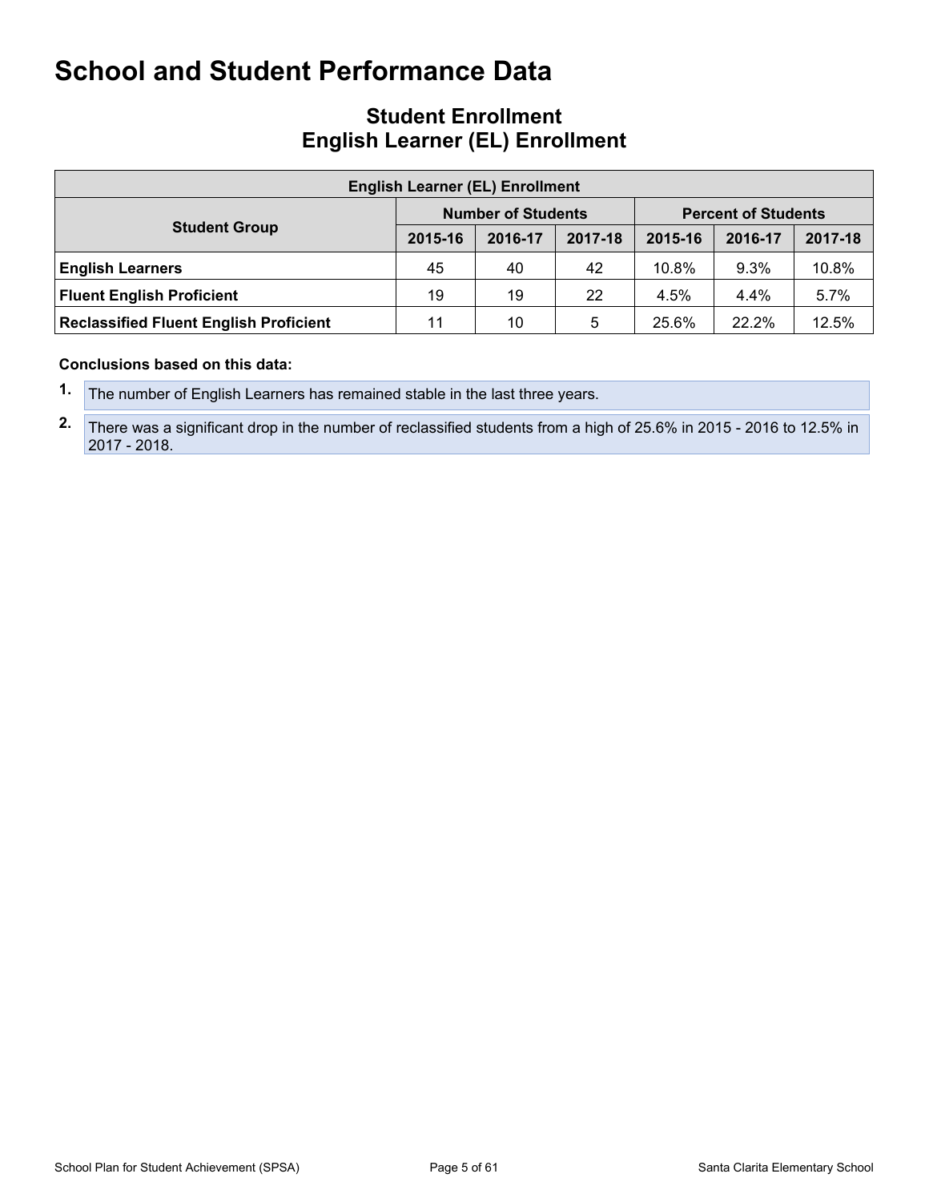# School and Student Performance Data

## Student Enrollment
## English Learner (EL) Enrollment

| English Learner (EL) Enrollment | | | | | | |
|---|---|---|---|---|---|---|
| **Student Group** | **Number of Students** | | | **Percent of Students** | | |
| | **2015-16** | **2016-17** | **2017-18** | **2015-16** | **2016-17** | **2017-18** |
| **English Learners** | 45 | 40 | 42 | 10.8% | 9.3% | 10.8% |
| **Fluent English Proficient** | 19 | 19 | 22 | 4.5% | 4.4% | 5.7% |
| **Reclassified Fluent English Proficient** | 11 | 10 | 5 | 25.6% | 22.2% | 12.5% |

**Conclusions based on this data:**

1. The number of English Learners has remained stable in the last three years.
2. There was a significant drop in the number of reclassified students from a high of 25.6% in 2015 - 2016 to 12.5% in 2017 - 2018.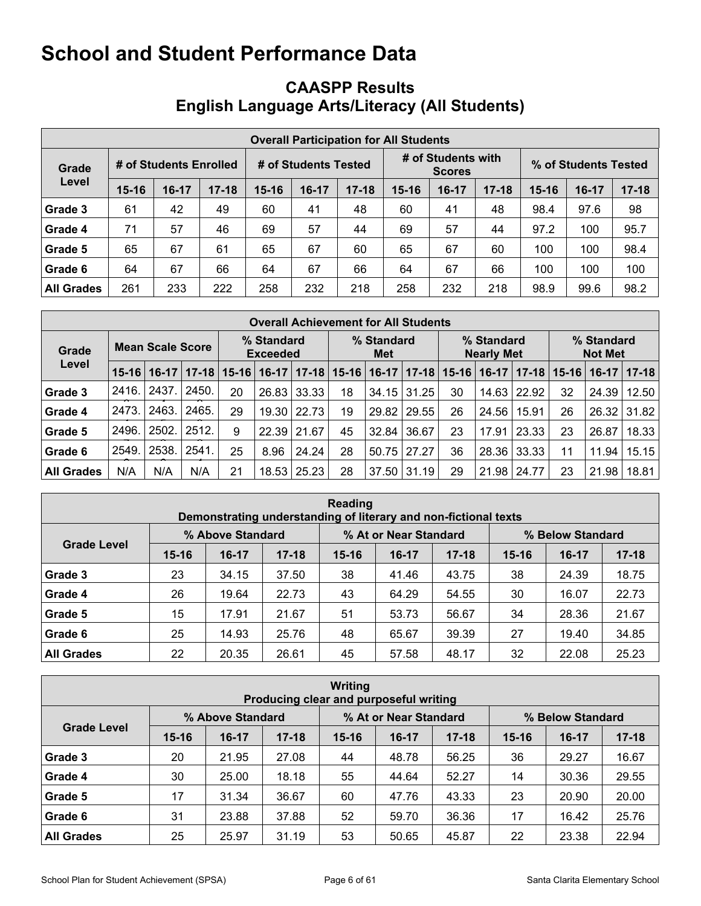# School and Student Performance Data

## CAASPP Results
## English Language Arts/Literacy (All Students)

| Overall Participation for All Students | | | | | | | | | | | | |
|---|---|---|---|---|---|---|---|---|---|---|---|---|
| Grade Level | # of Students Enrolled | | | # of Students Tested | | | # of Students with Scores | | | % of Students Tested | | |
| | 15-16 | 16-17 | 17-18 | 15-16 | 16-17 | 17-18 | 15-16 | 16-17 | 17-18 | 15-16 | 16-17 | 17-18 |
| Grade 3 | 61 | 42 | 49 | 60 | 41 | 48 | 60 | 41 | 48 | 98.4 | 97.6 | 98 |
| Grade 4 | 71 | 57 | 46 | 69 | 57 | 44 | 69 | 57 | 44 | 97.2 | 100 | 95.7 |
| Grade 5 | 65 | 67 | 61 | 65 | 67 | 60 | 65 | 67 | 60 | 100 | 100 | 98.4 |
| Grade 6 | 64 | 67 | 66 | 64 | 67 | 66 | 64 | 67 | 66 | 100 | 100 | 100 |
| All Grades | 261 | 233 | 222 | 258 | 232 | 218 | 258 | 232 | 218 | 98.9 | 99.6 | 98.2 |

| Overall Achievement for All Students | | | | | | | | | | | | | | | |
|---|---|---|---|---|---|---|---|---|---|---|---|---|---|---|---|
| Grade Level | Mean Scale Score | | | % Standard Exceeded | | | % Standard Met | | | % Standard Nearly Met | | | % Standard Not Met | | |
| | 15-16 | 16-17 | 17-18 | 15-16 | 16-17 | 17-18 | 15-16 | 16-17 | 17-18 | 15-16 | 16-17 | 17-18 | 15-16 | 16-17 | 17-18 |
| Grade 3 | 2416. | 2437. | 2450. | 20 | 26.83 | 33.33 | 18 | 34.15 | 31.25 | 30 | 14.63 | 22.92 | 32 | 24.39 | 12.50 |
| Grade 4 | 2473. | 2463. | 2465. | 29 | 19.30 | 22.73 | 19 | 29.82 | 29.55 | 26 | 24.56 | 15.91 | 26 | 26.32 | 31.82 |
| Grade 5 | 2496. | 2502. | 2512. | 9 | 22.39 | 21.67 | 45 | 32.84 | 36.67 | 23 | 17.91 | 23.33 | 23 | 26.87 | 18.33 |
| Grade 6 | 2549. | 2538. | 2541. | 25 | 8.96 | 24.24 | 28 | 50.75 | 27.27 | 36 | 28.36 | 33.33 | 11 | 11.94 | 15.15 |
| All Grades | N/A | N/A | N/A | 21 | 18.53 | 25.23 | 28 | 37.50 | 31.19 | 29 | 21.98 | 24.77 | 23 | 21.98 | 18.81 |

| Reading<br>Demonstrating understanding of literary and non-fictional texts | | | | | | | | | |
|---|---|---|---|---|---|---|---|---|---|
| Grade Level | % Above Standard | | | % At or Near Standard | | | % Below Standard | | |
| | 15-16 | 16-17 | 17-18 | 15-16 | 16-17 | 17-18 | 15-16 | 16-17 | 17-18 |
| Grade 3 | 23 | 34.15 | 37.50 | 38 | 41.46 | 43.75 | 38 | 24.39 | 18.75 |
| Grade 4 | 26 | 19.64 | 22.73 | 43 | 64.29 | 54.55 | 30 | 16.07 | 22.73 |
| Grade 5 | 15 | 17.91 | 21.67 | 51 | 53.73 | 56.67 | 34 | 28.36 | 21.67 |
| Grade 6 | 25 | 14.93 | 25.76 | 48 | 65.67 | 39.39 | 27 | 19.40 | 34.85 |
| All Grades | 22 | 20.35 | 26.61 | 45 | 57.58 | 48.17 | 32 | 22.08 | 25.23 |

| Writing<br>Producing clear and purposeful writing | | | | | | | | | |
|---|---|---|---|---|---|---|---|---|---|
| Grade Level | % Above Standard | | | % At or Near Standard | | | % Below Standard | | |
| | 15-16 | 16-17 | 17-18 | 15-16 | 16-17 | 17-18 | 15-16 | 16-17 | 17-18 |
| Grade 3 | 20 | 21.95 | 27.08 | 44 | 48.78 | 56.25 | 36 | 29.27 | 16.67 |
| Grade 4 | 30 | 25.00 | 18.18 | 55 | 44.64 | 52.27 | 14 | 30.36 | 29.55 |
| Grade 5 | 17 | 31.34 | 36.67 | 60 | 47.76 | 43.33 | 23 | 20.90 | 20.00 |
| Grade 6 | 31 | 23.88 | 37.88 | 52 | 59.70 | 36.36 | 17 | 16.42 | 25.76 |
| All Grades | 25 | 25.97 | 31.19 | 53 | 50.65 | 45.87 | 22 | 23.38 | 22.94 |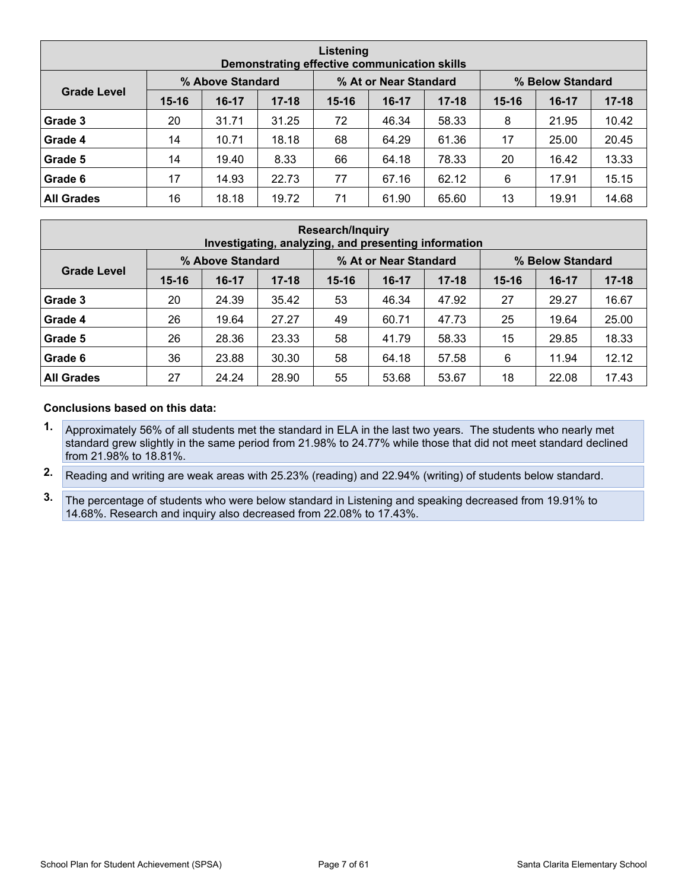| Listening<br>Demonstrating effective communication skills | | | | | | | | | |
|---|---|---|---|---|---|---|---|---|---|
| Grade Level | % Above Standard | | | % At or Near Standard | | | % Below Standard | | |
| | 15-16 | 16-17 | 17-18 | 15-16 | 16-17 | 17-18 | 15-16 | 16-17 | 17-18 |
| **Grade 3** | 20 | 31.71 | 31.25 | 72 | 46.34 | 58.33 | 8 | 21.95 | 10.42 |
| **Grade 4** | 14 | 10.71 | 18.18 | 68 | 64.29 | 61.36 | 17 | 25.00 | 20.45 |
| **Grade 5** | 14 | 19.40 | 8.33 | 66 | 64.18 | 78.33 | 20 | 16.42 | 13.33 |
| **Grade 6** | 17 | 14.93 | 22.73 | 77 | 67.16 | 62.12 | 6 | 17.91 | 15.15 |
| **All Grades** | 16 | 18.18 | 19.72 | 71 | 61.90 | 65.60 | 13 | 19.91 | 14.68 |

| Research/Inquiry<br>Investigating, analyzing, and presenting information | | | | | | | | | |
|---|---|---|---|---|---|---|---|---|---|
| Grade Level | % Above Standard | | | % At or Near Standard | | | % Below Standard | | |
| | 15-16 | 16-17 | 17-18 | 15-16 | 16-17 | 17-18 | 15-16 | 16-17 | 17-18 |
| **Grade 3** | 20 | 24.39 | 35.42 | 53 | 46.34 | 47.92 | 27 | 29.27 | 16.67 |
| **Grade 4** | 26 | 19.64 | 27.27 | 49 | 60.71 | 47.73 | 25 | 19.64 | 25.00 |
| **Grade 5** | 26 | 28.36 | 23.33 | 58 | 41.79 | 58.33 | 15 | 29.85 | 18.33 |
| **Grade 6** | 36 | 23.88 | 30.30 | 58 | 64.18 | 57.58 | 6 | 11.94 | 12.12 |
| **All Grades** | 27 | 24.24 | 28.90 | 55 | 53.68 | 53.67 | 18 | 22.08 | 17.43 |

**Conclusions based on this data:**

1. Approximately 56% of all students met the standard in ELA in the last two years. The students who nearly met standard grew slightly in the same period from 21.98% to 24.77% while those that did not meet standard declined from 21.98% to 18.81%.
2. Reading and writing are weak areas with 25.23% (reading) and 22.94% (writing) of students below standard.
3. The percentage of students who were below standard in Listening and speaking decreased from 19.91% to 14.68%. Research and inquiry also decreased from 22.08% to 17.43%.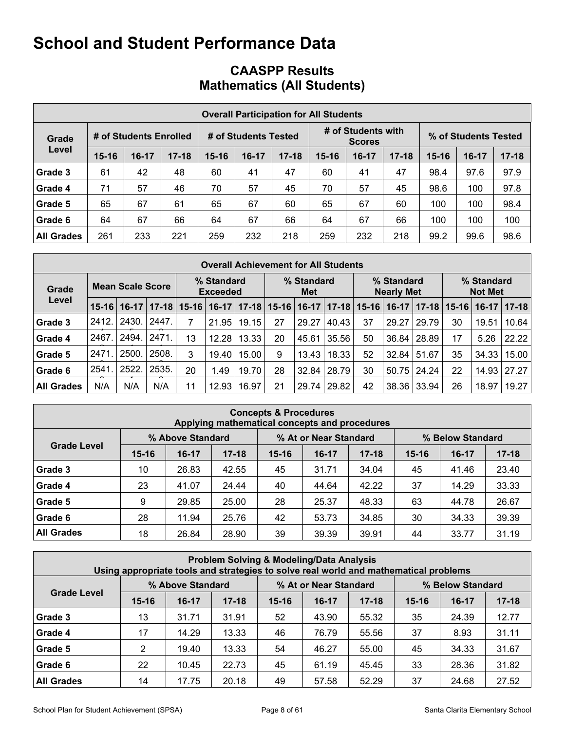# School and Student Performance Data

## CAASPP Results
## Mathematics (All Students)

| Overall Participation for All Students | | | | | | | | | | | | |
|---|---|---|---|---|---|---|---|---|---|---|---|---|
| Grade Level | # of Students Enrolled | | | # of Students Tested | | | # of Students with Scores | | | % of Students Tested | | |
| | 15-16 | 16-17 | 17-18 | 15-16 | 16-17 | 17-18 | 15-16 | 16-17 | 17-18 | 15-16 | 16-17 | 17-18 |
| Grade 3 | 61 | 42 | 48 | 60 | 41 | 47 | 60 | 41 | 47 | 98.4 | 97.6 | 97.9 |
| Grade 4 | 71 | 57 | 46 | 70 | 57 | 45 | 70 | 57 | 45 | 98.6 | 100 | 97.8 |
| Grade 5 | 65 | 67 | 61 | 65 | 67 | 60 | 65 | 67 | 60 | 100 | 100 | 98.4 |
| Grade 6 | 64 | 67 | 66 | 64 | 67 | 66 | 64 | 67 | 66 | 100 | 100 | 100 |
| All Grades | 261 | 233 | 221 | 259 | 232 | 218 | 259 | 232 | 218 | 99.2 | 99.6 | 98.6 |

| Overall Achievement for All Students | | | | | | | | | | | | | | | |
|---|---|---|---|---|---|---|---|---|---|---|---|---|---|---|---|
| Grade Level | Mean Scale Score | | | % Standard Exceeded | | | % Standard Met | | | % Standard Nearly Met | | | % Standard Not Met | | |
| | 15-16 | 16-17 | 17-18 | 15-16 | 16-17 | 17-18 | 15-16 | 16-17 | 17-18 | 15-16 | 16-17 | 17-18 | 15-16 | 16-17 | 17-18 |
| Grade 3 | 2412. | 2430. | 2447. | 7 | 21.95 | 19.15 | 27 | 29.27 | 40.43 | 37 | 29.27 | 29.79 | 30 | 19.51 | 10.64 |
| Grade 4 | 2467. | 2494. | 2471. | 13 | 12.28 | 13.33 | 20 | 45.61 | 35.56 | 50 | 36.84 | 28.89 | 17 | 5.26 | 22.22 |
| Grade 5 | 2471. | 2500. | 2508. | 3 | 19.40 | 15.00 | 9 | 13.43 | 18.33 | 52 | 32.84 | 51.67 | 35 | 34.33 | 15.00 |
| Grade 6 | 2541. | 2522. | 2535. | 20 | 1.49 | 19.70 | 28 | 32.84 | 28.79 | 30 | 50.75 | 24.24 | 22 | 14.93 | 27.27 |
| All Grades | N/A | N/A | N/A | 11 | 12.93 | 16.97 | 21 | 29.74 | 29.82 | 42 | 38.36 | 33.94 | 26 | 18.97 | 19.27 |

| Concepts & Procedures<br>Applying mathematical concepts and procedures | | | | | | | | | |
|---|---|---|---|---|---|---|---|---|---|
| Grade Level | % Above Standard | | | % At or Near Standard | | | % Below Standard | | |
| | 15-16 | 16-17 | 17-18 | 15-16 | 16-17 | 17-18 | 15-16 | 16-17 | 17-18 |
| Grade 3 | 10 | 26.83 | 42.55 | 45 | 31.71 | 34.04 | 45 | 41.46 | 23.40 |
| Grade 4 | 23 | 41.07 | 24.44 | 40 | 44.64 | 42.22 | 37 | 14.29 | 33.33 |
| Grade 5 | 9 | 29.85 | 25.00 | 28 | 25.37 | 48.33 | 63 | 44.78 | 26.67 |
| Grade 6 | 28 | 11.94 | 25.76 | 42 | 53.73 | 34.85 | 30 | 34.33 | 39.39 |
| All Grades | 18 | 26.84 | 28.90 | 39 | 39.39 | 39.91 | 44 | 33.77 | 31.19 |

| Problem Solving & Modeling/Data Analysis<br>Using appropriate tools and strategies to solve real world and mathematical problems | | | | | | | | | |
|---|---|---|---|---|---|---|---|---|---|
| Grade Level | % Above Standard | | | % At or Near Standard | | | % Below Standard | | |
| | 15-16 | 16-17 | 17-18 | 15-16 | 16-17 | 17-18 | 15-16 | 16-17 | 17-18 |
| Grade 3 | 13 | 31.71 | 31.91 | 52 | 43.90 | 55.32 | 35 | 24.39 | 12.77 |
| Grade 4 | 17 | 14.29 | 13.33 | 46 | 76.79 | 55.56 | 37 | 8.93 | 31.11 |
| Grade 5 | 2 | 19.40 | 13.33 | 54 | 46.27 | 55.00 | 45 | 34.33 | 31.67 |
| Grade 6 | 22 | 10.45 | 22.73 | 45 | 61.19 | 45.45 | 33 | 28.36 | 31.82 |
| All Grades | 14 | 17.75 | 20.18 | 49 | 57.58 | 52.29 | 37 | 24.68 | 27.52 |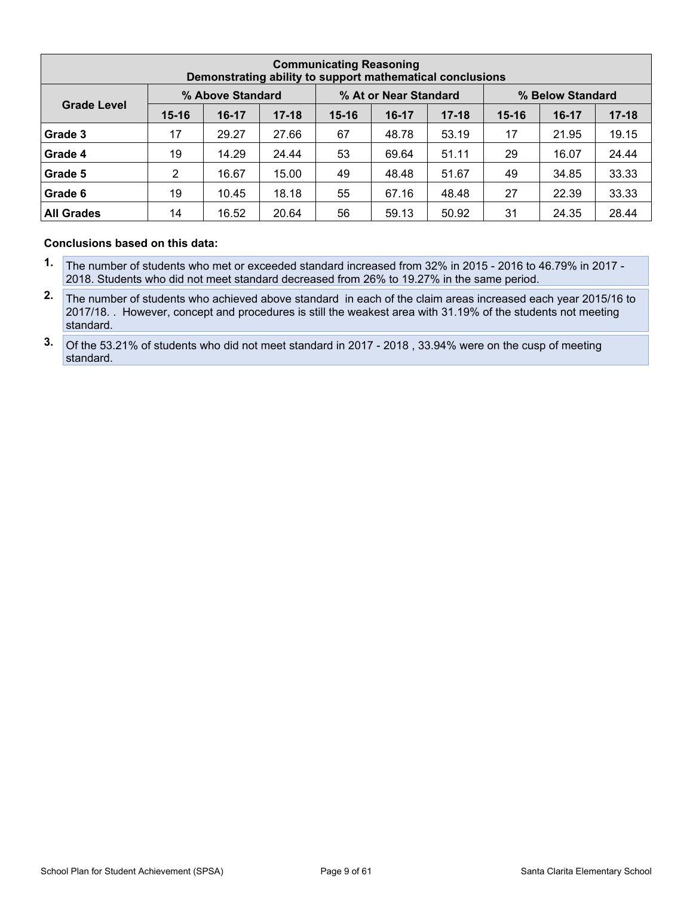| Communicating Reasoning<br>Demonstrating ability to support mathematical conclusions | | | | | | | | | |
|---|---|---|---|---|---|---|---|---|---|
| Grade Level | % Above Standard | | | % At or Near Standard | | | % Below Standard | | |
| | 15-16 | 16-17 | 17-18 | 15-16 | 16-17 | 17-18 | 15-16 | 16-17 | 17-18 |
| **Grade 3** | 17 | 29.27 | 27.66 | 67 | 48.78 | 53.19 | 17 | 21.95 | 19.15 |
| **Grade 4** | 19 | 14.29 | 24.44 | 53 | 69.64 | 51.11 | 29 | 16.07 | 24.44 |
| **Grade 5** | 2 | 16.67 | 15.00 | 49 | 48.48 | 51.67 | 49 | 34.85 | 33.33 |
| **Grade 6** | 19 | 10.45 | 18.18 | 55 | 67.16 | 48.48 | 27 | 22.39 | 33.33 |
| **All Grades** | 14 | 16.52 | 20.64 | 56 | 59.13 | 50.92 | 31 | 24.35 | 28.44 |

**Conclusions based on this data:**

1. The number of students who met or exceeded standard increased from 32% in 2015 - 2016 to 46.79% in 2017 - 2018. Students who did not meet standard decreased from 26% to 19.27% in the same period.
2. The number of students who achieved above standard in each of the claim areas increased each year 2015/16 to 2017/18. . However, concept and procedures is still the weakest area with 31.19% of the students not meeting standard.
3. Of the 53.21% of students who did not meet standard in 2017 - 2018 , 33.94% were on the cusp of meeting standard.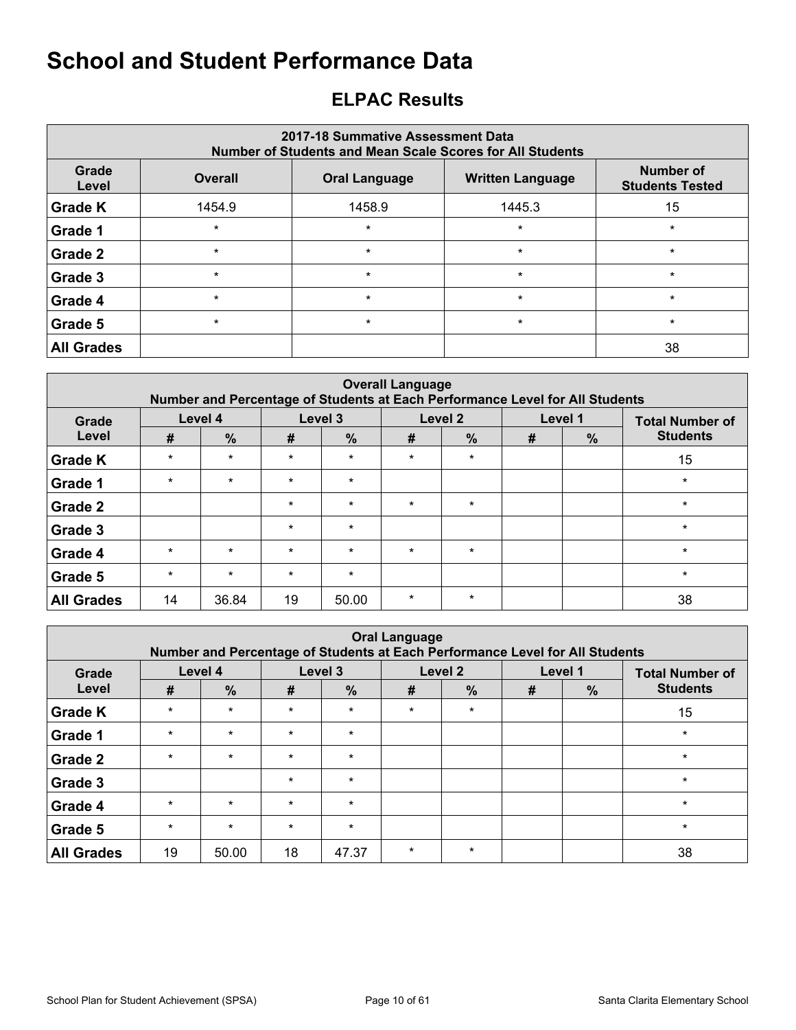# School and Student Performance Data

## ELPAC Results

| 2017-18 Summative Assessment Data<br>Number of Students and Mean Scale Scores for All Students | | | | |
|---|---|---|---|---|
| Grade Level | Overall | Oral Language | Written Language | Number of Students Tested |
| Grade K | 1454.9 | 1458.9 | 1445.3 | 15 |
| Grade 1 | * | * | * | * |
| Grade 2 | * | * | * | * |
| Grade 3 | * | * | * | * |
| Grade 4 | * | * | * | * |
| Grade 5 | * | * | * | * |
| All Grades | | | | 38 |

| Overall Language<br>Number and Percentage of Students at Each Performance Level for All Students | | | | | | | | | |
|---|---|---|---|---|---|---|---|---|---|
| Grade Level | Level 4 | | Level 3 | | Level 2 | | Level 1 | | Total Number of Students |
| | # | % | # | % | # | % | # | % | |
| Grade K | * | * | * | * | * | * | | | 15 |
| Grade 1 | * | * | * | * | | | | | * |
| Grade 2 | | | * | * | * | * | | | * |
| Grade 3 | | | * | * | | | | | * |
| Grade 4 | * | * | * | * | * | * | | | * |
| Grade 5 | * | * | * | * | | | | | * |
| All Grades | 14 | 36.84 | 19 | 50.00 | * | * | | | 38 |

| Oral Language<br>Number and Percentage of Students at Each Performance Level for All Students | | | | | | | | | |
|---|---|---|---|---|---|---|---|---|---|
| Grade Level | Level 4 | | Level 3 | | Level 2 | | Level 1 | | Total Number of Students |
| | # | % | # | % | # | % | # | % | |
| Grade K | * | * | * | * | * | * | | | 15 |
| Grade 1 | * | * | * | * | | | | | * |
| Grade 2 | * | * | * | * | | | | | * |
| Grade 3 | | | * | * | | | | | * |
| Grade 4 | * | * | * | * | | | | | * |
| Grade 5 | * | * | * | * | | | | | * |
| All Grades | 19 | 50.00 | 18 | 47.37 | * | * | | | 38 |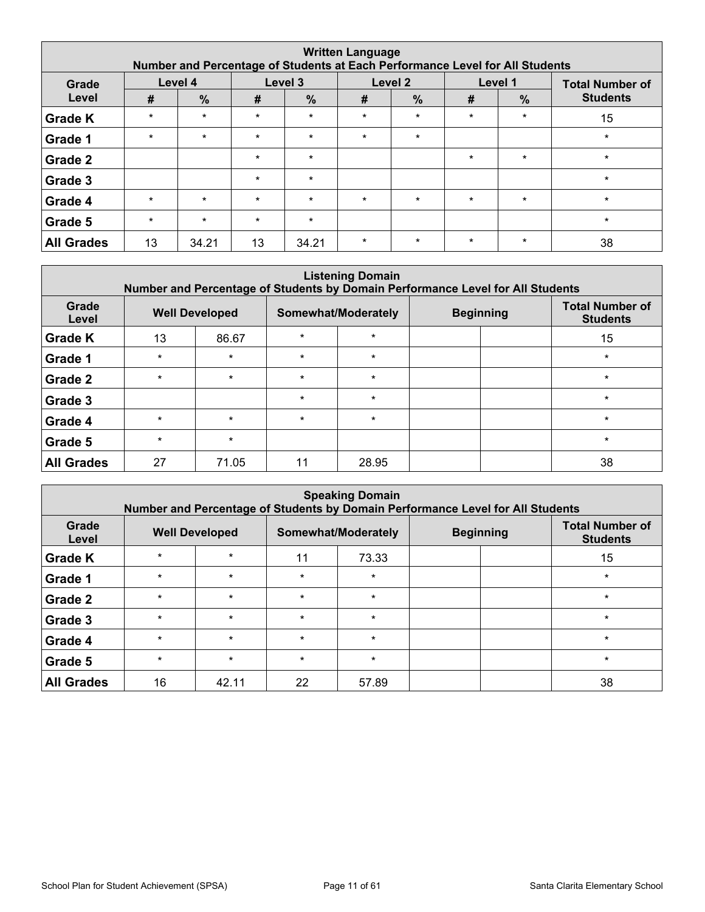| Written Language<br>Number and Percentage of Students at Each Performance Level for All Students | | | | | | | | | |
|---|---|---|---|---|---|---|---|---|---|
| Grade Level | Level 4 | | Level 3 | | Level 2 | | Level 1 | | Total Number of Students |
| | # | % | # | % | # | % | # | % | |
| Grade K | * | * | * | * | * | * | * | * | 15 |
| Grade 1 | * | * | * | * | * | * | | | * |
| Grade 2 | | | * | * | | | * | * | * |
| Grade 3 | | | * | * | | | | | * |
| Grade 4 | * | * | * | * | * | * | * | * | * |
| Grade 5 | * | * | * | * | | | | | * |
| All Grades | 13 | 34.21 | 13 | 34.21 | * | * | * | * | 38 |

| Listening Domain<br>Number and Percentage of Students by Domain Performance Level for All Students | | | | | | | |
|---|---|---|---|---|---|---|---|
| Grade Level | Well Developed | | Somewhat/Moderately | | Beginning | | Total Number of Students |
| Grade K | 13 | 86.67 | * | * | | | 15 |
| Grade 1 | * | * | * | * | | | * |
| Grade 2 | * | * | * | * | | | * |
| Grade 3 | | | * | * | | | * |
| Grade 4 | * | * | * | * | | | * |
| Grade 5 | * | * | | | | | * |
| All Grades | 27 | 71.05 | 11 | 28.95 | | | 38 |

| Speaking Domain<br>Number and Percentage of Students by Domain Performance Level for All Students | | | | | | | |
|---|---|---|---|---|---|---|---|
| Grade Level | Well Developed | | Somewhat/Moderately | | Beginning | | Total Number of Students |
| Grade K | * | * | 11 | 73.33 | | | 15 |
| Grade 1 | * | * | * | * | | | * |
| Grade 2 | * | * | * | * | | | * |
| Grade 3 | * | * | * | * | | | * |
| Grade 4 | * | * | * | * | | | * |
| Grade 5 | * | * | * | * | | | * |
| All Grades | 16 | 42.11 | 22 | 57.89 | | | 38 |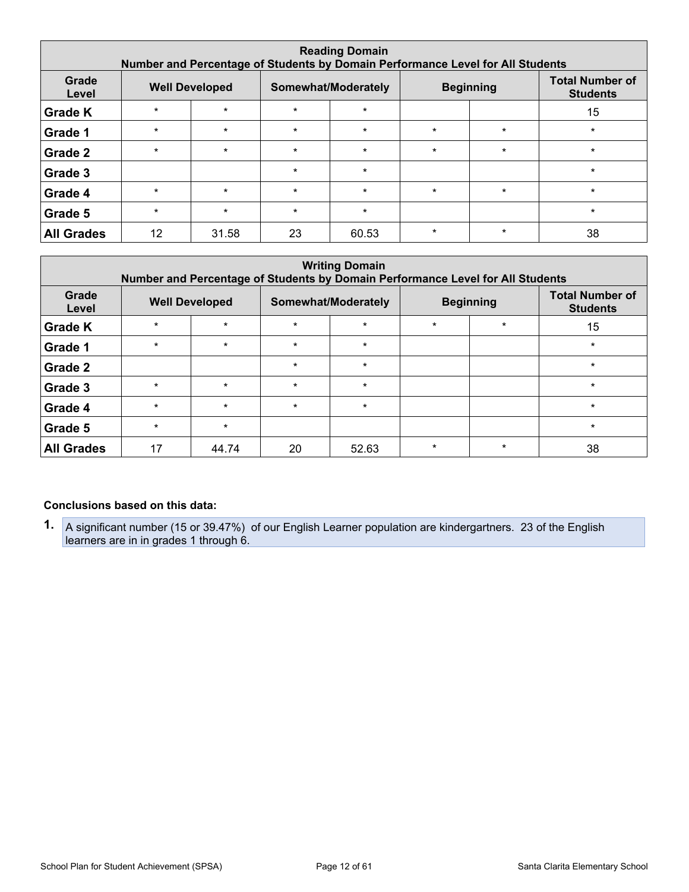| Reading Domain<br>Number and Percentage of Students by Domain Performance Level for All Students | | | | | | | |
|---|---|---|---|---|---|---|---|
| Grade Level | Well Developed | | Somewhat/Moderately | | Beginning | | Total Number of Students |
| Grade K | * | * | * | * | | | 15 |
| Grade 1 | * | * | * | * | * | * | * |
| Grade 2 | * | * | * | * | * | * | * |
| Grade 3 | | | * | * | | | * |
| Grade 4 | * | * | * | * | * | * | * |
| Grade 5 | * | * | * | * | | | * |
| All Grades | 12 | 31.58 | 23 | 60.53 | * | * | 38 |

| Writing Domain<br>Number and Percentage of Students by Domain Performance Level for All Students | | | | | | | |
|---|---|---|---|---|---|---|---|
| Grade Level | Well Developed | | Somewhat/Moderately | | Beginning | | Total Number of Students |
| Grade K | * | * | * | * | * | * | 15 |
| Grade 1 | * | * | * | * | | | * |
| Grade 2 | | | * | * | | | * |
| Grade 3 | * | * | * | * | | | * |
| Grade 4 | * | * | * | * | | | * |
| Grade 5 | * | * | | | | | * |
| All Grades | 17 | 44.74 | 20 | 52.63 | * | * | 38 |

**Conclusions based on this data:**

1. A significant number (15 or 39.47%) of our English Learner population are kindergartners. 23 of the English learners are in in grades 1 through 6.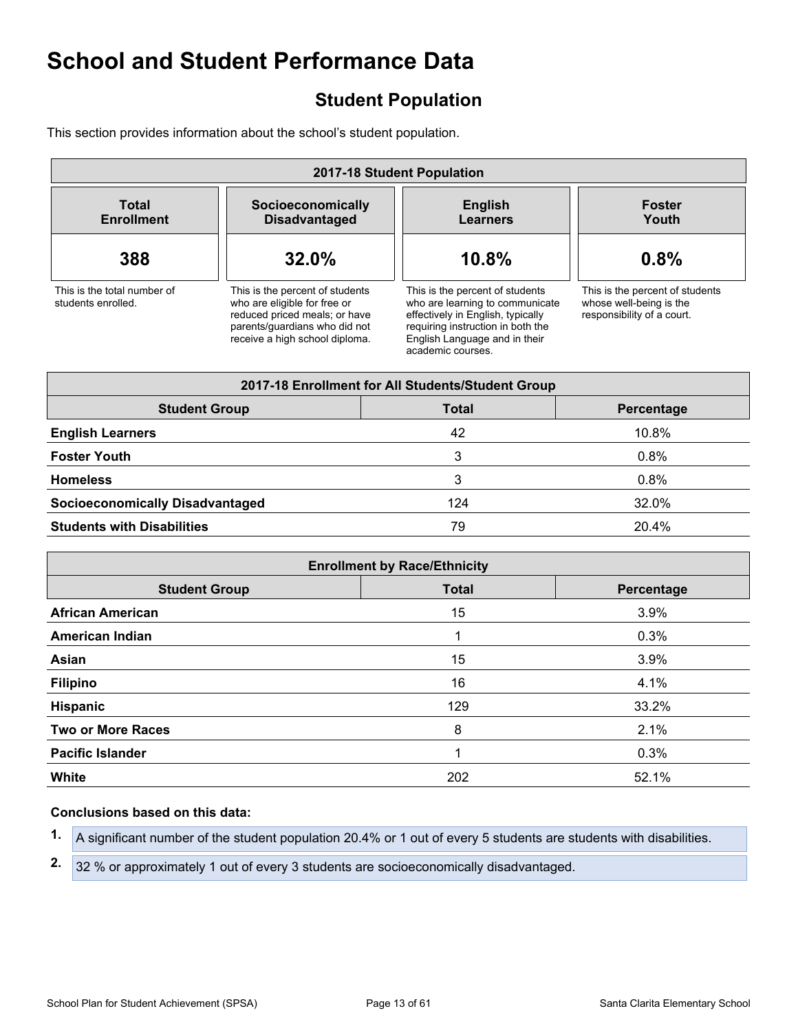# School and Student Performance Data

## Student Population

This section provides information about the school's student population.

| 2017-18 Student Population | | | |
|---|---|---|---|
| **Total Enrollment** | **Socioeconomically Disadvantaged** | **English Learners** | **Foster Youth** |
| **388** | **32.0%** | **10.8%** | **0.8%** |
| This is the total number of students enrolled. | This is the percent of students who are eligible for free or reduced priced meals; or have parents/guardians who did not receive a high school diploma. | This is the percent of students who are learning to communicate effectively in English, typically requiring instruction in both the English Language and in their academic courses. | This is the percent of students whose well-being is the responsibility of a court. |

| 2017-18 Enrollment for All Students/Student Group | | |
|---|---|---|
| **Student Group** | **Total** | **Percentage** |
| **English Learners** | 42 | 10.8% |
| **Foster Youth** | 3 | 0.8% |
| **Homeless** | 3 | 0.8% |
| **Socioeconomically Disadvantaged** | 124 | 32.0% |
| **Students with Disabilities** | 79 | 20.4% |

| Enrollment by Race/Ethnicity | | |
|---|---|---|
| **Student Group** | **Total** | **Percentage** |
| **African American** | 15 | 3.9% |
| **American Indian** | 1 | 0.3% |
| **Asian** | 15 | 3.9% |
| **Filipino** | 16 | 4.1% |
| **Hispanic** | 129 | 33.2% |
| **Two or More Races** | 8 | 2.1% |
| **Pacific Islander** | 1 | 0.3% |
| **White** | 202 | 52.1% |

**Conclusions based on this data:**

1. A significant number of the student population 20.4% or 1 out of every 5 students are students with disabilities.
2. 32 % or approximately 1 out of every 3 students are socioeconomically disadvantaged.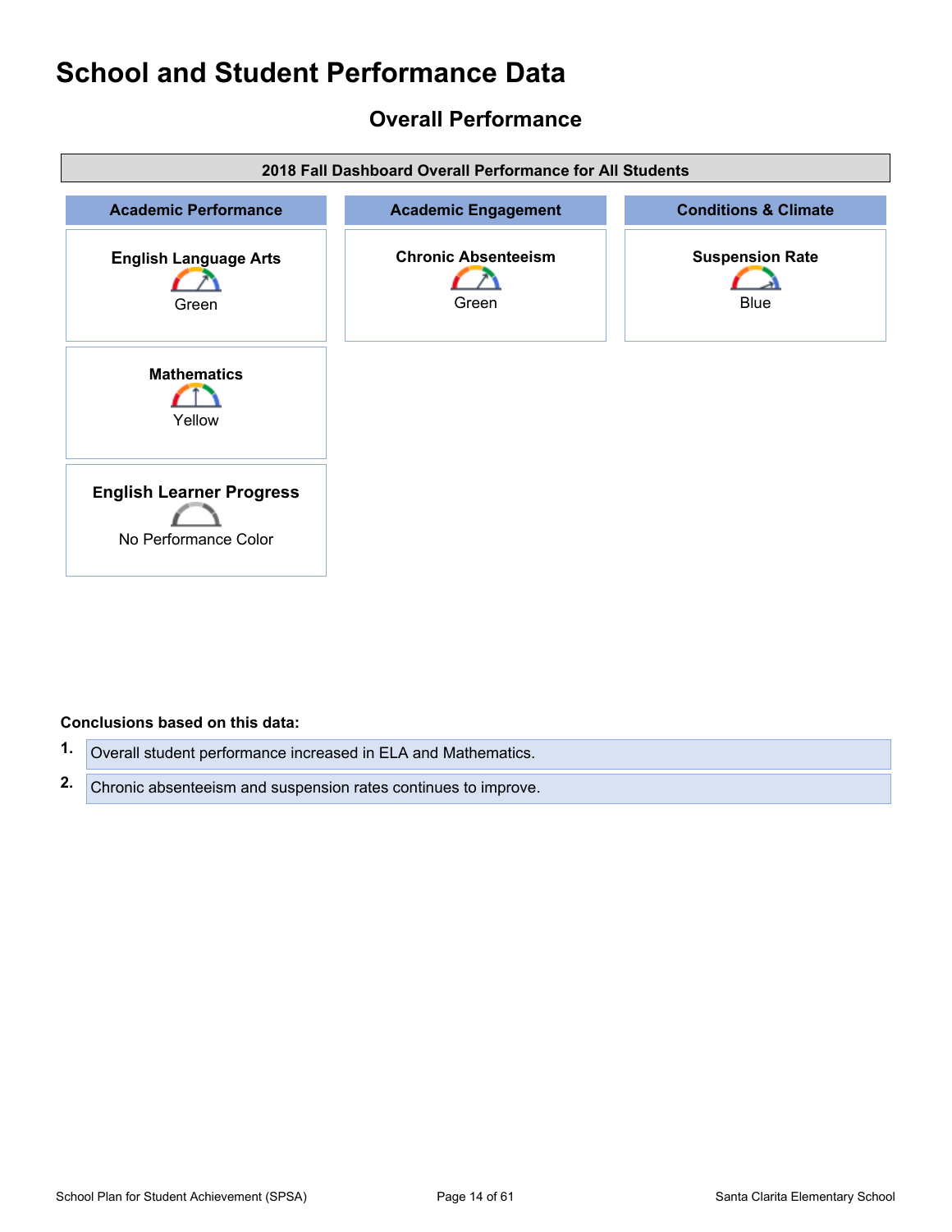# School and Student Performance Data

## Overall Performance

| 2018 Fall Dashboard Overall Performance for All Students | | |
|---|---|---|
| **Academic Performance** | **Academic Engagement** | **Conditions & Climate** |
| **English Language Arts** Green | **Chronic Absenteeism** Green | **Suspension Rate** Blue |
| **Mathematics** Yellow | | |
| **English Learner Progress** No Performance Color | | |

**Conclusions based on this data:**

1. Overall student performance increased in ELA and Mathematics.
2. Chronic absenteeism and suspension rates continues to improve.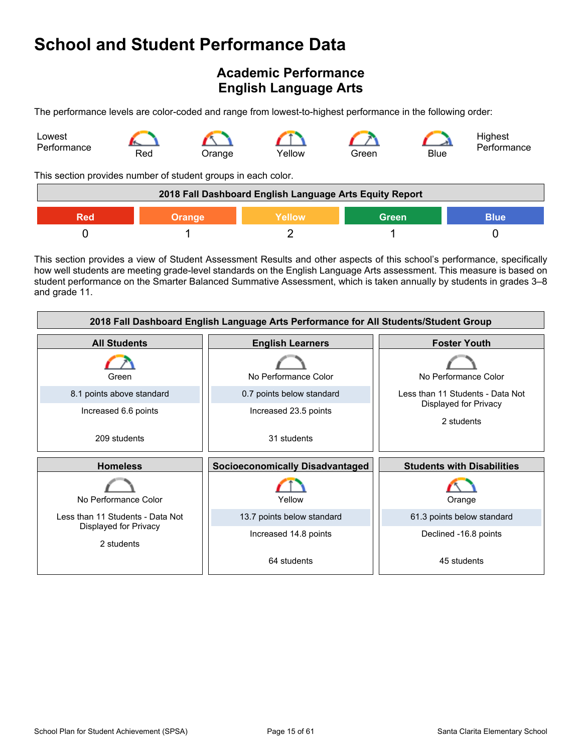# School and Student Performance Data

## Academic Performance
## English Language Arts

The performance levels are color-coded and range from lowest-to-highest performance in the following order:

Lowest Performance — Red — Orange — Yellow — Green — Blue — Highest Performance

This section provides number of student groups in each color.

| 2018 Fall Dashboard English Language Arts Equity Report | | | | |
|---|---|---|---|---|
| Red | Orange | Yellow | Green | Blue |
| 0 | 1 | 2 | 1 | 0 |

This section provides a view of Student Assessment Results and other aspects of this school's performance, specifically how well students are meeting grade-level standards on the English Language Arts assessment. This measure is based on student performance on the Smarter Balanced Summative Assessment, which is taken annually by students in grades 3–8 and grade 11.

| 2018 Fall Dashboard English Language Arts Performance for All Students/Student Group | | |
|---|---|---|
| **All Students** | **English Learners** | **Foster Youth** |
| Green | No Performance Color | No Performance Color |
| 8.1 points above standard | 0.7 points below standard | Less than 11 Students - Data Not Displayed for Privacy |
| Increased 6.6 points | Increased 23.5 points | 2 students |
| 209 students | 31 students | |
| **Homeless** | **Socioeconomically Disadvantaged** | **Students with Disabilities** |
| No Performance Color | Yellow | Orange |
| Less than 11 Students - Data Not Displayed for Privacy | 13.7 points below standard | 61.3 points below standard |
| 2 students | Increased 14.8 points | Declined -16.8 points |
| | 64 students | 45 students |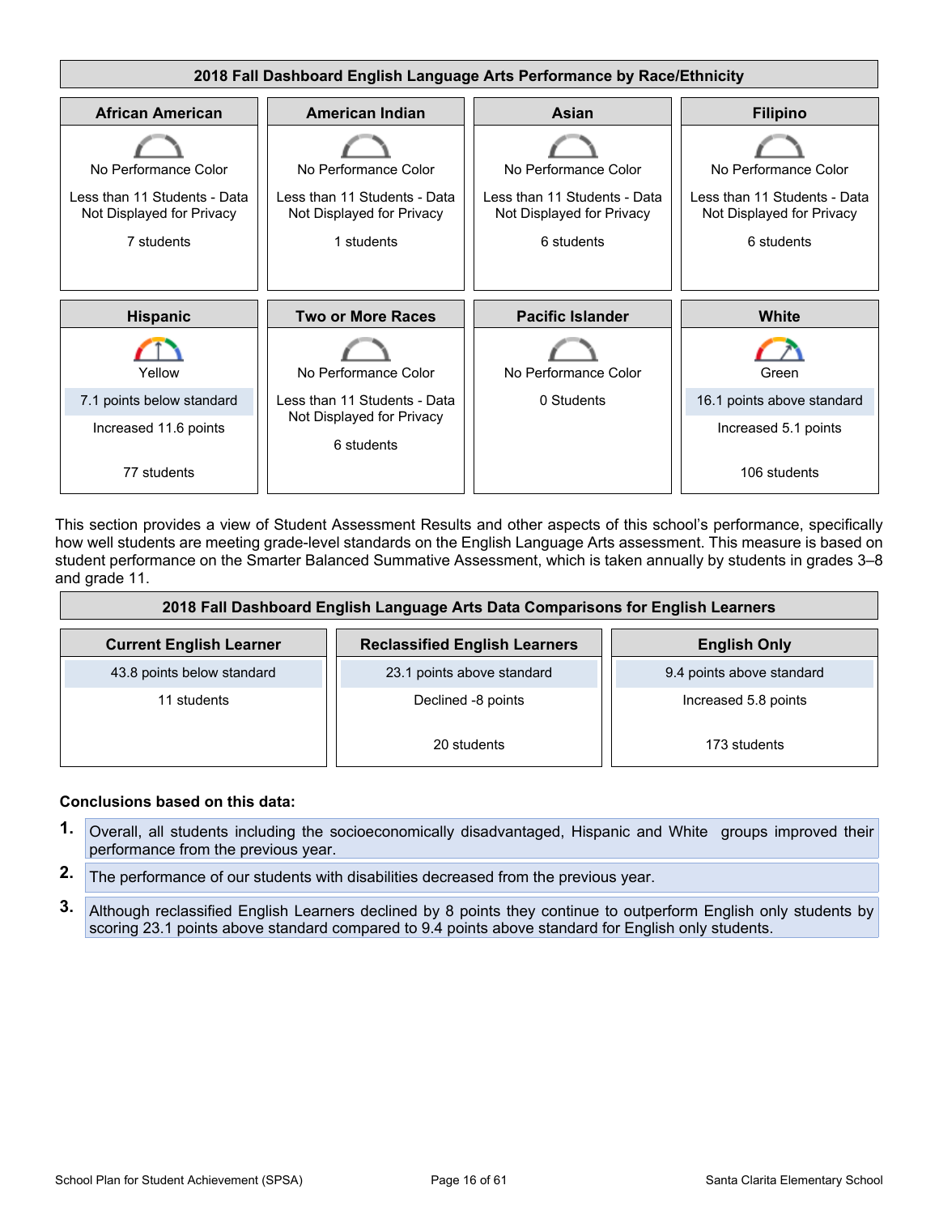## 2018 Fall Dashboard English Language Arts Performance by Race/Ethnicity

| African American | American Indian | Asian | Filipino |
|---|---|---|---|
| No Performance Color | No Performance Color | No Performance Color | No Performance Color |
| Less than 11 Students - Data Not Displayed for Privacy | Less than 11 Students - Data Not Displayed for Privacy | Less than 11 Students - Data Not Displayed for Privacy | Less than 11 Students - Data Not Displayed for Privacy |
| 7 students | 1 students | 6 students | 6 students |

| Hispanic | Two or More Races | Pacific Islander | White |
|---|---|---|---|
| Yellow | No Performance Color | No Performance Color | Green |
| 7.1 points below standard | Less than 11 Students - Data Not Displayed for Privacy | 0 Students | 16.1 points above standard |
| Increased 11.6 points | 6 students | | Increased 5.1 points |
| 77 students | | | 106 students |

This section provides a view of Student Assessment Results and other aspects of this school's performance, specifically how well students are meeting grade-level standards on the English Language Arts assessment. This measure is based on student performance on the Smarter Balanced Summative Assessment, which is taken annually by students in grades 3–8 and grade 11.

## 2018 Fall Dashboard English Language Arts Data Comparisons for English Learners

| Current English Learner | Reclassified English Learners | English Only |
|---|---|---|
| 43.8 points below standard | 23.1 points above standard | 9.4 points above standard |
| 11 students | Declined -8 points | Increased 5.8 points |
| | 20 students | 173 students |

**Conclusions based on this data:**

1. Overall, all students including the socioeconomically disadvantaged, Hispanic and White groups improved their performance from the previous year.
2. The performance of our students with disabilities decreased from the previous year.
3. Although reclassified English Learners declined by 8 points they continue to outperform English only students by scoring 23.1 points above standard compared to 9.4 points above standard for English only students.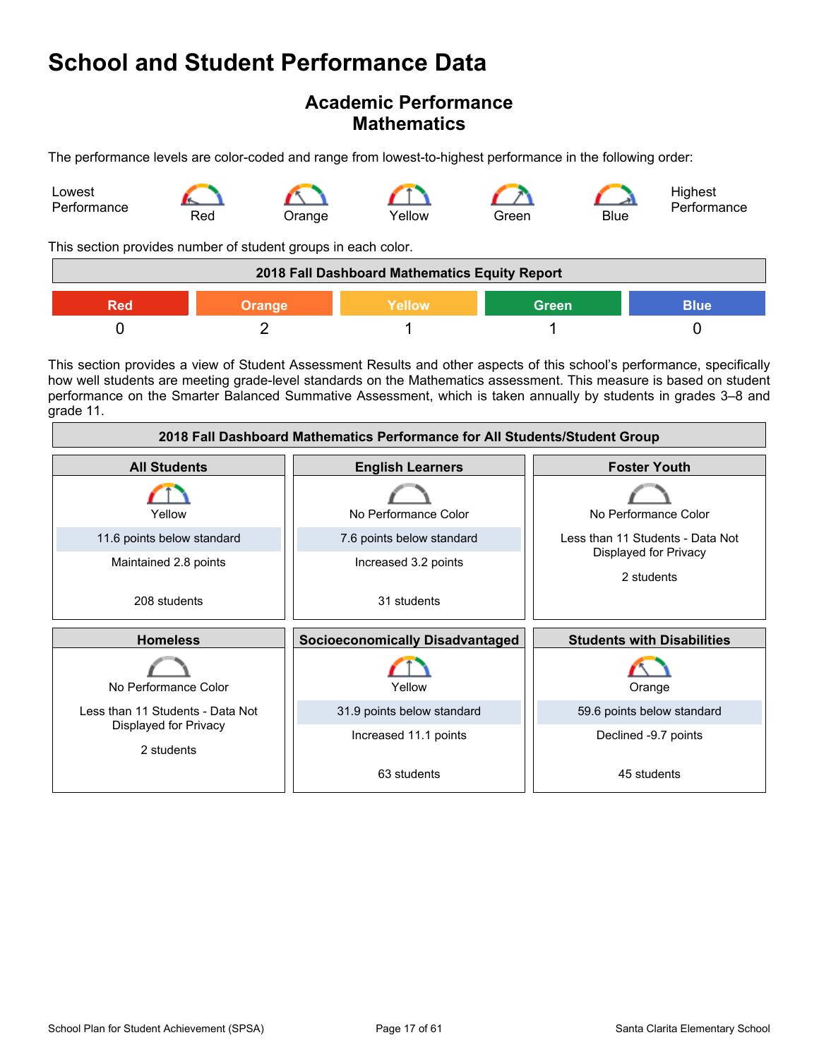# School and Student Performance Data

## Academic Performance
## Mathematics

The performance levels are color-coded and range from lowest-to-highest performance in the following order:

Lowest Performance — Red — Orange — Yellow — Green — Blue — Highest Performance

This section provides number of student groups in each color.

| 2018 Fall Dashboard Mathematics Equity Report | | | | |
|---|---|---|---|---|
| Red | Orange | Yellow | Green | Blue |
| 0 | 2 | 1 | 1 | 0 |

This section provides a view of Student Assessment Results and other aspects of this school's performance, specifically how well students are meeting grade-level standards on the Mathematics assessment. This measure is based on student performance on the Smarter Balanced Summative Assessment, which is taken annually by students in grades 3–8 and grade 11.

| 2018 Fall Dashboard Mathematics Performance for All Students/Student Group | | |
|---|---|---|
| **All Students** | **English Learners** | **Foster Youth** |
| Yellow<br>11.6 points below standard<br>Maintained 2.8 points<br>208 students | No Performance Color<br>7.6 points below standard<br>Increased 3.2 points<br>31 students | No Performance Color<br>Less than 11 Students - Data Not Displayed for Privacy<br>2 students |
| **Homeless** | **Socioeconomically Disadvantaged** | **Students with Disabilities** |
| No Performance Color<br>Less than 11 Students - Data Not Displayed for Privacy<br>2 students | Yellow<br>31.9 points below standard<br>Increased 11.1 points<br>63 students | Orange<br>59.6 points below standard<br>Declined -9.7 points<br>45 students |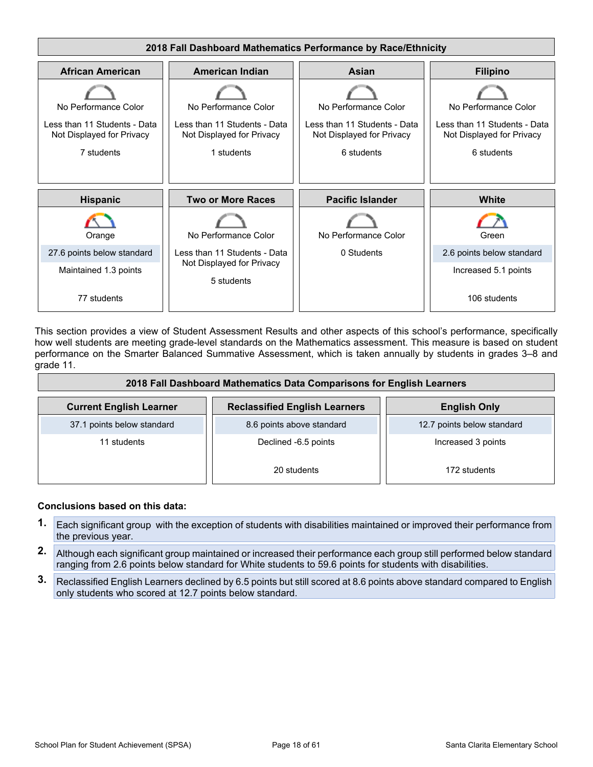### 2018 Fall Dashboard Mathematics Performance by Race/Ethnicity

| African American | American Indian | Asian | Filipino |
|---|---|---|---|
| No Performance Color | No Performance Color | No Performance Color | No Performance Color |
| Less than 11 Students - Data Not Displayed for Privacy | Less than 11 Students - Data Not Displayed for Privacy | Less than 11 Students - Data Not Displayed for Privacy | Less than 11 Students - Data Not Displayed for Privacy |
| 7 students | 1 students | 6 students | 6 students |

| Hispanic | Two or More Races | Pacific Islander | White |
|---|---|---|---|
| Orange | No Performance Color | No Performance Color | Green |
| 27.6 points below standard | Less than 11 Students - Data Not Displayed for Privacy | 0 Students | 2.6 points below standard |
| Maintained 1.3 points | 5 students | | Increased 5.1 points |
| 77 students | | | 106 students |

This section provides a view of Student Assessment Results and other aspects of this school's performance, specifically how well students are meeting grade-level standards on the Mathematics assessment. This measure is based on student performance on the Smarter Balanced Summative Assessment, which is taken annually by students in grades 3–8 and grade 11.

### 2018 Fall Dashboard Mathematics Data Comparisons for English Learners

| Current English Learner | Reclassified English Learners | English Only |
|---|---|---|
| 37.1 points below standard | 8.6 points above standard | 12.7 points below standard |
| 11 students | Declined -6.5 points | Increased 3 points |
| | 20 students | 172 students |

**Conclusions based on this data:**

1. Each significant group with the exception of students with disabilities maintained or improved their performance from the previous year.
2. Although each significant group maintained or increased their performance each group still performed below standard ranging from 2.6 points below standard for White students to 59.6 points for students with disabilities.
3. Reclassified English Learners declined by 6.5 points but still scored at 8.6 points above standard compared to English only students who scored at 12.7 points below standard.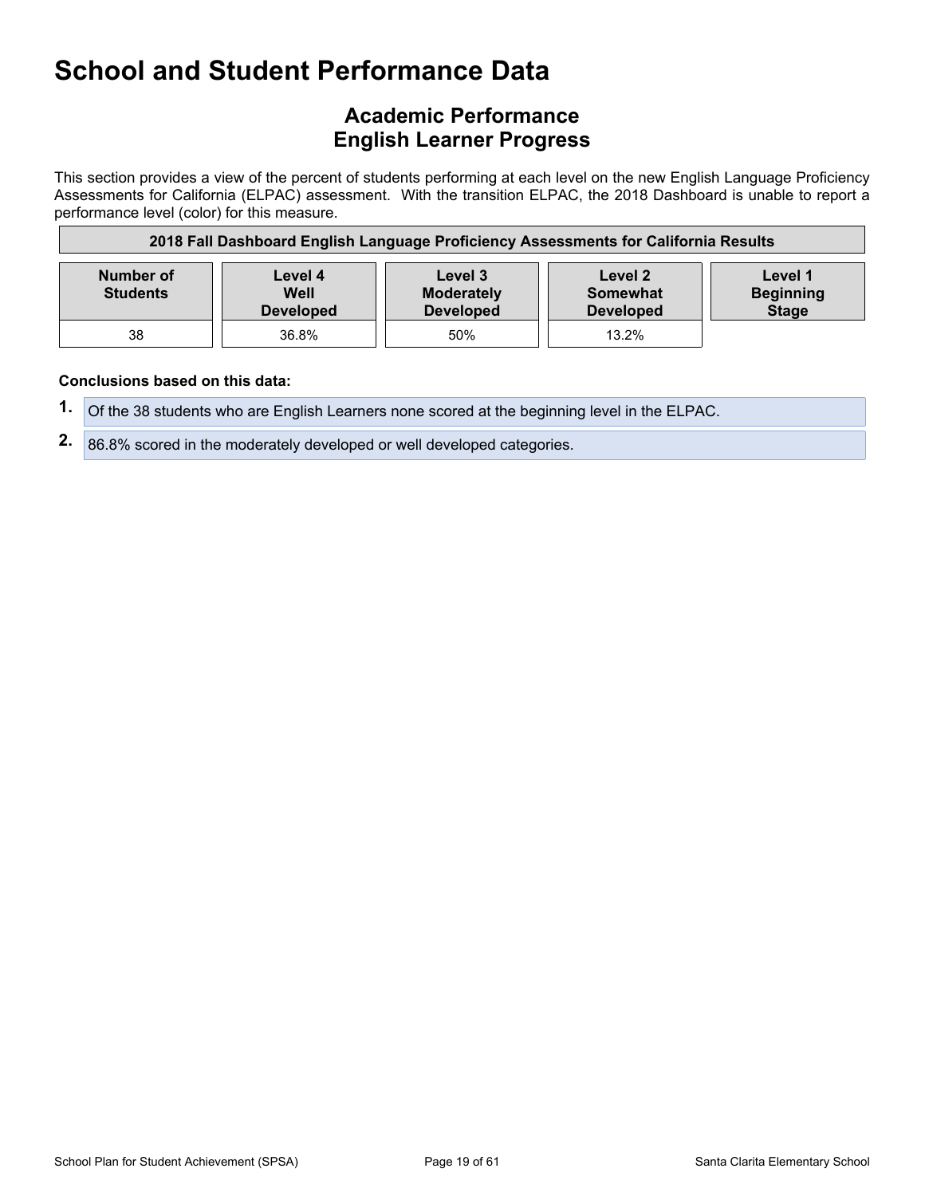# School and Student Performance Data

## Academic Performance
## English Learner Progress

This section provides a view of the percent of students performing at each level on the new English Language Proficiency Assessments for California (ELPAC) assessment. With the transition ELPAC, the 2018 Dashboard is unable to report a performance level (color) for this measure.

**2018 Fall Dashboard English Language Proficiency Assessments for California Results**

| Number of Students | Level 4 Well Developed | Level 3 Moderately Developed | Level 2 Somewhat Developed | Level 1 Beginning Stage |
|---|---|---|---|---|
| 38 | 36.8% | 50% | 13.2% | |

**Conclusions based on this data:**

1. Of the 38 students who are English Learners none scored at the beginning level in the ELPAC.
2. 86.8% scored in the moderately developed or well developed categories.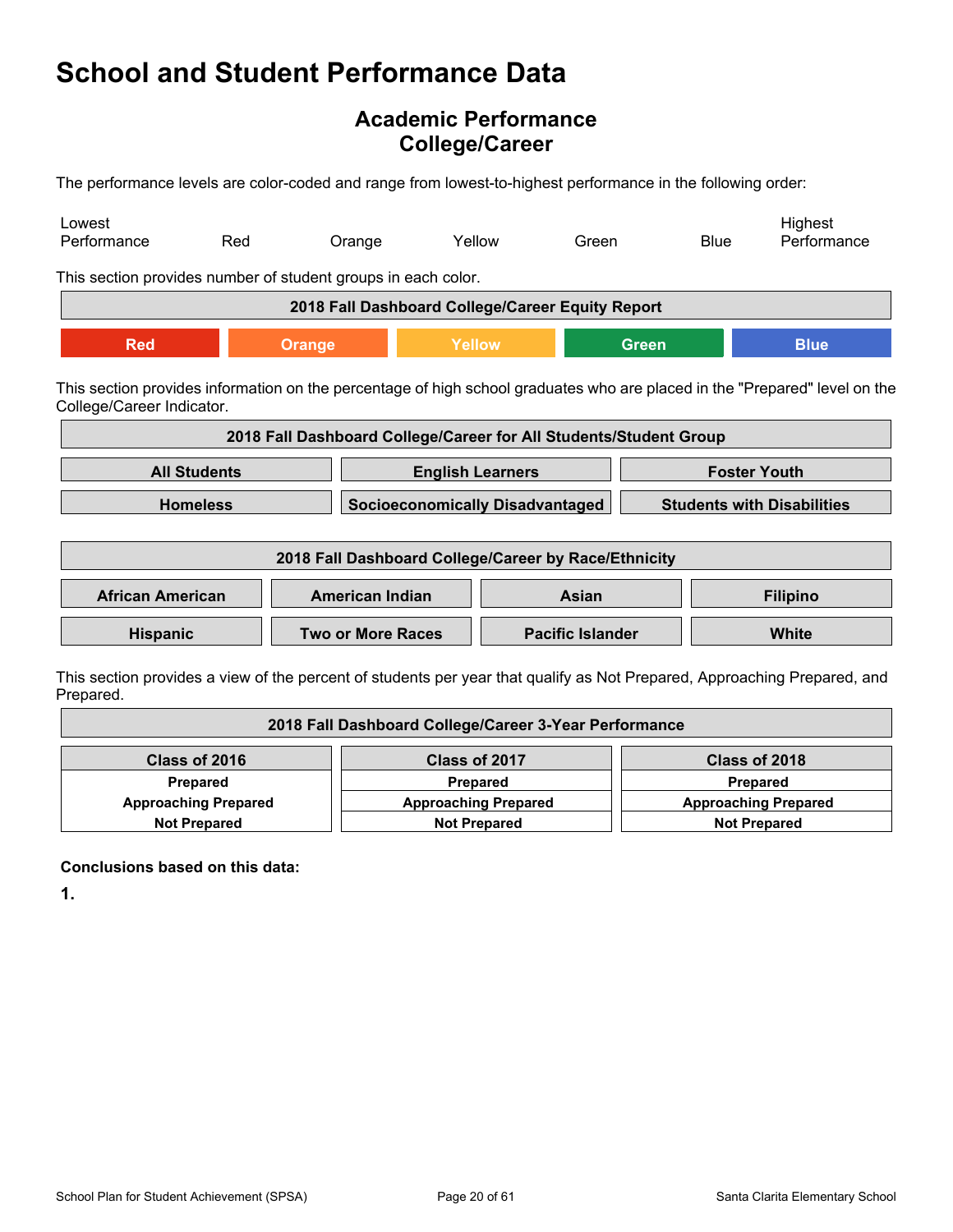# School and Student Performance Data

## Academic Performance
## College/Career

The performance levels are color-coded and range from lowest-to-highest performance in the following order:

| Lowest Performance | Red | Orange | Yellow | Green | Blue | Highest Performance |
|---|---|---|---|---|---|---|

This section provides number of student groups in each color.

| 2018 Fall Dashboard College/Career Equity Report | | | | |
|---|---|---|---|---|
| Red | Orange | Yellow | Green | Blue |

This section provides information on the percentage of high school graduates who are placed in the "Prepared" level on the College/Career Indicator.

| 2018 Fall Dashboard College/Career for All Students/Student Group | | |
|---|---|---|
| All Students | English Learners | Foster Youth |
| Homeless | Socioeconomically Disadvantaged | Students with Disabilities |

| 2018 Fall Dashboard College/Career by Race/Ethnicity | | | |
|---|---|---|---|
| African American | American Indian | Asian | Filipino |
| Hispanic | Two or More Races | Pacific Islander | White |

This section provides a view of the percent of students per year that qualify as Not Prepared, Approaching Prepared, and Prepared.

| 2018 Fall Dashboard College/Career 3-Year Performance | | |
|---|---|---|
| Class of 2016 | Class of 2017 | Class of 2018 |
| Prepared | Prepared | Prepared |
| Approaching Prepared | Approaching Prepared | Approaching Prepared |
| Not Prepared | Not Prepared | Not Prepared |

**Conclusions based on this data:**

**1.**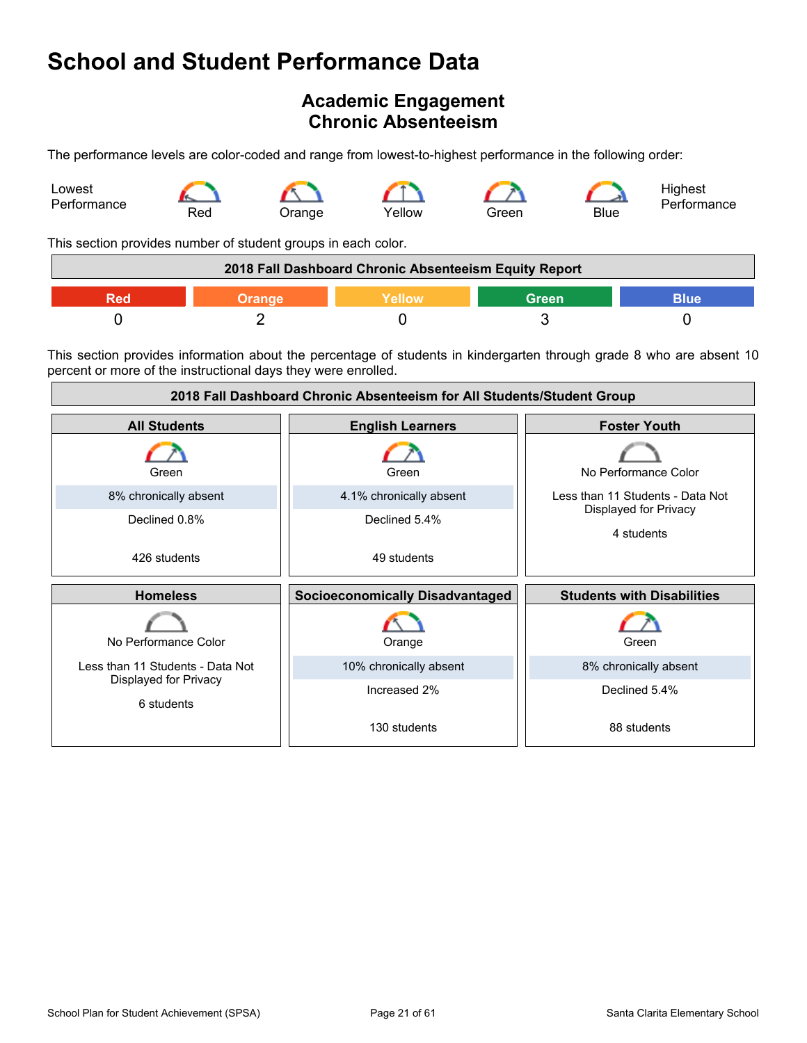# School and Student Performance Data

## Academic Engagement
## Chronic Absenteeism

The performance levels are color-coded and range from lowest-to-highest performance in the following order:

Lowest Performance — Red — Orange — Yellow — Green — Blue — Highest Performance

This section provides number of student groups in each color.

| 2018 Fall Dashboard Chronic Absenteeism Equity Report | | | | |
|---|---|---|---|---|
| Red | Orange | Yellow | Green | Blue |
| 0 | 2 | 0 | 3 | 0 |

This section provides information about the percentage of students in kindergarten through grade 8 who are absent 10 percent or more of the instructional days they were enrolled.

| 2018 Fall Dashboard Chronic Absenteeism for All Students/Student Group | | |
|---|---|---|
| **All Students** | **English Learners** | **Foster Youth** |
| Green<br>8% chronically absent<br>Declined 0.8%<br>426 students | Green<br>4.1% chronically absent<br>Declined 5.4%<br>49 students | No Performance Color<br>Less than 11 Students - Data Not Displayed for Privacy<br>4 students |
| **Homeless** | **Socioeconomically Disadvantaged** | **Students with Disabilities** |
| No Performance Color<br>Less than 11 Students - Data Not Displayed for Privacy<br>6 students | Orange<br>10% chronically absent<br>Increased 2%<br>130 students | Green<br>8% chronically absent<br>Declined 5.4%<br>88 students |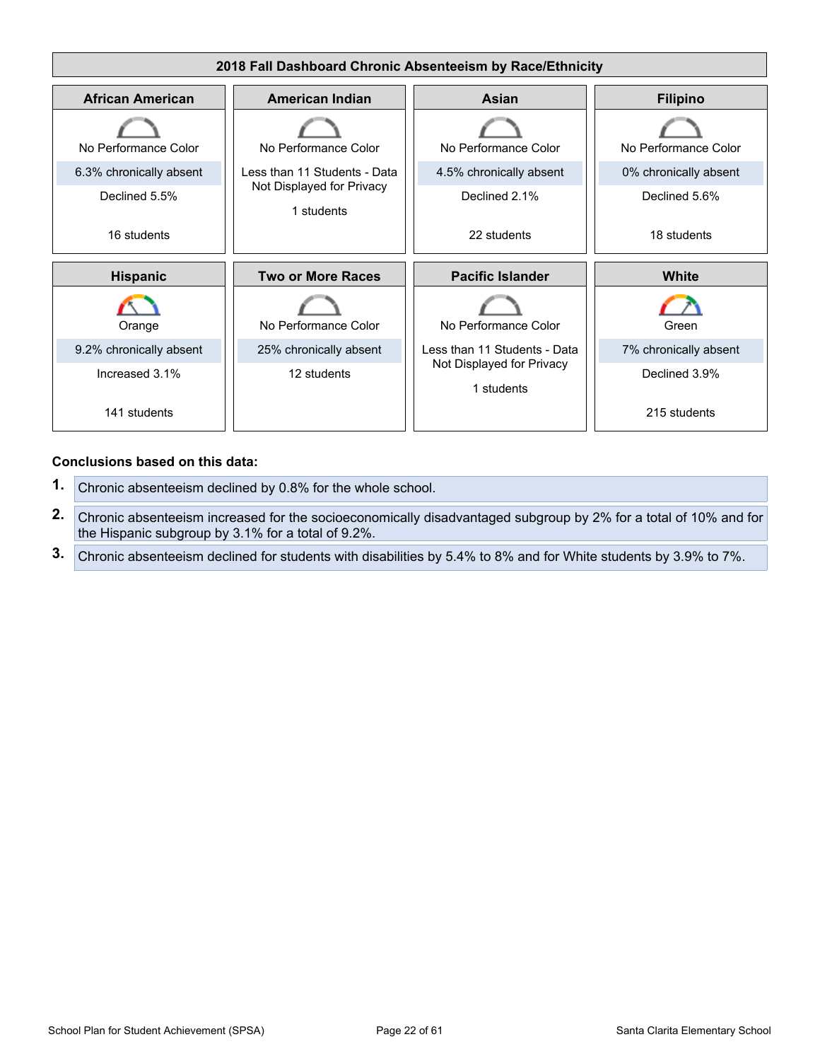## 2018 Fall Dashboard Chronic Absenteeism by Race/Ethnicity

| African American | American Indian | Asian | Filipino |
|---|---|---|---|
| No Performance Color | No Performance Color | No Performance Color | No Performance Color |
| 6.3% chronically absent | Less than 11 Students - Data Not Displayed for Privacy | 4.5% chronically absent | 0% chronically absent |
| Declined 5.5% | 1 students | Declined 2.1% | Declined 5.6% |
| 16 students | | 22 students | 18 students |

| Hispanic | Two or More Races | Pacific Islander | White |
|---|---|---|---|
| Orange | No Performance Color | No Performance Color | Green |
| 9.2% chronically absent | 25% chronically absent | Less than 11 Students - Data Not Displayed for Privacy | 7% chronically absent |
| Increased 3.1% | 12 students | 1 students | Declined 3.9% |
| 141 students | | | 215 students |

**Conclusions based on this data:**

1. Chronic absenteeism declined by 0.8% for the whole school.
2. Chronic absenteeism increased for the socioeconomically disadvantaged subgroup by 2% for a total of 10% and for the Hispanic subgroup by 3.1% for a total of 9.2%.
3. Chronic absenteeism declined for students with disabilities by 5.4% to 8% and for White students by 3.9% to 7%.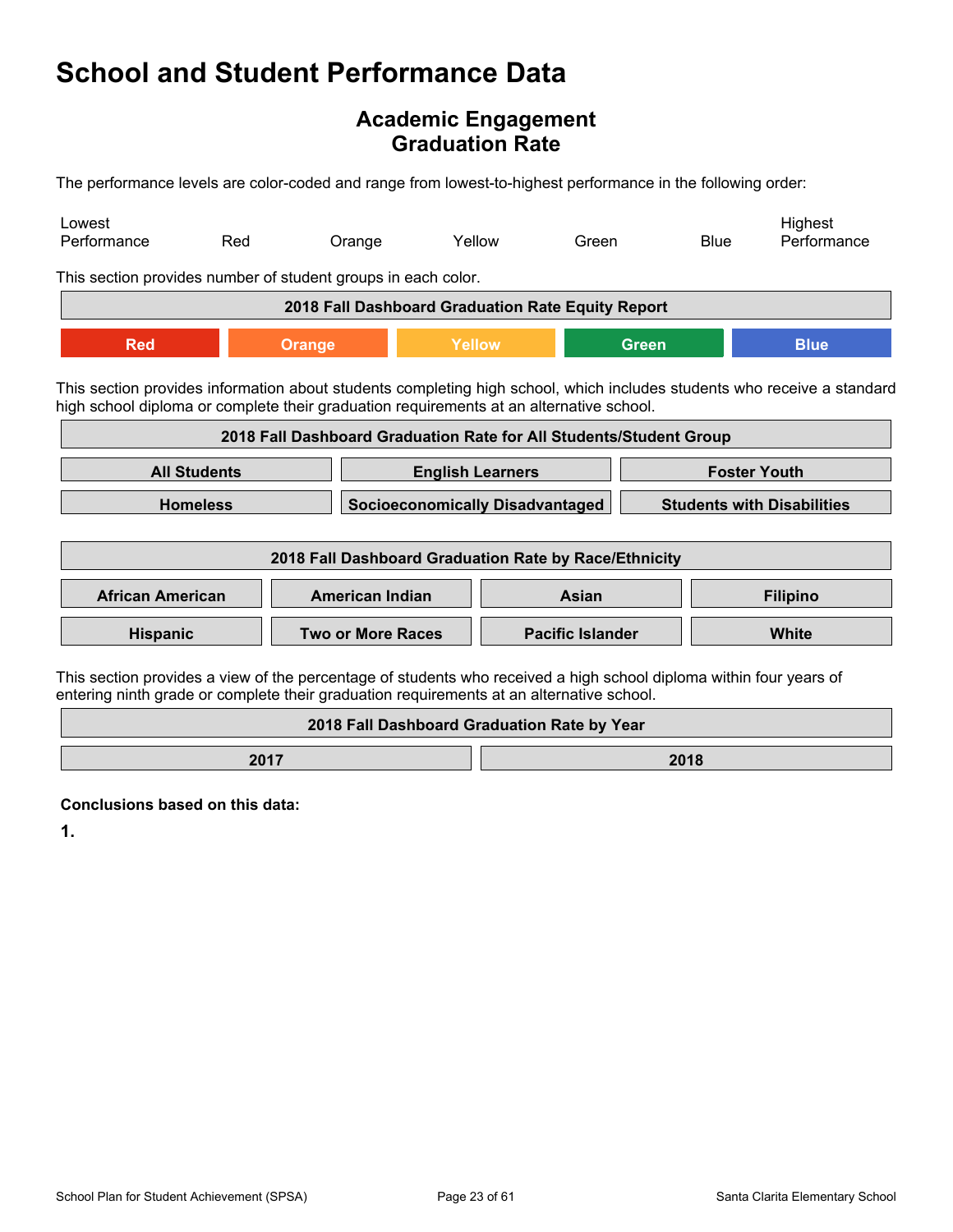# School and Student Performance Data

## Academic Engagement
## Graduation Rate

The performance levels are color-coded and range from lowest-to-highest performance in the following order:

| Lowest Performance | Red | Orange | Yellow | Green | Blue | Highest Performance |
|---|---|---|---|---|---|---|

This section provides number of student groups in each color.

| 2018 Fall Dashboard Graduation Rate Equity Report | | | | |
|---|---|---|---|---|
| Red | Orange | Yellow | Green | Blue |

This section provides information about students completing high school, which includes students who receive a standard high school diploma or complete their graduation requirements at an alternative school.

| 2018 Fall Dashboard Graduation Rate for All Students/Student Group | | |
|---|---|---|
| All Students | English Learners | Foster Youth |
| Homeless | Socioeconomically Disadvantaged | Students with Disabilities |

| 2018 Fall Dashboard Graduation Rate by Race/Ethnicity | | | |
|---|---|---|---|
| African American | American Indian | Asian | Filipino |
| Hispanic | Two or More Races | Pacific Islander | White |

This section provides a view of the percentage of students who received a high school diploma within four years of entering ninth grade or complete their graduation requirements at an alternative school.

| 2018 Fall Dashboard Graduation Rate by Year | |
|---|---|
| 2017 | 2018 |

**Conclusions based on this data:**

**1.**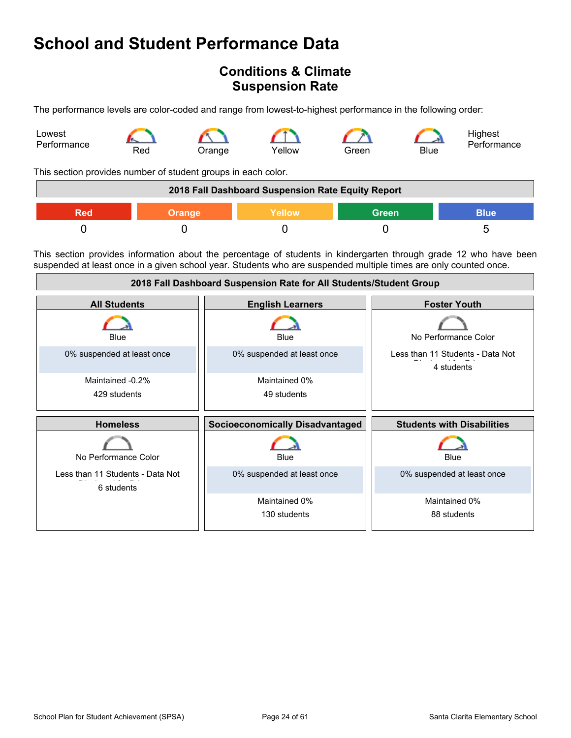# School and Student Performance Data

## Conditions & Climate
## Suspension Rate

The performance levels are color-coded and range from lowest-to-highest performance in the following order:

Lowest Performance — Red — Orange — Yellow — Green — Blue — Highest Performance

This section provides number of student groups in each color.

| 2018 Fall Dashboard Suspension Rate Equity Report | | | | |
|---|---|---|---|---|
| Red | Orange | Yellow | Green | Blue |
| 0 | 0 | 0 | 0 | 5 |

This section provides information about the percentage of students in kindergarten through grade 12 who have been suspended at least once in a given school year. Students who are suspended multiple times are only counted once.

| 2018 Fall Dashboard Suspension Rate for All Students/Student Group | | |
|---|---|---|
| **All Students** | **English Learners** | **Foster Youth** |
| Blue<br>0% suspended at least once<br>Maintained -0.2%<br>429 students | Blue<br>0% suspended at least once<br>Maintained 0%<br>49 students | No Performance Color<br>Less than 11 Students - Data Not Displayed for Privacy<br>4 students |
| **Homeless** | **Socioeconomically Disadvantaged** | **Students with Disabilities** |
| No Performance Color<br>Less than 11 Students - Data Not Displayed for Privacy<br>6 students | Blue<br>0% suspended at least once<br>Maintained 0%<br>130 students | Blue<br>0% suspended at least once<br>Maintained 0%<br>88 students |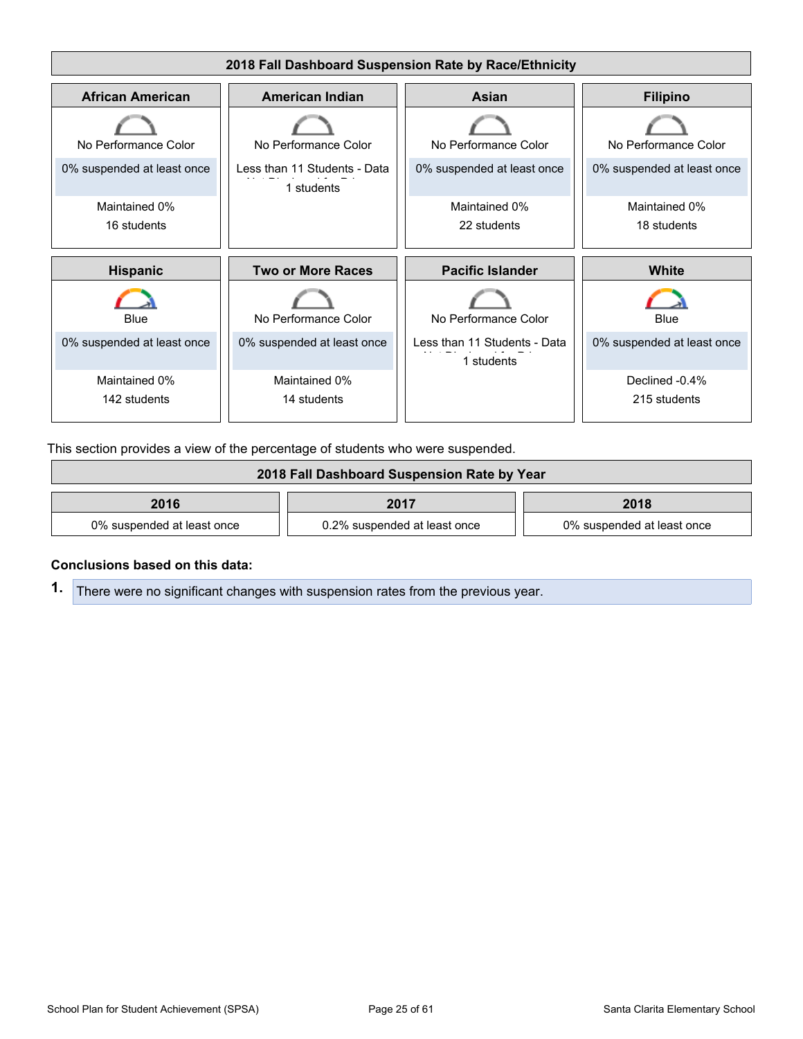## 2018 Fall Dashboard Suspension Rate by Race/Ethnicity

| African American | American Indian | Asian | Filipino |
|---|---|---|---|
| No Performance Color | No Performance Color | No Performance Color | No Performance Color |
| 0% suspended at least once | Less than 11 Students - Data Not Displayed for Privacy | 0% suspended at least once | 0% suspended at least once |
| Maintained 0% | 1 students | Maintained 0% | Maintained 0% |
| 16 students | | 22 students | 18 students |

| Hispanic | Two or More Races | Pacific Islander | White |
|---|---|---|---|
| Blue | No Performance Color | No Performance Color | Blue |
| 0% suspended at least once | 0% suspended at least once | Less than 11 Students - Data Not Displayed for Privacy | 0% suspended at least once |
| Maintained 0% | Maintained 0% | 1 students | Declined -0.4% |
| 142 students | 14 students | | 215 students |

This section provides a view of the percentage of students who were suspended.

## 2018 Fall Dashboard Suspension Rate by Year

| 2016 | 2017 | 2018 |
|---|---|---|
| 0% suspended at least once | 0.2% suspended at least once | 0% suspended at least once |

**Conclusions based on this data:**

1. There were no significant changes with suspension rates from the previous year.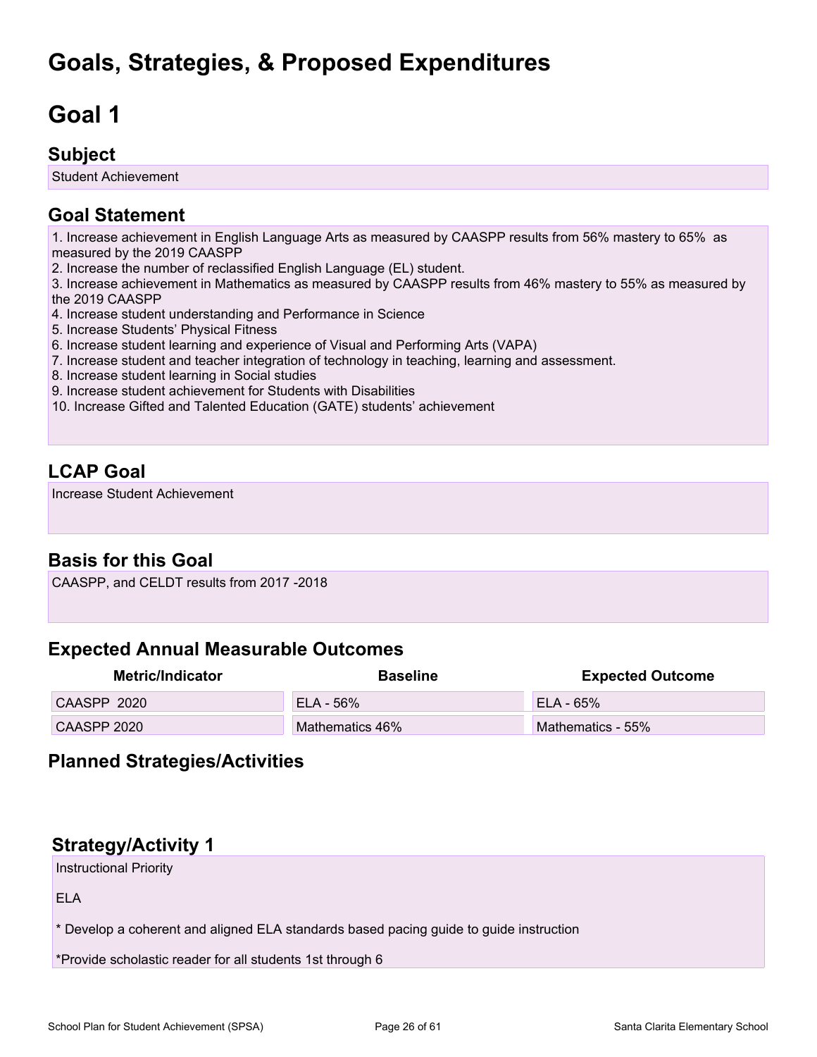# Goals, Strategies, & Proposed Expenditures

# Goal 1

## Subject

Student Achievement

## Goal Statement

1. Increase achievement in English Language Arts as measured by CAASPP results from 56% mastery to 65% as measured by the 2019 CAASPP
2. Increase the number of reclassified English Language (EL) student.
3. Increase achievement in Mathematics as measured by CAASPP results from 46% mastery to 55% as measured by the 2019 CAASPP
4. Increase student understanding and Performance in Science
5. Increase Students' Physical Fitness
6. Increase student learning and experience of Visual and Performing Arts (VAPA)
7. Increase student and teacher integration of technology in teaching, learning and assessment.
8. Increase student learning in Social studies
9. Increase student achievement for Students with Disabilities
10. Increase Gifted and Talented Education (GATE) students' achievement

## LCAP Goal

Increase Student Achievement

## Basis for this Goal

CAASPP, and CELDT results from 2017 -2018

## Expected Annual Measurable Outcomes

| Metric/Indicator | Baseline | Expected Outcome |
|---|---|---|
| CAASPP 2020 | ELA - 56% | ELA - 65% |
| CAASPP 2020 | Mathematics 46% | Mathematics - 55% |

## Planned Strategies/Activities

## Strategy/Activity 1

Instructional Priority

ELA

* Develop a coherent and aligned ELA standards based pacing guide to guide instruction

*Provide scholastic reader for all students 1st through 6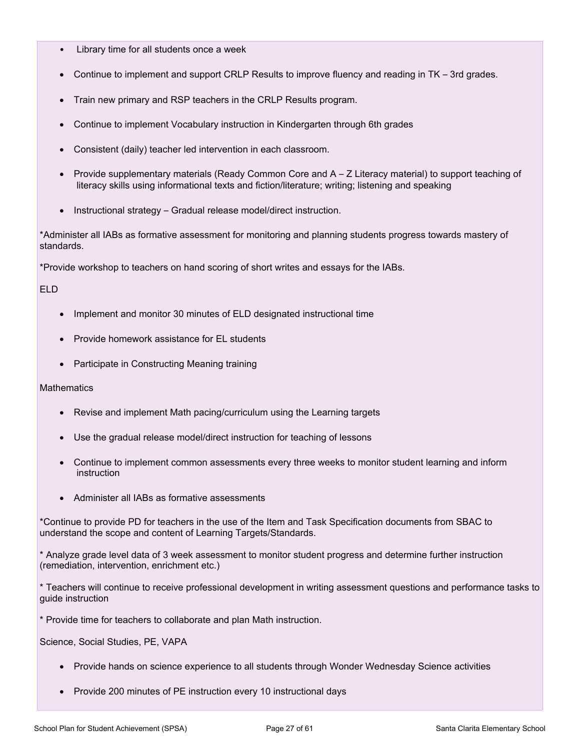- Library time for all students once a week
- Continue to implement and support CRLP Results to improve fluency and reading in TK – 3rd grades.
- Train new primary and RSP teachers in the CRLP Results program.
- Continue to implement Vocabulary instruction in Kindergarten through 6th grades
- Consistent (daily) teacher led intervention in each classroom.
- Provide supplementary materials (Ready Common Core and A – Z Literacy material) to support teaching of literacy skills using informational texts and fiction/literature; writing; listening and speaking
- Instructional strategy – Gradual release model/direct instruction.

*Administer all IABs as formative assessment for monitoring and planning students progress towards mastery of standards.

*Provide workshop to teachers on hand scoring of short writes and essays for the IABs.

ELD

- Implement and monitor 30 minutes of ELD designated instructional time
- Provide homework assistance for EL students
- Participate in Constructing Meaning training

Mathematics

- Revise and implement Math pacing/curriculum using the Learning targets
- Use the gradual release model/direct instruction for teaching of lessons
- Continue to implement common assessments every three weeks to monitor student learning and inform instruction
- Administer all IABs as formative assessments

*Continue to provide PD for teachers in the use of the Item and Task Specification documents from SBAC to understand the scope and content of Learning Targets/Standards.

* Analyze grade level data of 3 week assessment to monitor student progress and determine further instruction (remediation, intervention, enrichment etc.)

* Teachers will continue to receive professional development in writing assessment questions and performance tasks to guide instruction

* Provide time for teachers to collaborate and plan Math instruction.

Science, Social Studies, PE, VAPA

- Provide hands on science experience to all students through Wonder Wednesday Science activities
- Provide 200 minutes of PE instruction every 10 instructional days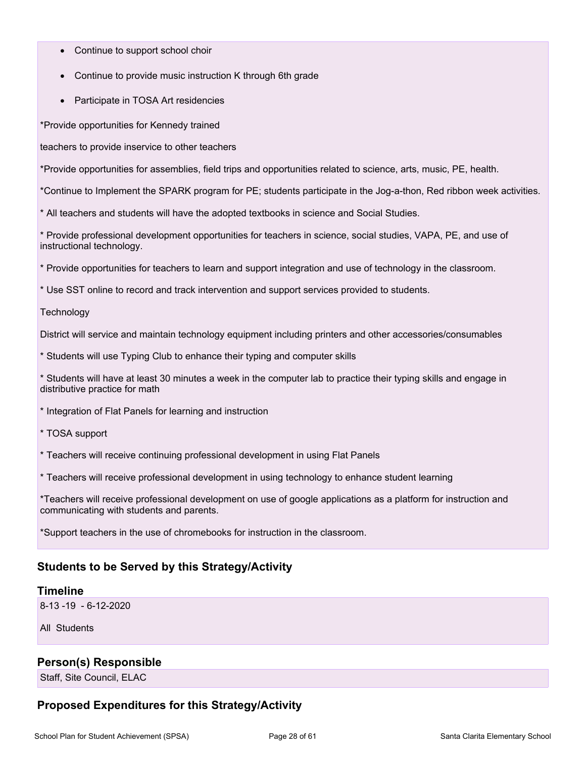- Continue to support school choir
- Continue to provide music instruction K through 6th grade
- Participate in TOSA Art residencies

*Provide opportunities for Kennedy trained

teachers to provide inservice to other teachers

*Provide opportunities for assemblies, field trips and opportunities related to science, arts, music, PE, health.

*Continue to Implement the SPARK program for PE; students participate in the Jog-a-thon, Red ribbon week activities.

* All teachers and students will have the adopted textbooks in science and Social Studies.

* Provide professional development opportunities for teachers in science, social studies, VAPA, PE, and use of instructional technology.

* Provide opportunities for teachers to learn and support integration and use of technology in the classroom.

* Use SST online to record and track intervention and support services provided to students.

Technology

District will service and maintain technology equipment including printers and other accessories/consumables

* Students will use Typing Club to enhance their typing and computer skills

* Students will have at least 30 minutes a week in the computer lab to practice their typing skills and engage in distributive practice for math

* Integration of Flat Panels for learning and instruction

* TOSA support

* Teachers will receive continuing professional development in using Flat Panels

* Teachers will receive professional development in using technology to enhance student learning

*Teachers will receive professional development on use of google applications as a platform for instruction and communicating with students and parents.

*Support teachers in the use of chromebooks for instruction in the classroom.

## Students to be Served by this Strategy/Activity

## Timeline

8-13 -19 - 6-12-2020

All Students

## Person(s) Responsible

Staff, Site Council, ELAC

## Proposed Expenditures for this Strategy/Activity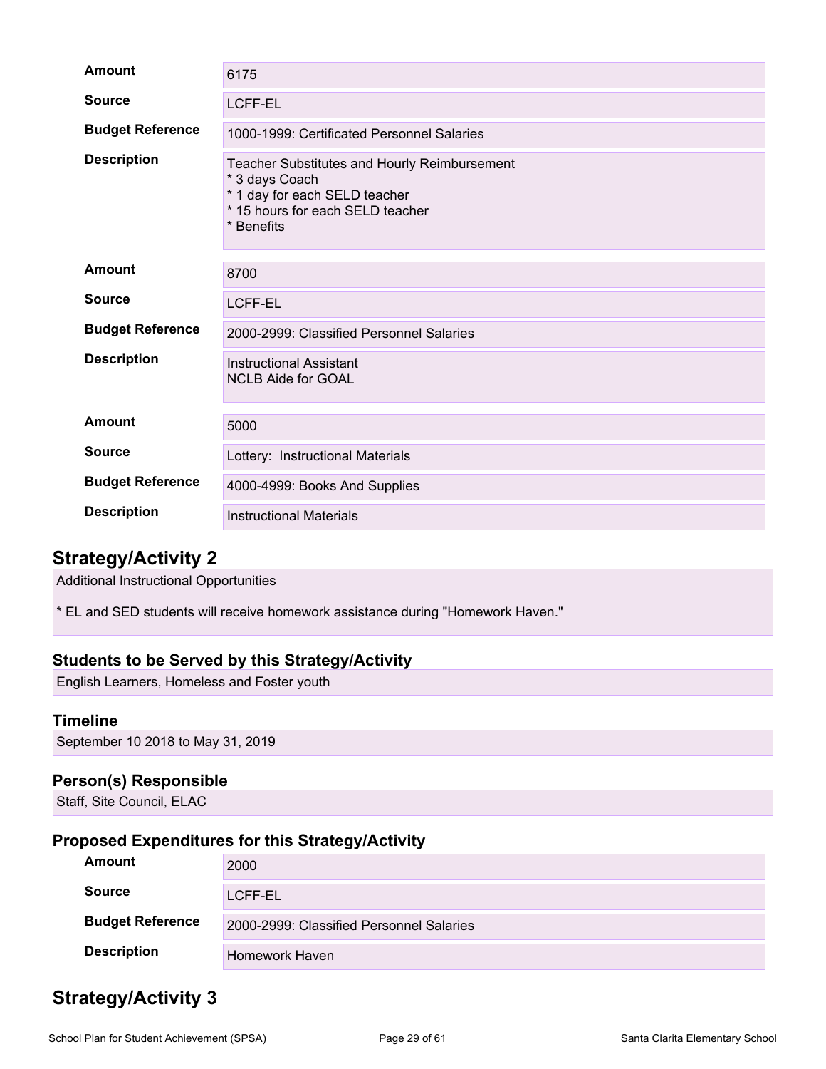| | |
|---|---|
| **Amount** | 6175 |
| **Source** | LCFF-EL |
| **Budget Reference** | 1000-1999: Certificated Personnel Salaries |
| **Description** | Teacher Substitutes and Hourly Reimbursement<br>* 3 days Coach<br>* 1 day for each SELD teacher<br>* 15 hours for each SELD teacher<br>* Benefits |
| **Amount** | 8700 |
| **Source** | LCFF-EL |
| **Budget Reference** | 2000-2999: Classified Personnel Salaries |
| **Description** | Instructional Assistant<br>NCLB Aide for GOAL |
| **Amount** | 5000 |
| **Source** | Lottery: Instructional Materials |
| **Budget Reference** | 4000-4999: Books And Supplies |
| **Description** | Instructional Materials |

## Strategy/Activity 2

Additional Instructional Opportunities

* EL and SED students will receive homework assistance during "Homework Haven."

### Students to be Served by this Strategy/Activity

English Learners, Homeless and Foster youth

### Timeline

September 10 2018 to May 31, 2019

### Person(s) Responsible

Staff, Site Council, ELAC

### Proposed Expenditures for this Strategy/Activity

| | |
|---|---|
| **Amount** | 2000 |
| **Source** | LCFF-EL |
| **Budget Reference** | 2000-2999: Classified Personnel Salaries |
| **Description** | Homework Haven |

## Strategy/Activity 3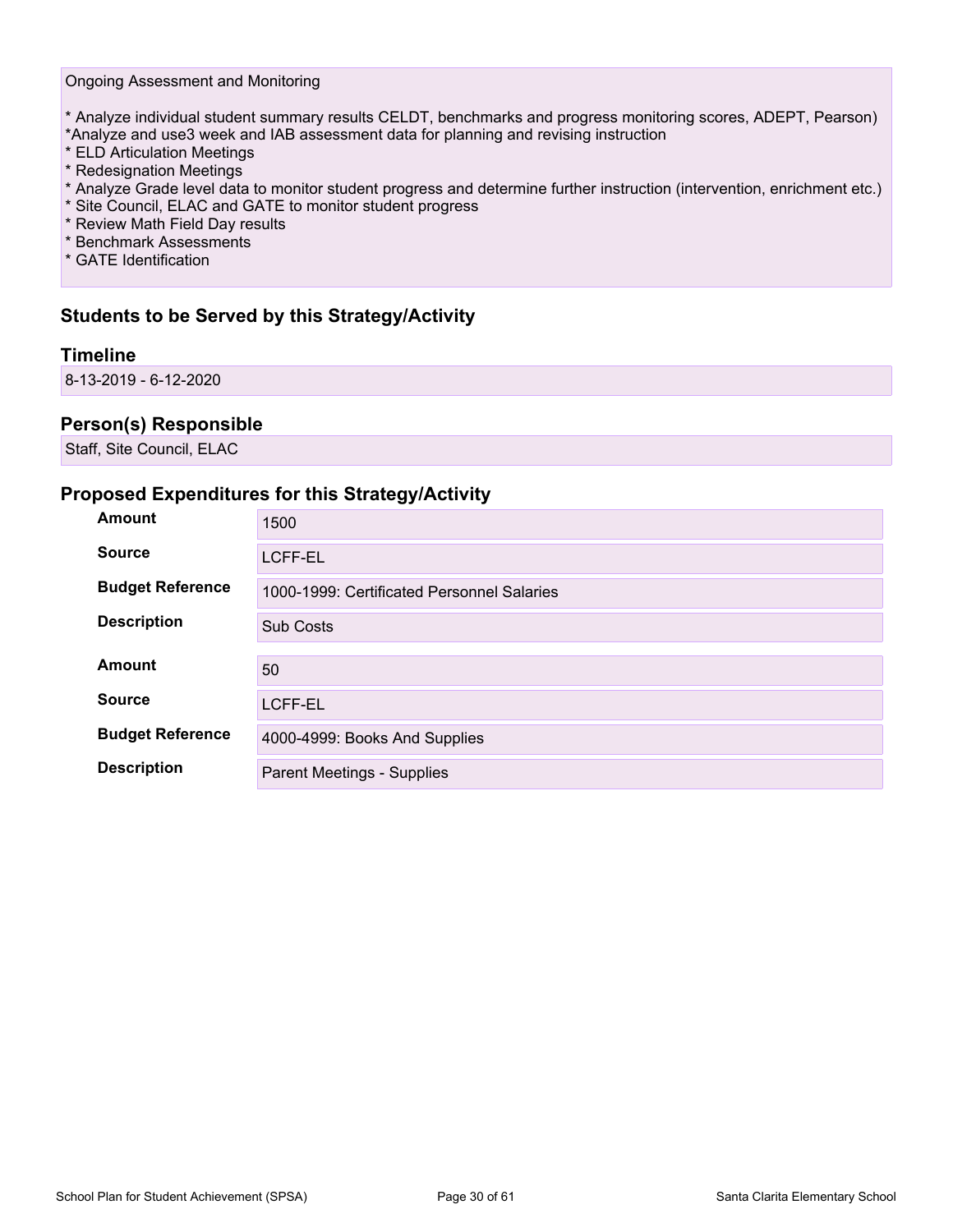Ongoing Assessment and Monitoring

* Analyze individual student summary results CELDT, benchmarks and progress monitoring scores, ADEPT, Pearson)
*Analyze and use3 week and IAB assessment data for planning and revising instruction
* ELD Articulation Meetings
* Redesignation Meetings
* Analyze Grade level data to monitor student progress and determine further instruction (intervention, enrichment etc.)
* Site Council, ELAC and GATE to monitor student progress
* Review Math Field Day results
* Benchmark Assessments
* GATE Identification

## Students to be Served by this Strategy/Activity

### Timeline

8-13-2019 - 6-12-2020

### Person(s) Responsible

Staff, Site Council, ELAC

### Proposed Expenditures for this Strategy/Activity

| | |
|---|---|
| **Amount** | 1500 |
| **Source** | LCFF-EL |
| **Budget Reference** | 1000-1999: Certificated Personnel Salaries |
| **Description** | Sub Costs |

| | |
|---|---|
| **Amount** | 50 |
| **Source** | LCFF-EL |
| **Budget Reference** | 4000-4999: Books And Supplies |
| **Description** | Parent Meetings - Supplies |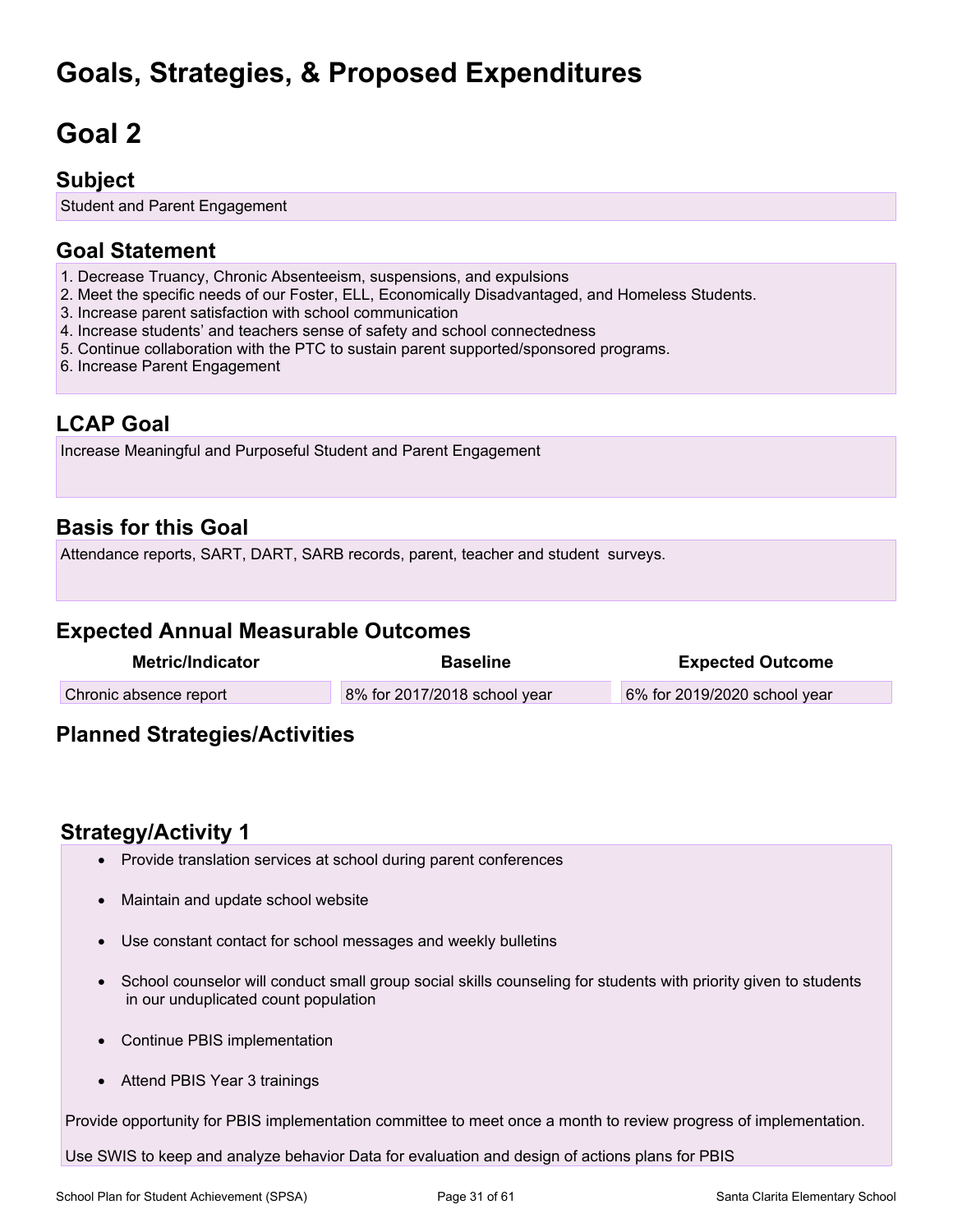# Goals, Strategies, & Proposed Expenditures

# Goal 2

## Subject

Student and Parent Engagement

## Goal Statement

1. Decrease Truancy, Chronic Absenteeism, suspensions, and expulsions
2. Meet the specific needs of our Foster, ELL, Economically Disadvantaged, and Homeless Students.
3. Increase parent satisfaction with school communication
4. Increase students' and teachers sense of safety and school connectedness
5. Continue collaboration with the PTC to sustain parent supported/sponsored programs.
6. Increase Parent Engagement

## LCAP Goal

Increase Meaningful and Purposeful Student and Parent Engagement

## Basis for this Goal

Attendance reports, SART, DART, SARB records, parent, teacher and student surveys.

## Expected Annual Measurable Outcomes

| Metric/Indicator | Baseline | Expected Outcome |
| --- | --- | --- |
| Chronic absence report | 8% for 2017/2018 school year | 6% for 2019/2020 school year |

## Planned Strategies/Activities

## Strategy/Activity 1

- Provide translation services at school during parent conferences
- Maintain and update school website
- Use constant contact for school messages and weekly bulletins
- School counselor will conduct small group social skills counseling for students with priority given to students in our unduplicated count population
- Continue PBIS implementation
- Attend PBIS Year 3 trainings

Provide opportunity for PBIS implementation committee to meet once a month to review progress of implementation.

Use SWIS to keep and analyze behavior Data for evaluation and design of actions plans for PBIS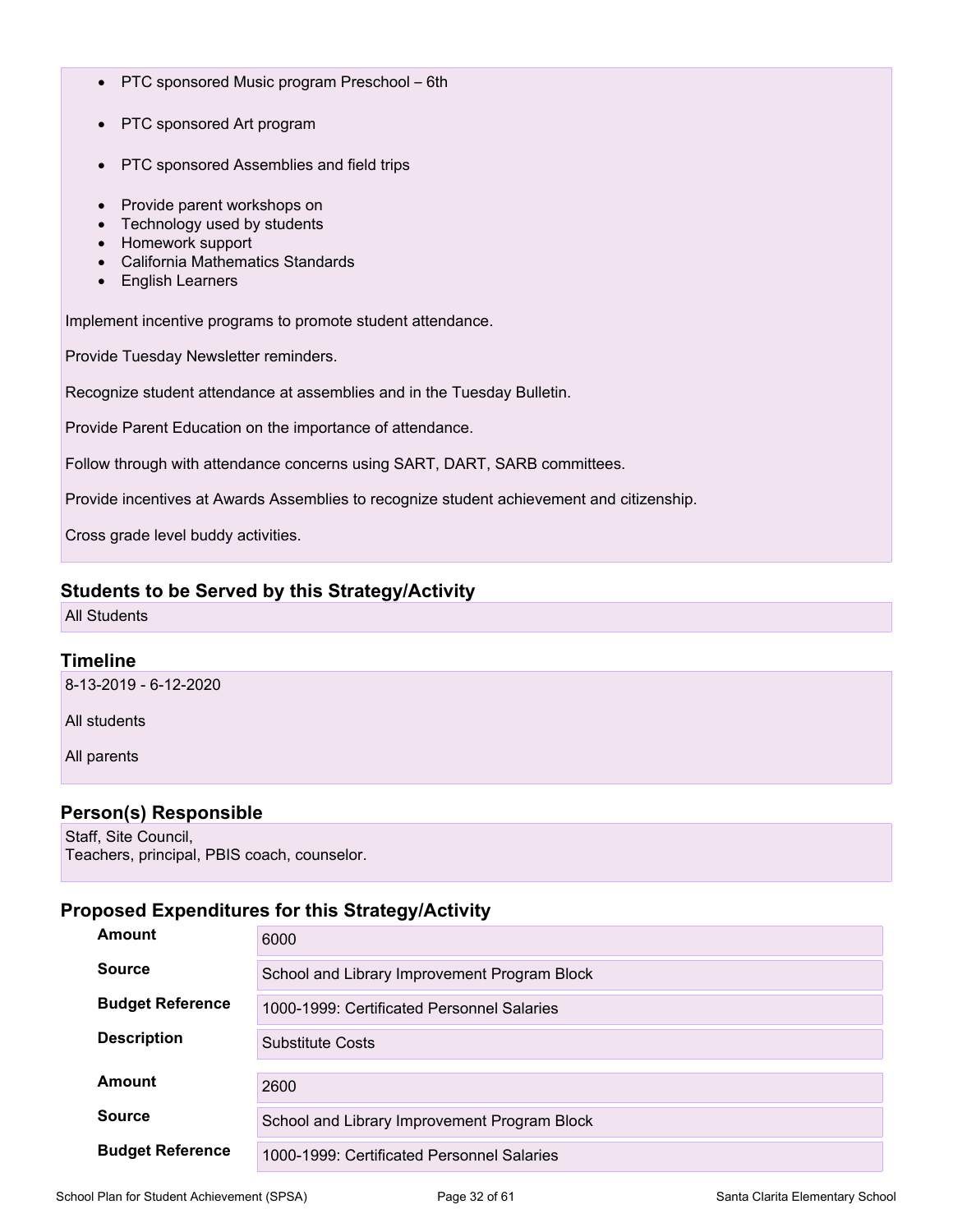- PTC sponsored Music program Preschool – 6th

- PTC sponsored Art program

- PTC sponsored Assemblies and field trips

- Provide parent workshops on
- Technology used by students
- Homework support
- California Mathematics Standards
- English Learners

Implement incentive programs to promote student attendance.

Provide Tuesday Newsletter reminders.

Recognize student attendance at assemblies and in the Tuesday Bulletin.

Provide Parent Education on the importance of attendance.

Follow through with attendance concerns using SART, DART, SARB committees.

Provide incentives at Awards Assemblies to recognize student achievement and citizenship.

Cross grade level buddy activities.

### Students to be Served by this Strategy/Activity

All Students

### Timeline

8-13-2019 - 6-12-2020

All students

All parents

### Person(s) Responsible

Staff, Site Council,
Teachers, principal, PBIS coach, counselor.

### Proposed Expenditures for this Strategy/Activity

| | |
|---|---|
| **Amount** | 6000 |
| **Source** | School and Library Improvement Program Block |
| **Budget Reference** | 1000-1999: Certificated Personnel Salaries |
| **Description** | Substitute Costs |

| | |
|---|---|
| **Amount** | 2600 |
| **Source** | School and Library Improvement Program Block |
| **Budget Reference** | 1000-1999: Certificated Personnel Salaries |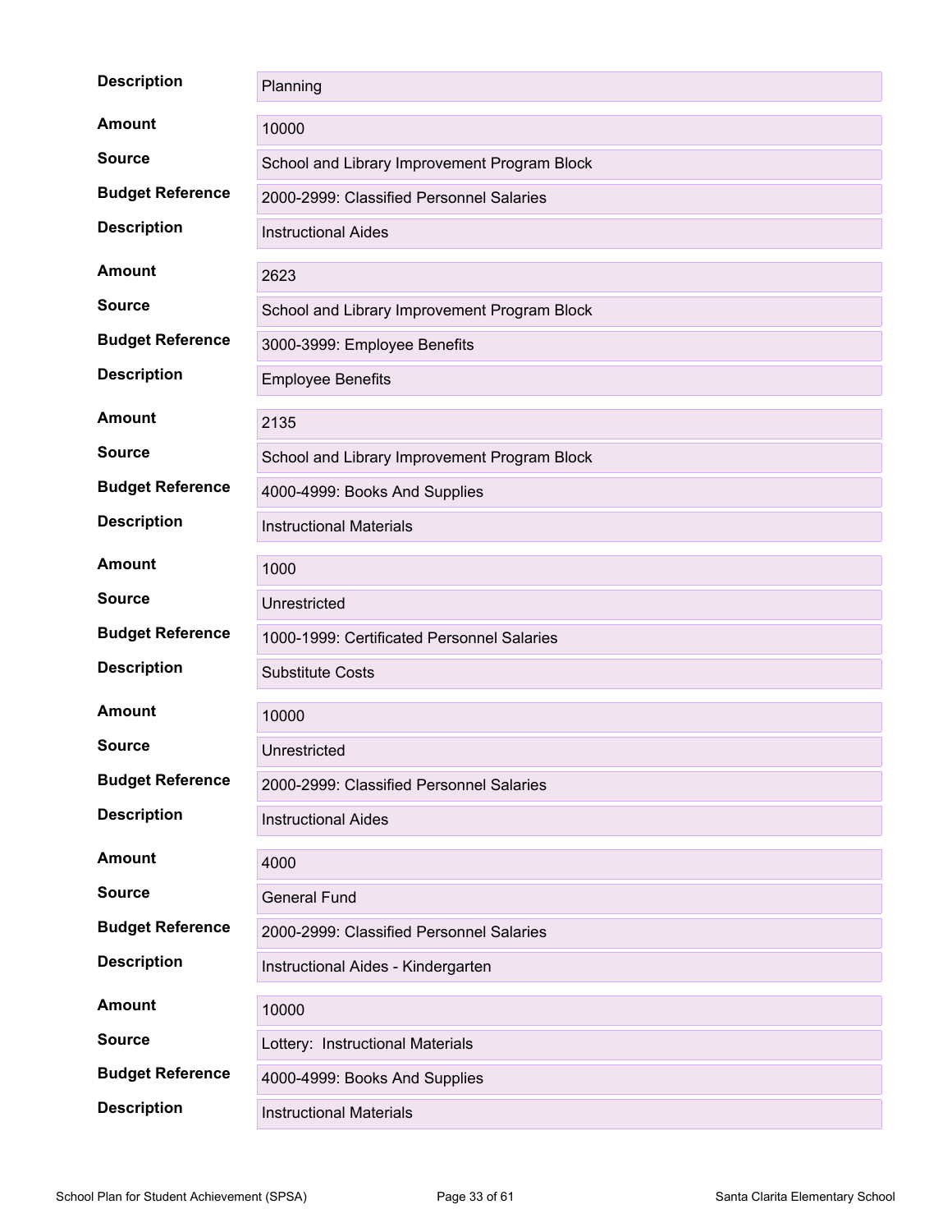| | |
|---|---|
| **Description** | Planning |
| **Amount** | 10000 |
| **Source** | School and Library Improvement Program Block |
| **Budget Reference** | 2000-2999: Classified Personnel Salaries |
| **Description** | Instructional Aides |
| **Amount** | 2623 |
| **Source** | School and Library Improvement Program Block |
| **Budget Reference** | 3000-3999: Employee Benefits |
| **Description** | Employee Benefits |
| **Amount** | 2135 |
| **Source** | School and Library Improvement Program Block |
| **Budget Reference** | 4000-4999: Books And Supplies |
| **Description** | Instructional Materials |
| **Amount** | 1000 |
| **Source** | Unrestricted |
| **Budget Reference** | 1000-1999: Certificated Personnel Salaries |
| **Description** | Substitute Costs |
| **Amount** | 10000 |
| **Source** | Unrestricted |
| **Budget Reference** | 2000-2999: Classified Personnel Salaries |
| **Description** | Instructional Aides |
| **Amount** | 4000 |
| **Source** | General Fund |
| **Budget Reference** | 2000-2999: Classified Personnel Salaries |
| **Description** | Instructional Aides - Kindergarten |
| **Amount** | 10000 |
| **Source** | Lottery:  Instructional Materials |
| **Budget Reference** | 4000-4999: Books And Supplies |
| **Description** | Instructional Materials |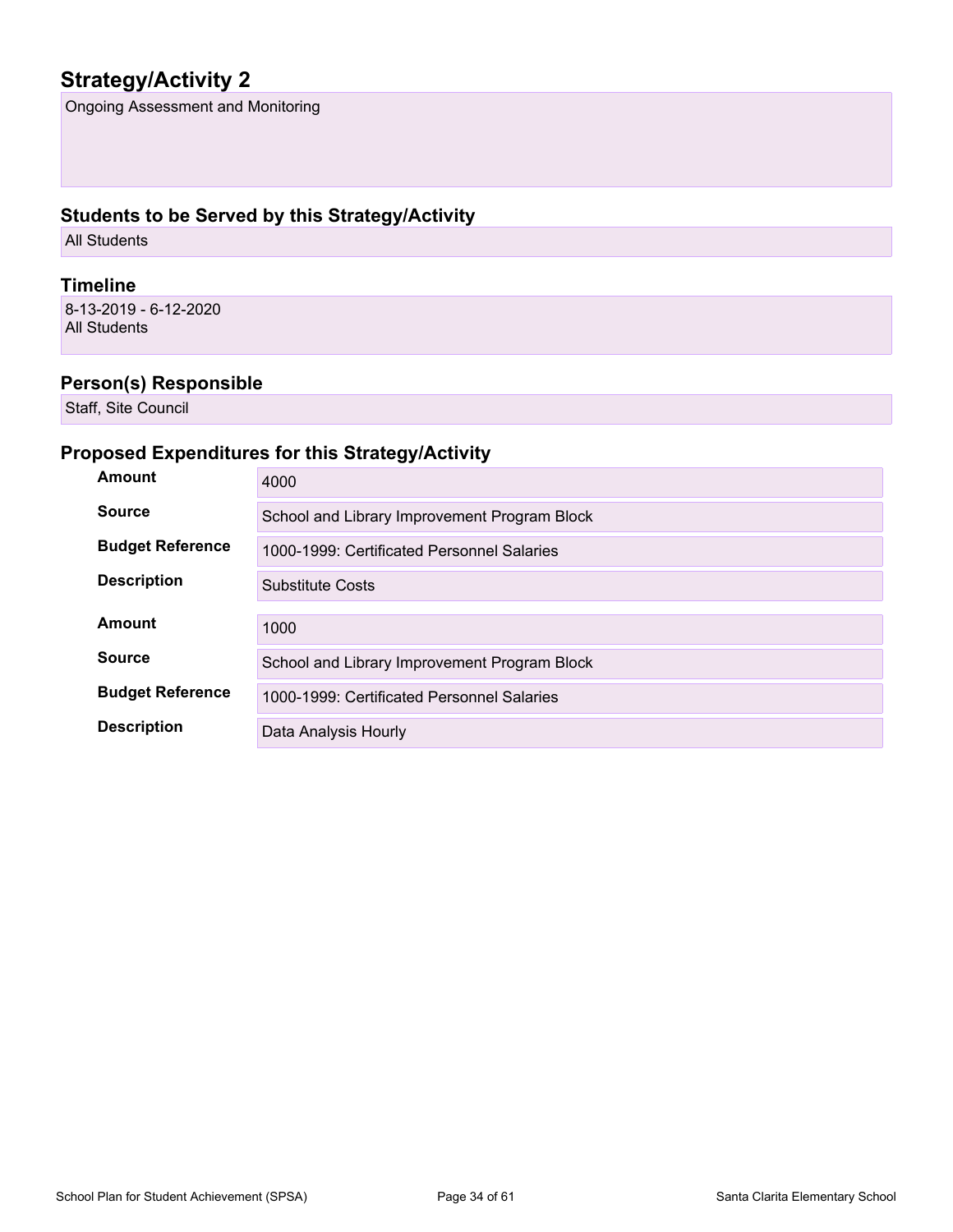## Strategy/Activity 2

Ongoing Assessment and Monitoring

### Students to be Served by this Strategy/Activity

All Students

### Timeline

8-13-2019 - 6-12-2020
All Students

### Person(s) Responsible

Staff, Site Council

### Proposed Expenditures for this Strategy/Activity

| | |
|---|---|
| **Amount** | 4000 |
| **Source** | School and Library Improvement Program Block |
| **Budget Reference** | 1000-1999: Certificated Personnel Salaries |
| **Description** | Substitute Costs |

| | |
|---|---|
| **Amount** | 1000 |
| **Source** | School and Library Improvement Program Block |
| **Budget Reference** | 1000-1999: Certificated Personnel Salaries |
| **Description** | Data Analysis Hourly |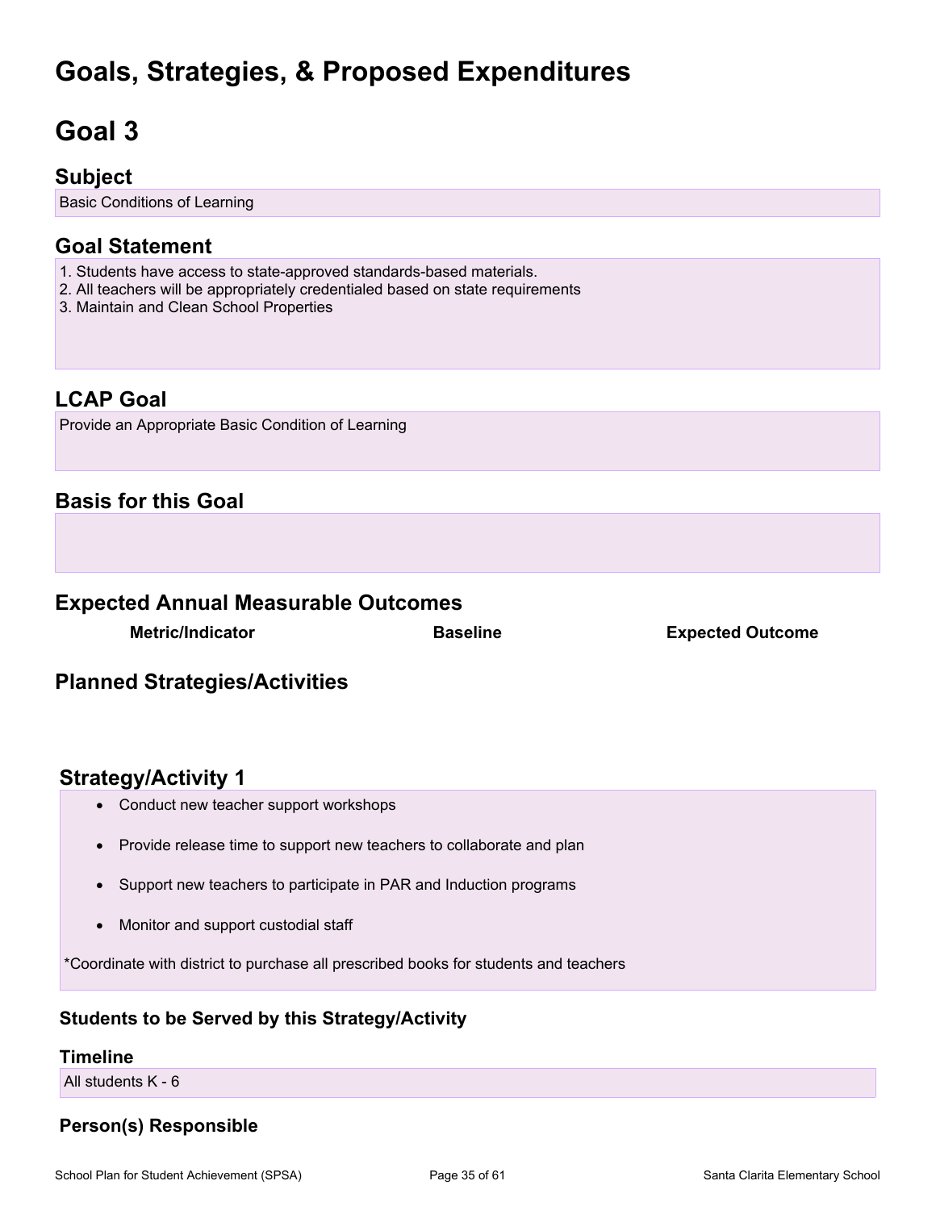# Goals, Strategies, & Proposed Expenditures

# Goal 3

## Subject

Basic Conditions of Learning

## Goal Statement

1. Students have access to state-approved standards-based materials.
2. All teachers will be appropriately credentialed based on state requirements
3. Maintain and Clean School Properties

## LCAP Goal

Provide an Appropriate Basic Condition of Learning

## Basis for this Goal

## Expected Annual Measurable Outcomes

| Metric/Indicator | Baseline | Expected Outcome |
| --- | --- | --- |

## Planned Strategies/Activities

## Strategy/Activity 1

- Conduct new teacher support workshops
- Provide release time to support new teachers to collaborate and plan
- Support new teachers to participate in PAR and Induction programs
- Monitor and support custodial staff

*Coordinate with district to purchase all prescribed books for students and teachers

### Students to be Served by this Strategy/Activity

### Timeline

All students K - 6

### Person(s) Responsible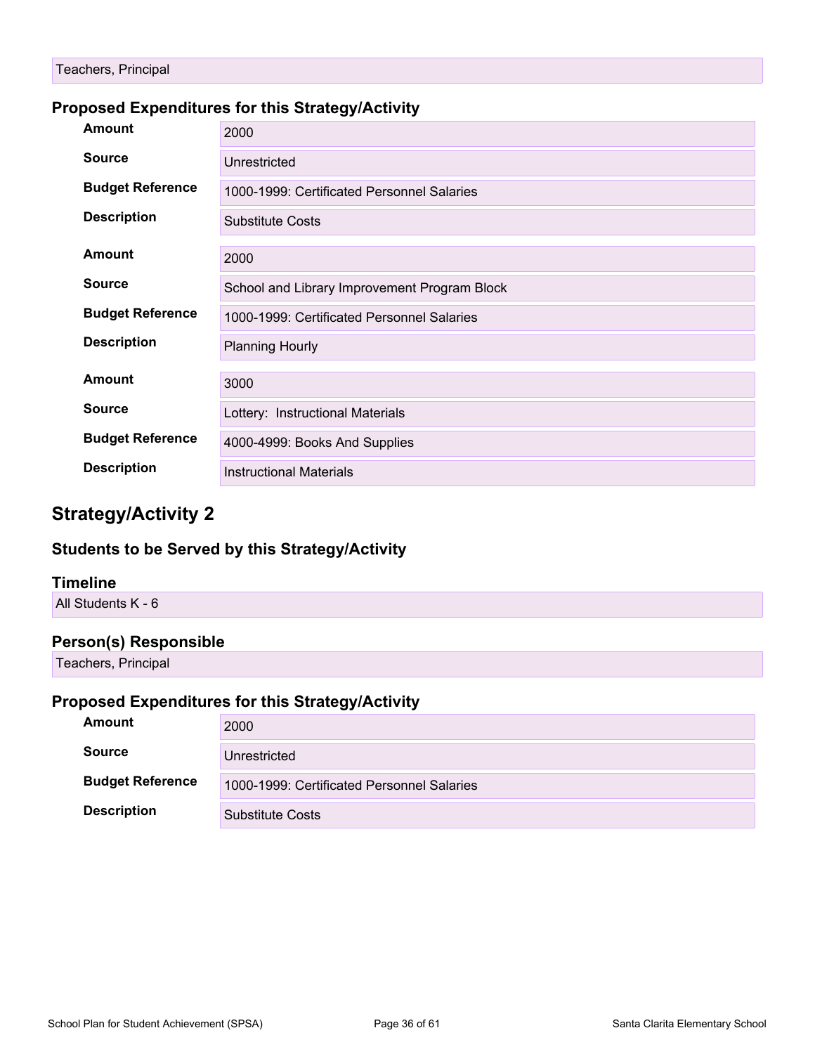Teachers, Principal

### Proposed Expenditures for this Strategy/Activity

| | |
|---|---|
| **Amount** | 2000 |
| **Source** | Unrestricted |
| **Budget Reference** | 1000-1999: Certificated Personnel Salaries |
| **Description** | Substitute Costs |

| | |
|---|---|
| **Amount** | 2000 |
| **Source** | School and Library Improvement Program Block |
| **Budget Reference** | 1000-1999: Certificated Personnel Salaries |
| **Description** | Planning Hourly |

| | |
|---|---|
| **Amount** | 3000 |
| **Source** | Lottery:  Instructional Materials |
| **Budget Reference** | 4000-4999: Books And Supplies |
| **Description** | Instructional Materials |

## Strategy/Activity 2

### Students to be Served by this Strategy/Activity

### Timeline

All Students K - 6

### Person(s) Responsible

Teachers, Principal

### Proposed Expenditures for this Strategy/Activity

| | |
|---|---|
| **Amount** | 2000 |
| **Source** | Unrestricted |
| **Budget Reference** | 1000-1999: Certificated Personnel Salaries |
| **Description** | Substitute Costs |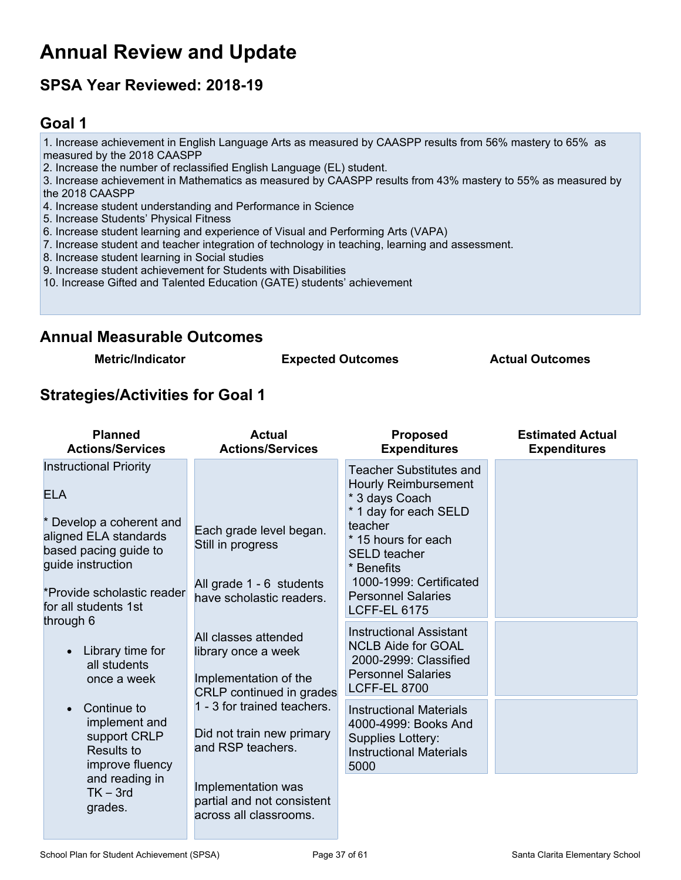# Annual Review and Update

## SPSA Year Reviewed: 2018-19

## Goal 1

1. Increase achievement in English Language Arts as measured by CAASPP results from 56% mastery to 65% as measured by the 2018 CAASPP
2. Increase the number of reclassified English Language (EL) student.
3. Increase achievement in Mathematics as measured by CAASPP results from 43% mastery to 55% as measured by the 2018 CAASPP
4. Increase student understanding and Performance in Science
5. Increase Students' Physical Fitness
6. Increase student learning and experience of Visual and Performing Arts (VAPA)
7. Increase student and teacher integration of technology in teaching, learning and assessment.
8. Increase student learning in Social studies
9. Increase student achievement for Students with Disabilities
10. Increase Gifted and Talented Education (GATE) students' achievement

## Annual Measurable Outcomes

| Metric/Indicator | Expected Outcomes | Actual Outcomes |
|---|---|---|

## Strategies/Activities for Goal 1

| Planned Actions/Services | Actual Actions/Services | Proposed Expenditures | Estimated Actual Expenditures |
|---|---|---|---|
| Instructional Priority<br><br>ELA<br><br>* Develop a coherent and aligned ELA standards based pacing guide to guide instruction<br><br>*Provide scholastic reader for all students 1st through 6<br><br>• Library time for all students once a week<br><br>• Continue to implement and support CRLP Results to improve fluency and reading in TK – 3rd grades. | Each grade level began. Still in progress<br><br>All grade 1 - 6 students have scholastic readers.<br><br>All classes attended library once a week<br><br>Implementation of the CRLP continued in grades 1 - 3 for trained teachers.<br><br>Did not train new primary and RSP teachers.<br><br>Implementation was partial and not consistent across all classrooms. | Teacher Substitutes and Hourly Reimbursement<br>* 3 days Coach<br>* 1 day for each SELD teacher<br>* 15 hours for each SELD teacher<br>* Benefits<br>1000-1999: Certificated Personnel Salaries LCFF-EL 6175 | |
| | | Instructional Assistant NCLB Aide for GOAL<br>2000-2999: Classified Personnel Salaries LCFF-EL 8700 | |
| | | Instructional Materials<br>4000-4999: Books And Supplies Lottery: Instructional Materials 5000 | |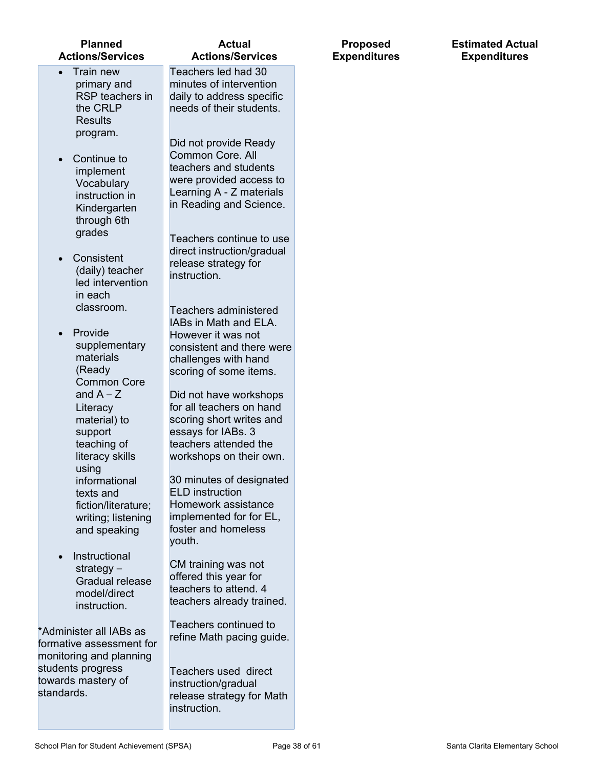| Planned Actions/Services | Actual Actions/Services | Proposed Expenditures | Estimated Actual Expenditures |
|---|---|---|---|
| • Train new primary and RSP teachers in the CRLP Results program.<br><br>• Continue to implement Vocabulary instruction in Kindergarten through 6th grades<br><br>• Consistent (daily) teacher led intervention in each classroom.<br><br>• Provide supplementary materials (Ready Common Core and A – Z Literacy material) to support teaching of literacy skills using informational texts and fiction/literature; writing; listening and speaking<br><br>• Instructional strategy – Gradual release model/direct instruction.<br><br>*Administer all IABs as formative assessment for monitoring and planning students progress towards mastery of standards. | Teachers led had 30 minutes of intervention daily to address specific needs of their students.<br><br>Did not provide Ready Common Core. All teachers and students were provided access to Learning A - Z materials in Reading and Science.<br><br>Teachers continue to use direct instruction/gradual release strategy for instruction.<br><br>Teachers administered IABs in Math and ELA. However it was not consistent and there were challenges with hand scoring of some items.<br><br>Did not have workshops for all teachers on hand scoring short writes and essays for IABs. 3 teachers attended the workshops on their own.<br><br>30 minutes of designated ELD instruction Homework assistance implemented for for EL, foster and homeless youth.<br><br>CM training was not offered this year for teachers to attend. 4 teachers already trained.<br><br>Teachers continued to refine Math pacing guide.<br><br>Teachers used direct instruction/gradual release strategy for Math instruction. | | |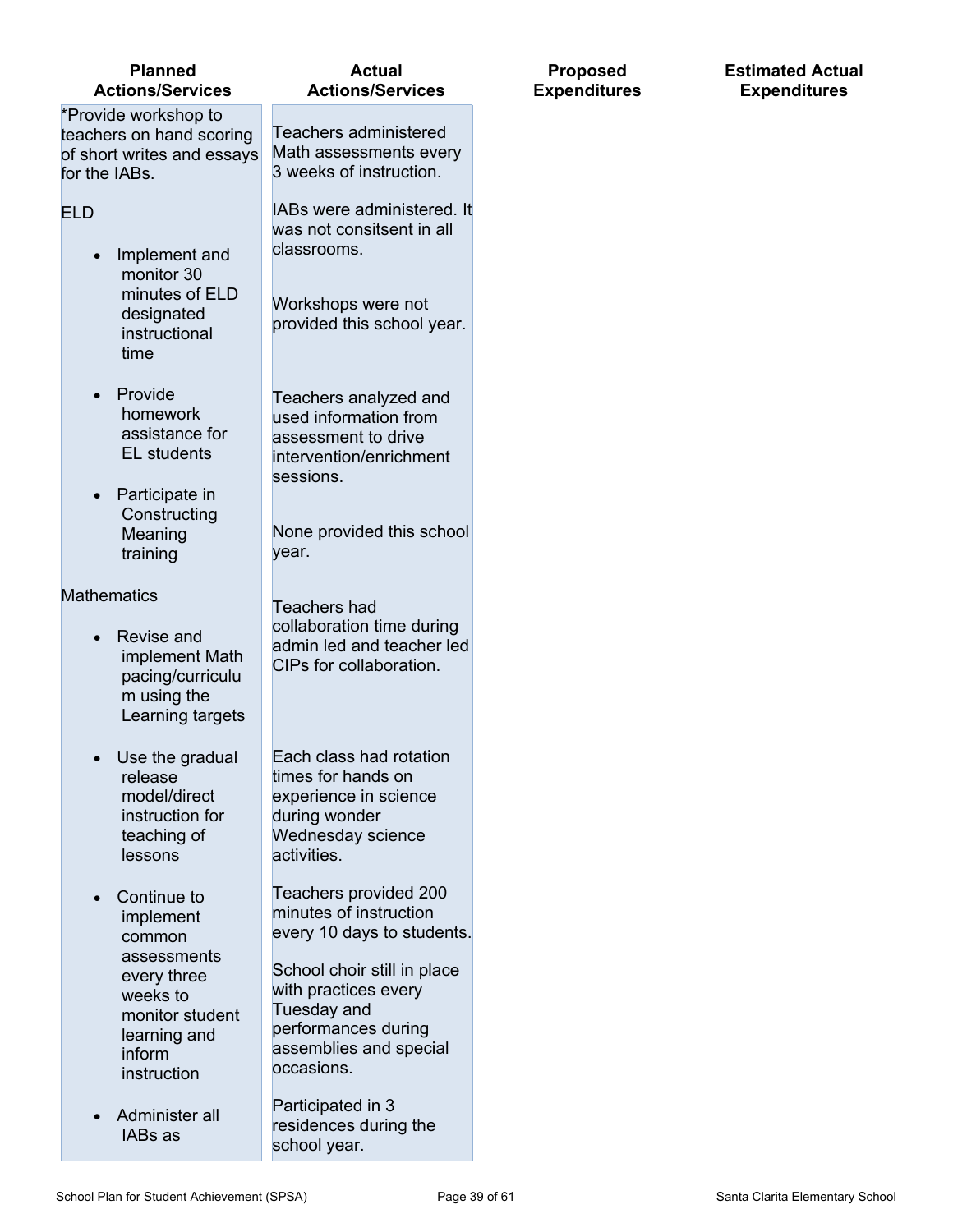| Planned Actions/Services | Actual Actions/Services | Proposed Expenditures | Estimated Actual Expenditures |
|---|---|---|---|
| *Provide workshop to teachers on hand scoring of short writes and essays for the IABs.<br><br>ELD<br><br>• Implement and monitor 30 minutes of ELD designated instructional time<br><br>• Provide homework assistance for EL students<br><br>• Participate in Constructing Meaning training<br><br>Mathematics<br><br>• Revise and implement Math pacing/curriculum using the Learning targets<br><br>• Use the gradual release model/direct instruction for teaching of lessons<br><br>• Continue to implement common assessments every three weeks to monitor student learning and inform instruction<br><br>• Administer all IABs as | Teachers administered Math assessments every 3 weeks of instruction.<br><br>IABs were administered. It was not consitsent in all classrooms.<br><br>Workshops were not provided this school year.<br><br>Teachers analyzed and used information from assessment to drive intervention/enrichment sessions.<br><br>None provided this school year.<br><br>Teachers had collaboration time during admin led and teacher led CIPs for collaboration.<br><br>Each class had rotation times for hands on experience in science during wonder Wednesday science activities.<br><br>Teachers provided 200 minutes of instruction every 10 days to students.<br><br>School choir still in place with practices every Tuesday and performances during assemblies and special occasions.<br><br>Participated in 3 residences during the school year. | | |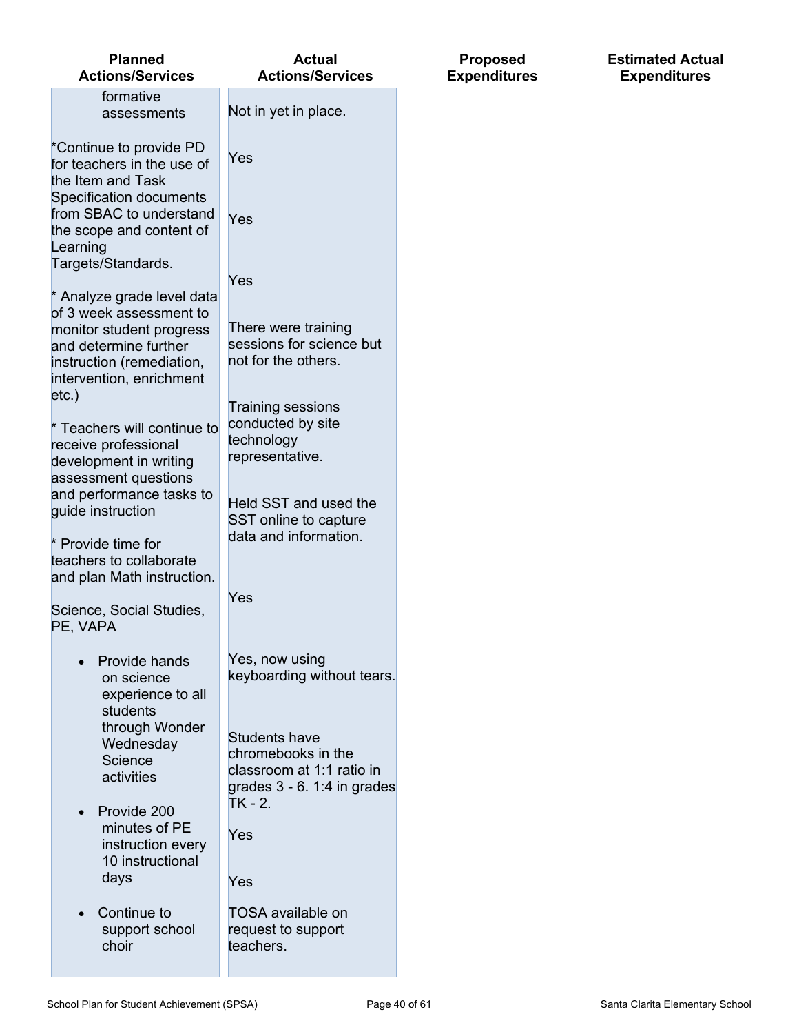| Planned Actions/Services | Actual Actions/Services | Proposed Expenditures | Estimated Actual Expenditures |
|---|---|---|---|
| formative assessments<br><br>*Continue to provide PD for teachers in the use of the Item and Task Specification documents from SBAC to understand the scope and content of Learning Targets/Standards.<br><br>* Analyze grade level data of 3 week assessment to monitor student progress and determine further instruction (remediation, intervention, enrichment etc.)<br><br>* Teachers will continue to receive professional development in writing assessment questions and performance tasks to guide instruction<br><br>* Provide time for teachers to collaborate and plan Math instruction.<br><br>Science, Social Studies, PE, VAPA<br><br>• Provide hands on science experience to all students through Wonder Wednesday Science activities<br><br>• Provide 200 minutes of PE instruction every 10 instructional days<br><br>• Continue to support school choir | Not in yet in place.<br><br>Yes<br><br>Yes<br><br>Yes<br><br>There were training sessions for science but not for the others.<br><br>Training sessions conducted by site technology representative.<br><br>Held SST and used the SST online to capture data and information.<br><br>Yes<br><br>Yes, now using keyboarding without tears.<br><br>Students have chromebooks in the classroom at 1:1 ratio in grades 3 - 6. 1:4 in grades TK - 2.<br><br>Yes<br><br>Yes<br><br>TOSA available on request to support teachers. | | |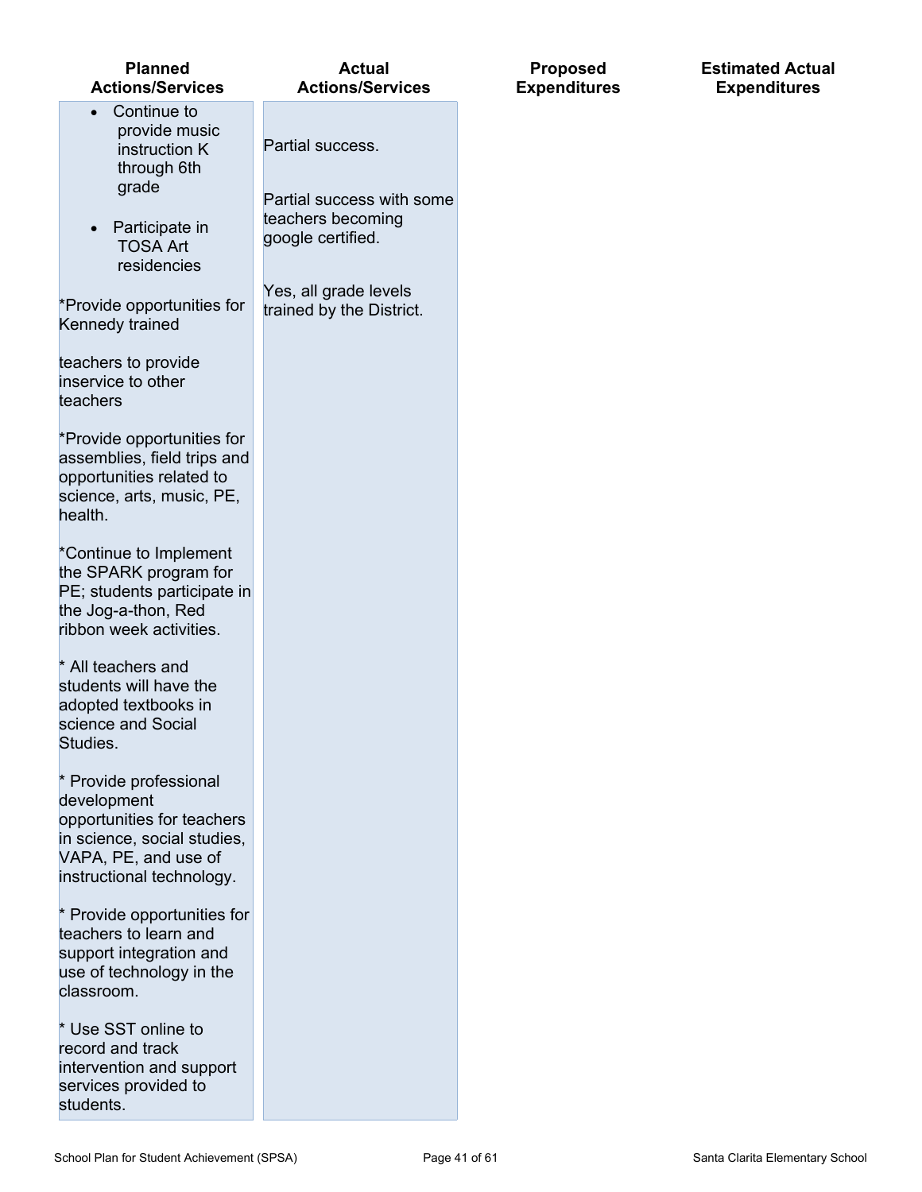| Planned Actions/Services | Actual Actions/Services | Proposed Expenditures | Estimated Actual Expenditures |
| --- | --- | --- | --- |
| • Continue to provide music instruction K through 6th grade<br><br>• Participate in TOSA Art residencies<br><br>*Provide opportunities for Kennedy trained<br><br>teachers to provide inservice to other teachers<br><br>*Provide opportunities for assemblies, field trips and opportunities related to science, arts, music, PE, health.<br><br>*Continue to Implement the SPARK program for PE; students participate in the Jog-a-thon, Red ribbon week activities.<br><br>* All teachers and students will have the adopted textbooks in science and Social Studies.<br><br>* Provide professional development opportunities for teachers in science, social studies, VAPA, PE, and use of instructional technology.<br><br>* Provide opportunities for teachers to learn and support integration and use of technology in the classroom.<br><br>* Use SST online to record and track intervention and support services provided to students. | Partial success.<br><br>Partial success with some teachers becoming google certified.<br><br>Yes, all grade levels trained by the District. | | |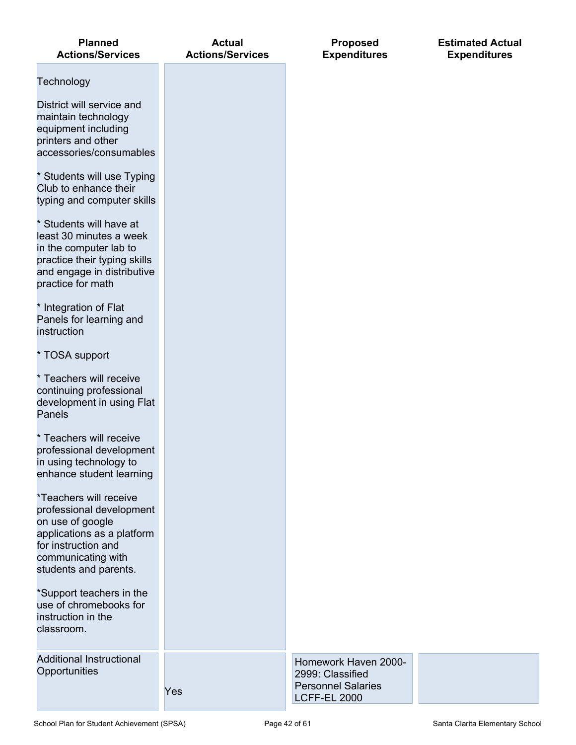| Planned Actions/Services | Actual Actions/Services | Proposed Expenditures | Estimated Actual Expenditures |
| --- | --- | --- | --- |
| Technology<br><br>District will service and maintain technology equipment including printers and other accessories/consumables<br><br>* Students will use Typing Club to enhance their typing and computer skills<br><br>* Students will have at least 30 minutes a week in the computer lab to practice their typing skills and engage in distributive practice for math<br><br>* Integration of Flat Panels for learning and instruction<br><br>* TOSA support<br><br>* Teachers will receive continuing professional development in using Flat Panels<br><br>* Teachers will receive professional development in using technology to enhance student learning<br><br>*Teachers will receive professional development on use of google applications as a platform for instruction and communicating with students and parents.<br><br>*Support teachers in the use of chromebooks for instruction in the classroom. | | | |
| Additional Instructional Opportunities | Yes | Homework Haven 2000-2999: Classified Personnel Salaries LCFF-EL 2000 | |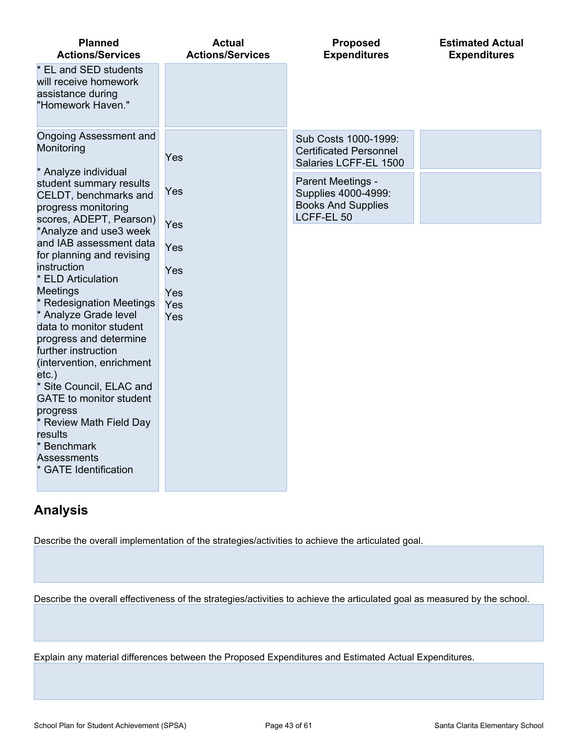| Planned Actions/Services | Actual Actions/Services | Proposed Expenditures | Estimated Actual Expenditures |
| --- | --- | --- | --- |
| * EL and SED students will receive homework assistance during "Homework Haven." | | | |
| Ongoing Assessment and Monitoring<br><br>* Analyze individual student summary results CELDT, benchmarks and progress monitoring scores, ADEPT, Pearson)<br>*Analyze and use3 week and IAB assessment data for planning and revising instruction<br>* ELD Articulation Meetings<br>* Redesignation Meetings<br>* Analyze Grade level data to monitor student progress and determine further instruction (intervention, enrichment etc.)<br>* Site Council, ELAC and GATE to monitor student progress<br>* Review Math Field Day results<br>* Benchmark Assessments<br>* GATE Identification | Yes<br><br>Yes<br><br>Yes<br><br>Yes<br><br>Yes<br><br>Yes<br>Yes<br>Yes | Sub Costs 1000-1999: Certificated Personnel Salaries LCFF-EL 1500<br><br>Parent Meetings - Supplies 4000-4999: Books And Supplies LCFF-EL 50 | |

## Analysis

Describe the overall implementation of the strategies/activities to achieve the articulated goal.

Describe the overall effectiveness of the strategies/activities to achieve the articulated goal as measured by the school.

Explain any material differences between the Proposed Expenditures and Estimated Actual Expenditures.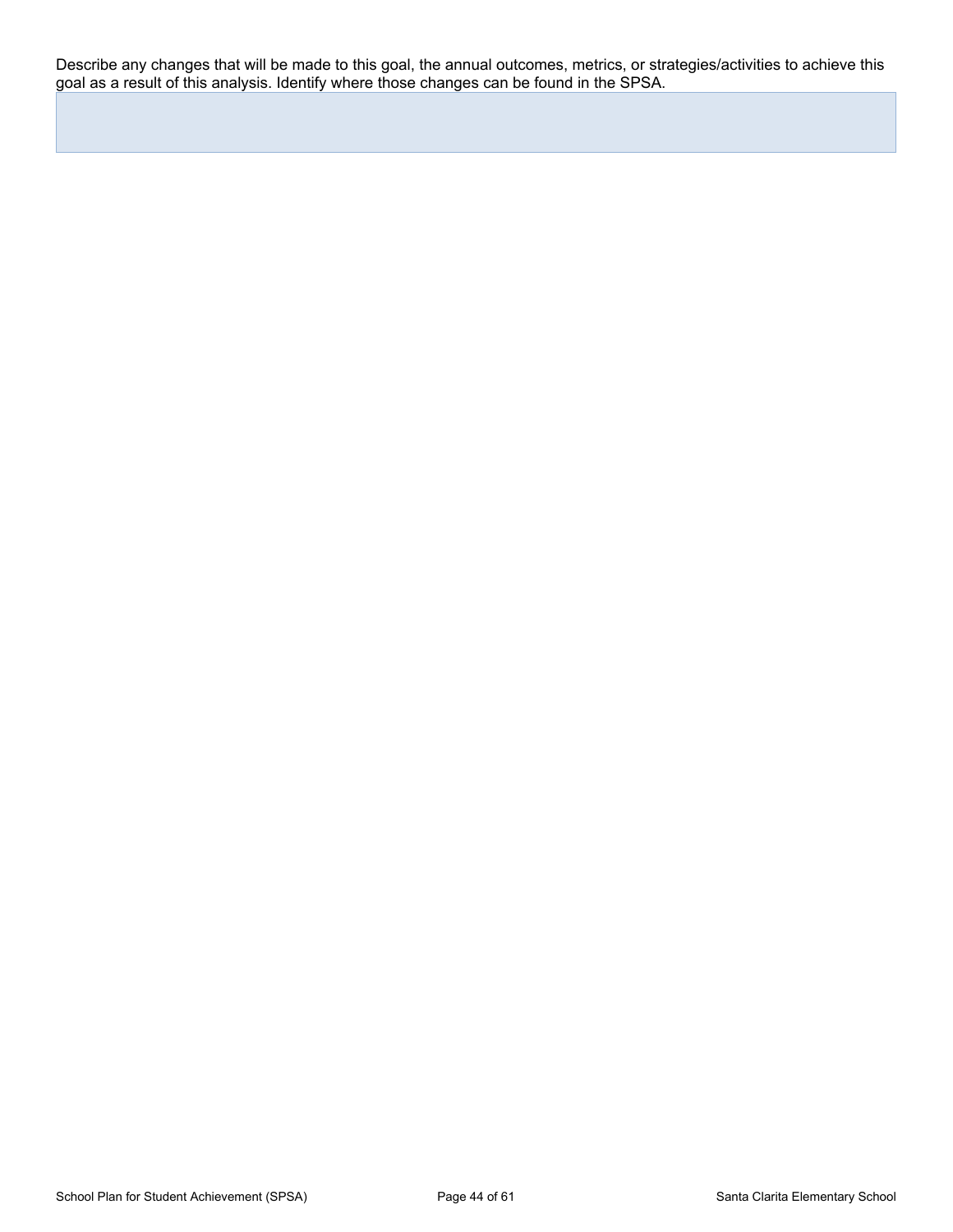Describe any changes that will be made to this goal, the annual outcomes, metrics, or strategies/activities to achieve this goal as a result of this analysis. Identify where those changes can be found in the SPSA.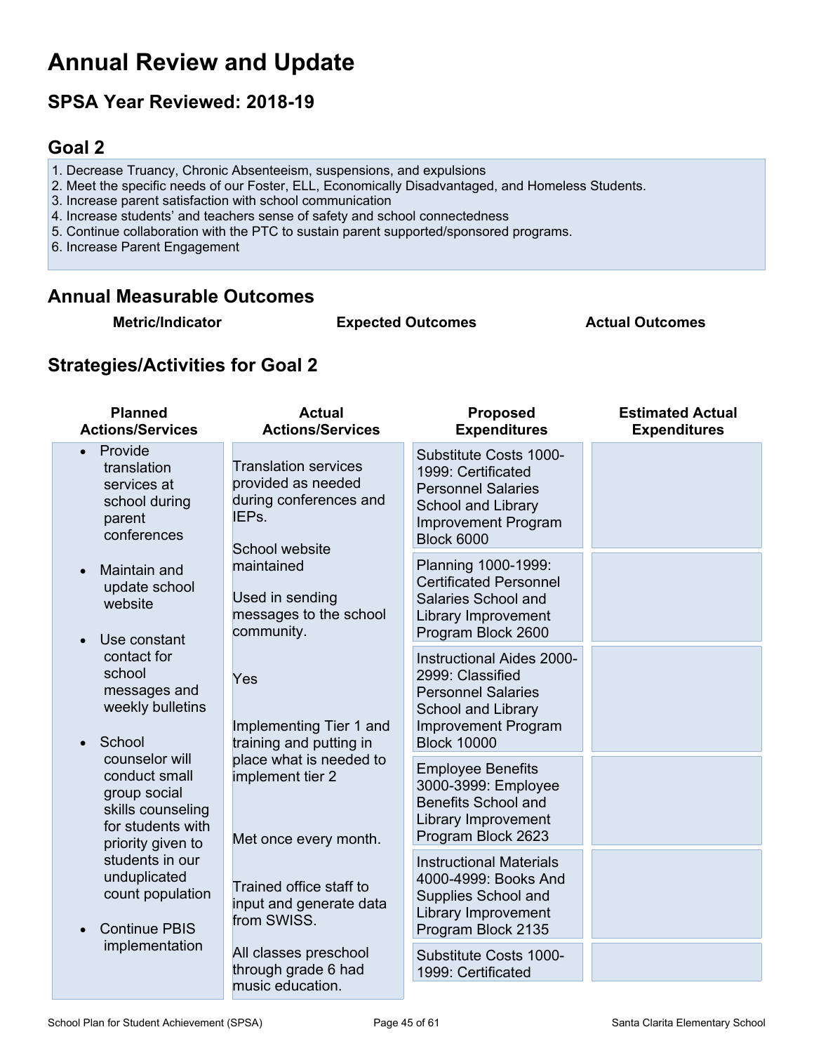# Annual Review and Update

## SPSA Year Reviewed: 2018-19

## Goal 2

1. Decrease Truancy, Chronic Absenteeism, suspensions, and expulsions
2. Meet the specific needs of our Foster, ELL, Economically Disadvantaged, and Homeless Students.
3. Increase parent satisfaction with school communication
4. Increase students' and teachers sense of safety and school connectedness
5. Continue collaboration with the PTC to sustain parent supported/sponsored programs.
6. Increase Parent Engagement

## Annual Measurable Outcomes

| Metric/Indicator | Expected Outcomes | Actual Outcomes |
|---|---|---|

## Strategies/Activities for Goal 2

| Planned Actions/Services | Actual Actions/Services | Proposed Expenditures | Estimated Actual Expenditures |
|---|---|---|---|
| • Provide translation services at school during parent conferences<br><br>• Maintain and update school website<br><br>• Use constant contact for school messages and weekly bulletins<br><br>• School counselor will conduct small group social skills counseling for students with priority given to students in our unduplicated count population<br><br>• Continue PBIS implementation | Translation services provided as needed during conferences and IEPs.<br><br>School website maintained<br><br>Used in sending messages to the school community.<br><br>Yes<br><br>Implementing Tier 1 and training and putting in place what is needed to implement tier 2<br><br>Met once every month.<br><br>Trained office staff to input and generate data from SWISS.<br><br>All classes preschool through grade 6 had music education. | Substitute Costs 1000-1999: Certificated Personnel Salaries School and Library Improvement Program Block 6000<br><br>Planning 1000-1999: Certificated Personnel Salaries School and Library Improvement Program Block 2600<br><br>Instructional Aides 2000-2999: Classified Personnel Salaries School and Library Improvement Program Block 10000<br><br>Employee Benefits 3000-3999: Employee Benefits School and Library Improvement Program Block 2623<br><br>Instructional Materials 4000-4999: Books And Supplies School and Library Improvement Program Block 2135<br><br>Substitute Costs 1000-1999: Certificated | |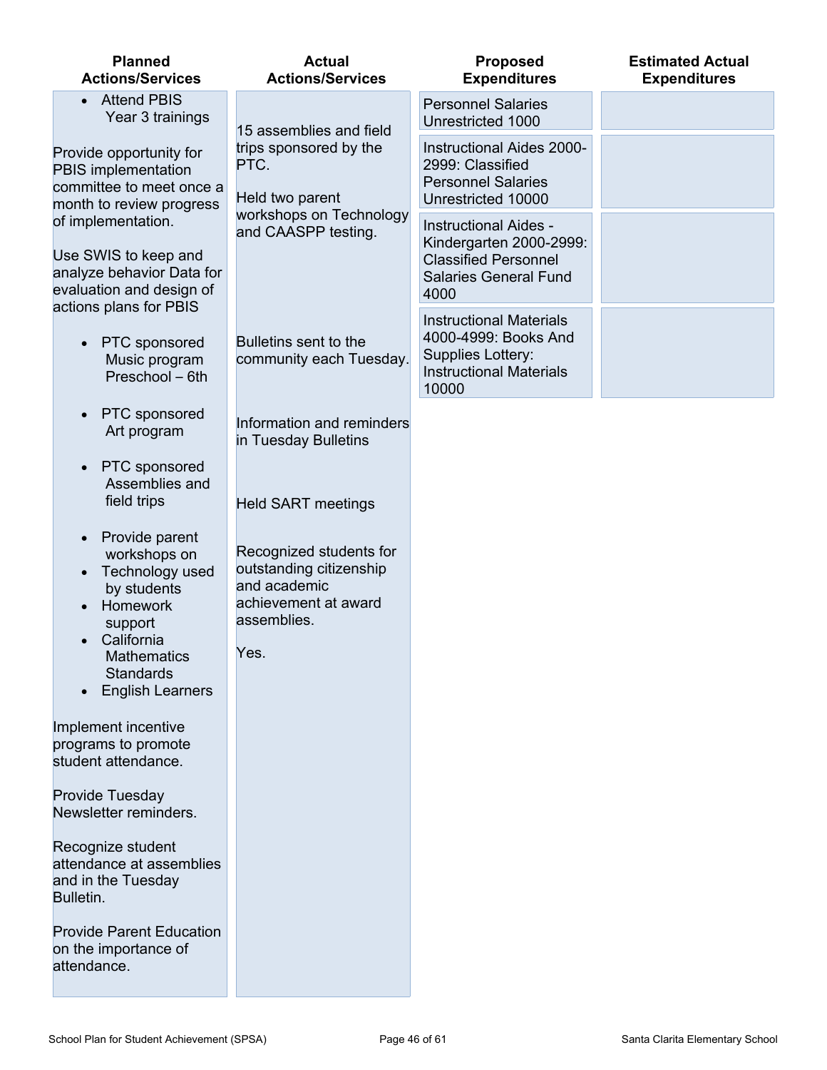| Planned Actions/Services | Actual Actions/Services | Proposed Expenditures | Estimated Actual Expenditures |
|---|---|---|---|
| • Attend PBIS Year 3 trainings<br><br>Provide opportunity for PBIS implementation committee to meet once a month to review progress of implementation.<br><br>Use SWIS to keep and analyze behavior Data for evaluation and design of actions plans for PBIS<br><br>• PTC sponsored Music program Preschool – 6th<br><br>• PTC sponsored Art program<br><br>• PTC sponsored Assemblies and field trips<br><br>• Provide parent workshops on<br>• Technology used by students<br>• Homework support<br>• California Mathematics Standards<br>• English Learners<br><br>Implement incentive programs to promote student attendance.<br><br>Provide Tuesday Newsletter reminders.<br><br>Recognize student attendance at assemblies and in the Tuesday Bulletin.<br><br>Provide Parent Education on the importance of attendance. | 15 assemblies and field trips sponsored by the PTC.<br><br>Held two parent workshops on Technology and CAASPP testing.<br><br>Bulletins sent to the community each Tuesday.<br><br>Information and reminders in Tuesday Bulletins<br><br>Held SART meetings<br><br>Recognized students for outstanding citizenship and academic achievement at award assemblies.<br><br>Yes. | Personnel Salaries Unrestricted 1000<br><br>Instructional Aides 2000-2999: Classified Personnel Salaries Unrestricted 10000<br><br>Instructional Aides - Kindergarten 2000-2999: Classified Personnel Salaries General Fund 4000<br><br>Instructional Materials 4000-4999: Books And Supplies Lottery: Instructional Materials 10000 | |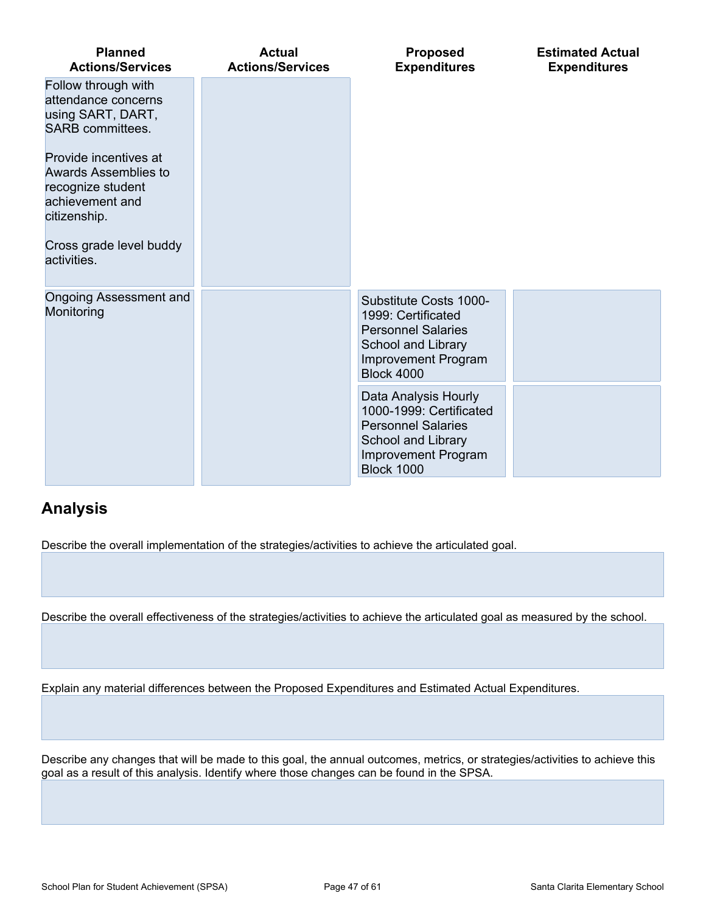| Planned Actions/Services | Actual Actions/Services | Proposed Expenditures | Estimated Actual Expenditures |
| --- | --- | --- | --- |
| Follow through with attendance concerns using SART, DART, SARB committees.<br><br>Provide incentives at Awards Assemblies to recognize student achievement and citizenship.<br><br>Cross grade level buddy activities. | | | |
| Ongoing Assessment and Monitoring | | Substitute Costs 1000-1999: Certificated Personnel Salaries School and Library Improvement Program Block 4000 | |
| | | Data Analysis Hourly 1000-1999: Certificated Personnel Salaries School and Library Improvement Program Block 1000 | |

## Analysis

Describe the overall implementation of the strategies/activities to achieve the articulated goal.

Describe the overall effectiveness of the strategies/activities to achieve the articulated goal as measured by the school.

Explain any material differences between the Proposed Expenditures and Estimated Actual Expenditures.

Describe any changes that will be made to this goal, the annual outcomes, metrics, or strategies/activities to achieve this goal as a result of this analysis. Identify where those changes can be found in the SPSA.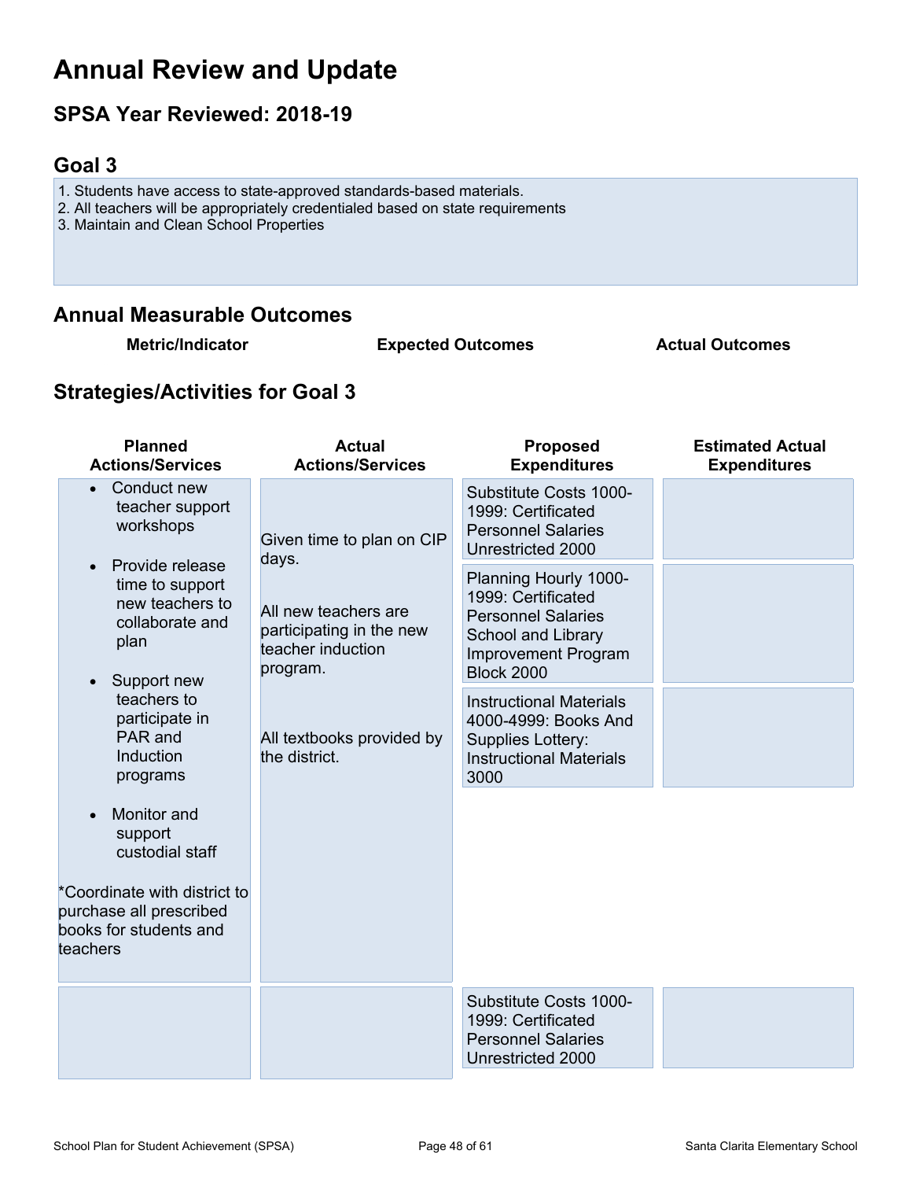# Annual Review and Update

## SPSA Year Reviewed: 2018-19

## Goal 3

1. Students have access to state-approved standards-based materials.
2. All teachers will be appropriately credentialed based on state requirements
3. Maintain and Clean School Properties

## Annual Measurable Outcomes

| Metric/Indicator | Expected Outcomes | Actual Outcomes |
|---|---|---|

## Strategies/Activities for Goal 3

| Planned Actions/Services | Actual Actions/Services | Proposed Expenditures | Estimated Actual Expenditures |
|---|---|---|---|
| • Conduct new teacher support workshops<br>• Provide release time to support new teachers to collaborate and plan<br>• Support new teachers to participate in PAR and Induction programs<br>• Monitor and support custodial staff<br><br>*Coordinate with district to purchase all prescribed books for students and teachers | Given time to plan on CIP days.<br><br>All new teachers are participating in the new teacher induction program.<br><br>All textbooks provided by the district. | Substitute Costs 1000-1999: Certificated Personnel Salaries Unrestricted 2000<br><br>Planning Hourly 1000-1999: Certificated Personnel Salaries School and Library Improvement Program Block 2000<br><br>Instructional Materials 4000-4999: Books And Supplies Lottery: Instructional Materials 3000 | |
| | | Substitute Costs 1000-1999: Certificated Personnel Salaries Unrestricted 2000 | |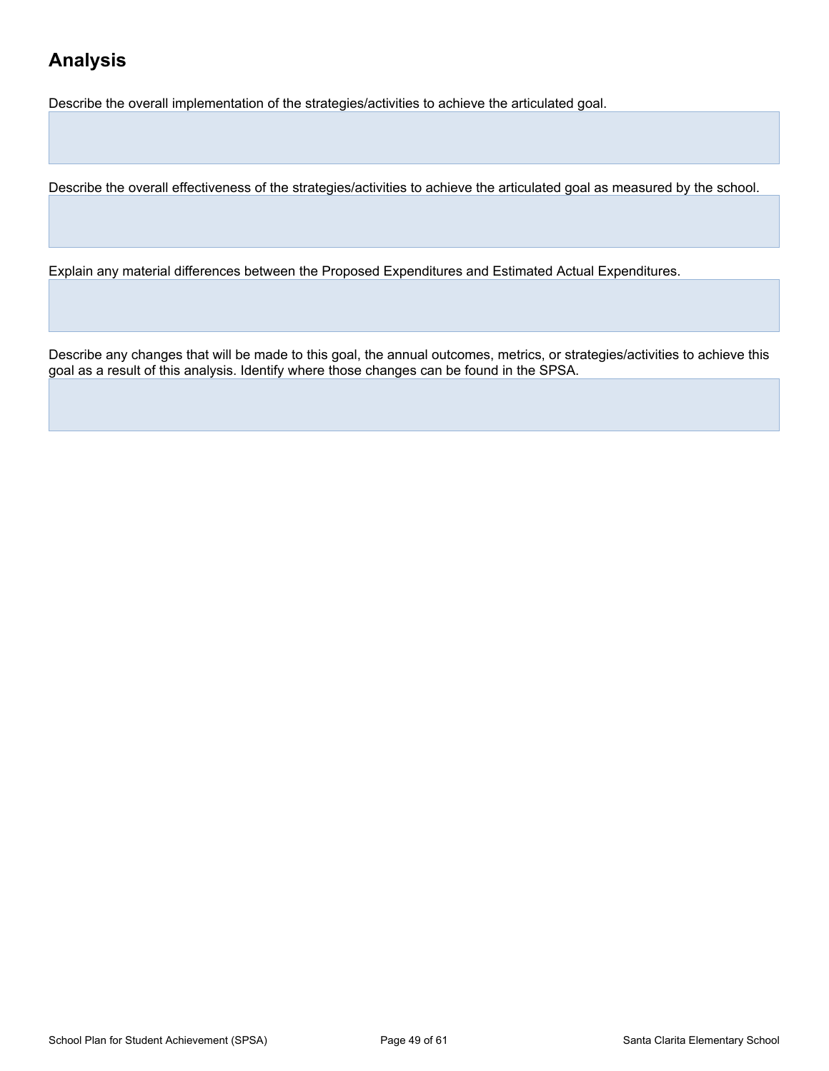## Analysis

Describe the overall implementation of the strategies/activities to achieve the articulated goal.

Describe the overall effectiveness of the strategies/activities to achieve the articulated goal as measured by the school.

Explain any material differences between the Proposed Expenditures and Estimated Actual Expenditures.

Describe any changes that will be made to this goal, the annual outcomes, metrics, or strategies/activities to achieve this goal as a result of this analysis. Identify where those changes can be found in the SPSA.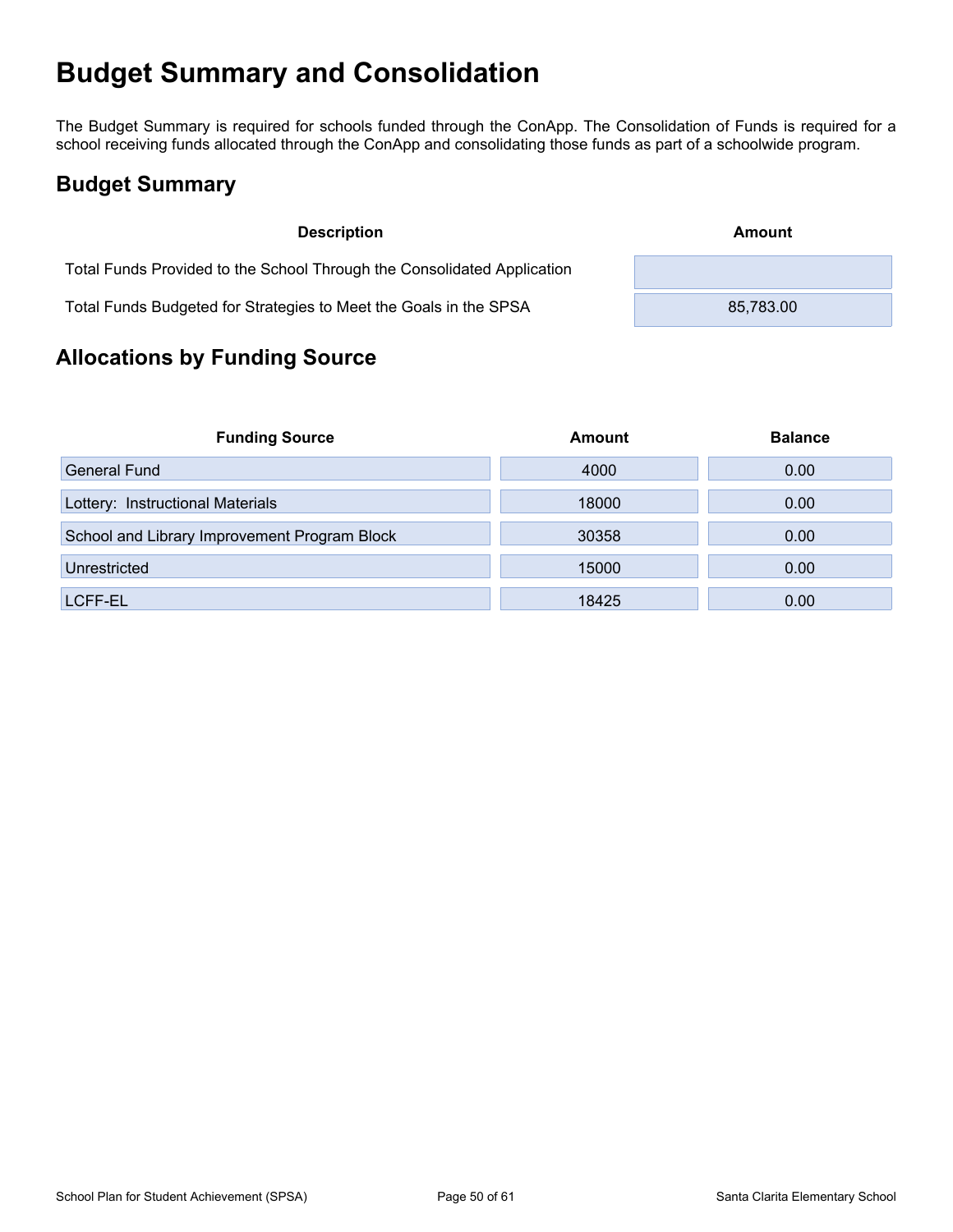# Budget Summary and Consolidation

The Budget Summary is required for schools funded through the ConApp. The Consolidation of Funds is required for a school receiving funds allocated through the ConApp and consolidating those funds as part of a schoolwide program.

## Budget Summary

| Description | Amount |
| --- | --- |
| Total Funds Provided to the School Through the Consolidated Application | |
| Total Funds Budgeted for Strategies to Meet the Goals in the SPSA | 85,783.00 |

## Allocations by Funding Source

| Funding Source | Amount | Balance |
| --- | --- | --- |
| General Fund | 4000 | 0.00 |
| Lottery:  Instructional Materials | 18000 | 0.00 |
| School and Library Improvement Program Block | 30358 | 0.00 |
| Unrestricted | 15000 | 0.00 |
| LCFF-EL | 18425 | 0.00 |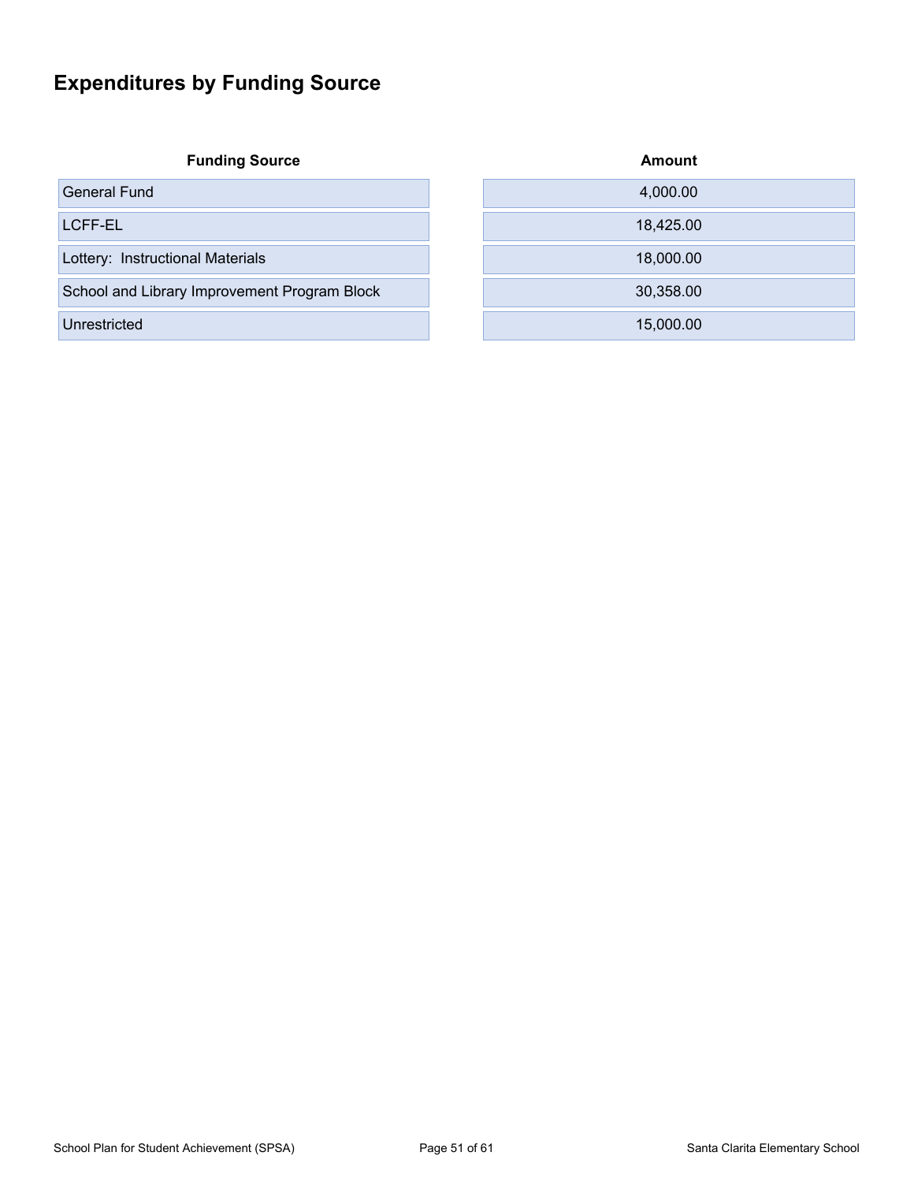# Expenditures by Funding Source

| Funding Source | Amount |
|---|---|
| General Fund | 4,000.00 |
| LCFF-EL | 18,425.00 |
| Lottery:  Instructional Materials | 18,000.00 |
| School and Library Improvement Program Block | 30,358.00 |
| Unrestricted | 15,000.00 |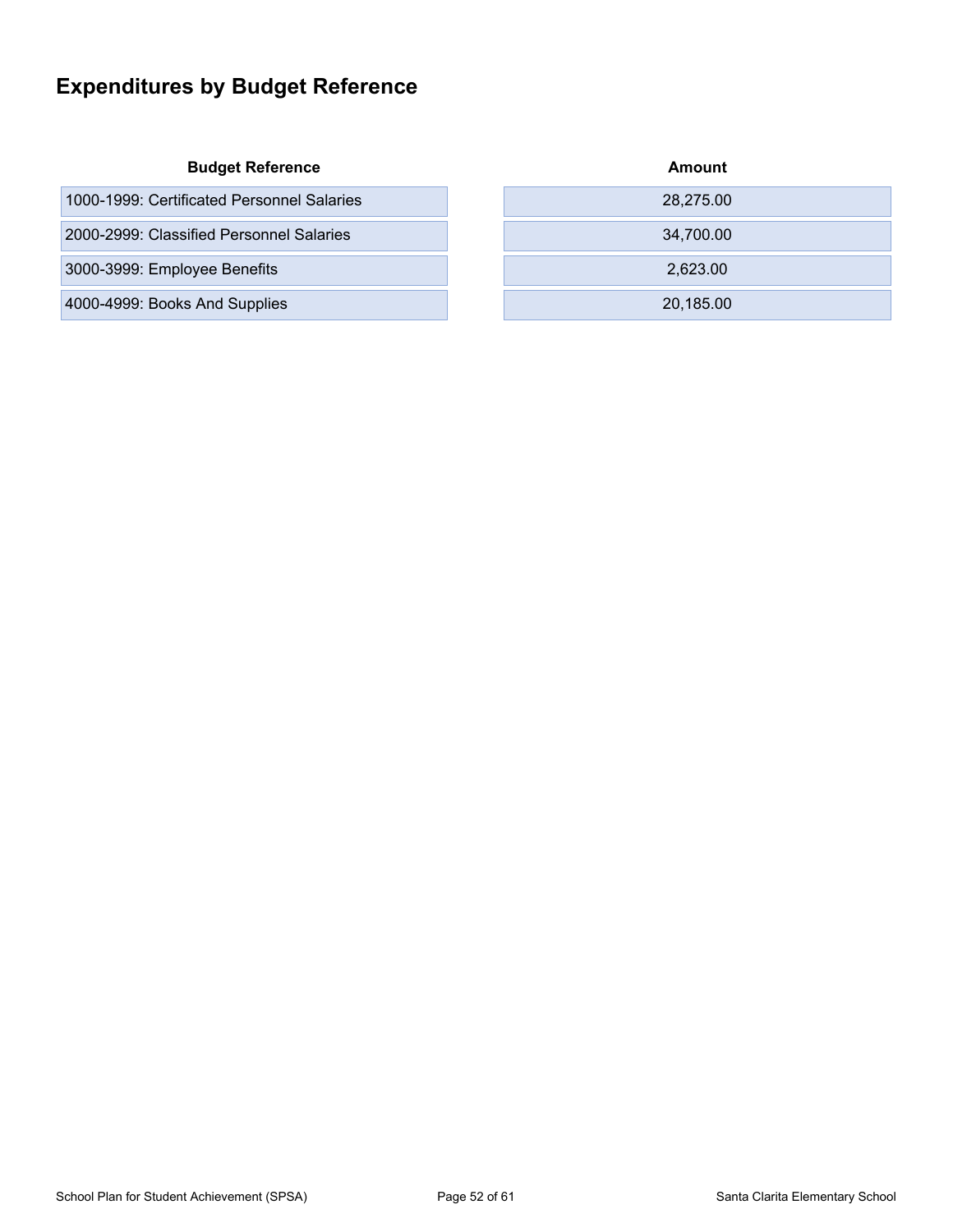# Expenditures by Budget Reference

| Budget Reference | Amount |
| --- | --- |
| 1000-1999: Certificated Personnel Salaries | 28,275.00 |
| 2000-2999: Classified Personnel Salaries | 34,700.00 |
| 3000-3999: Employee Benefits | 2,623.00 |
| 4000-4999: Books And Supplies | 20,185.00 |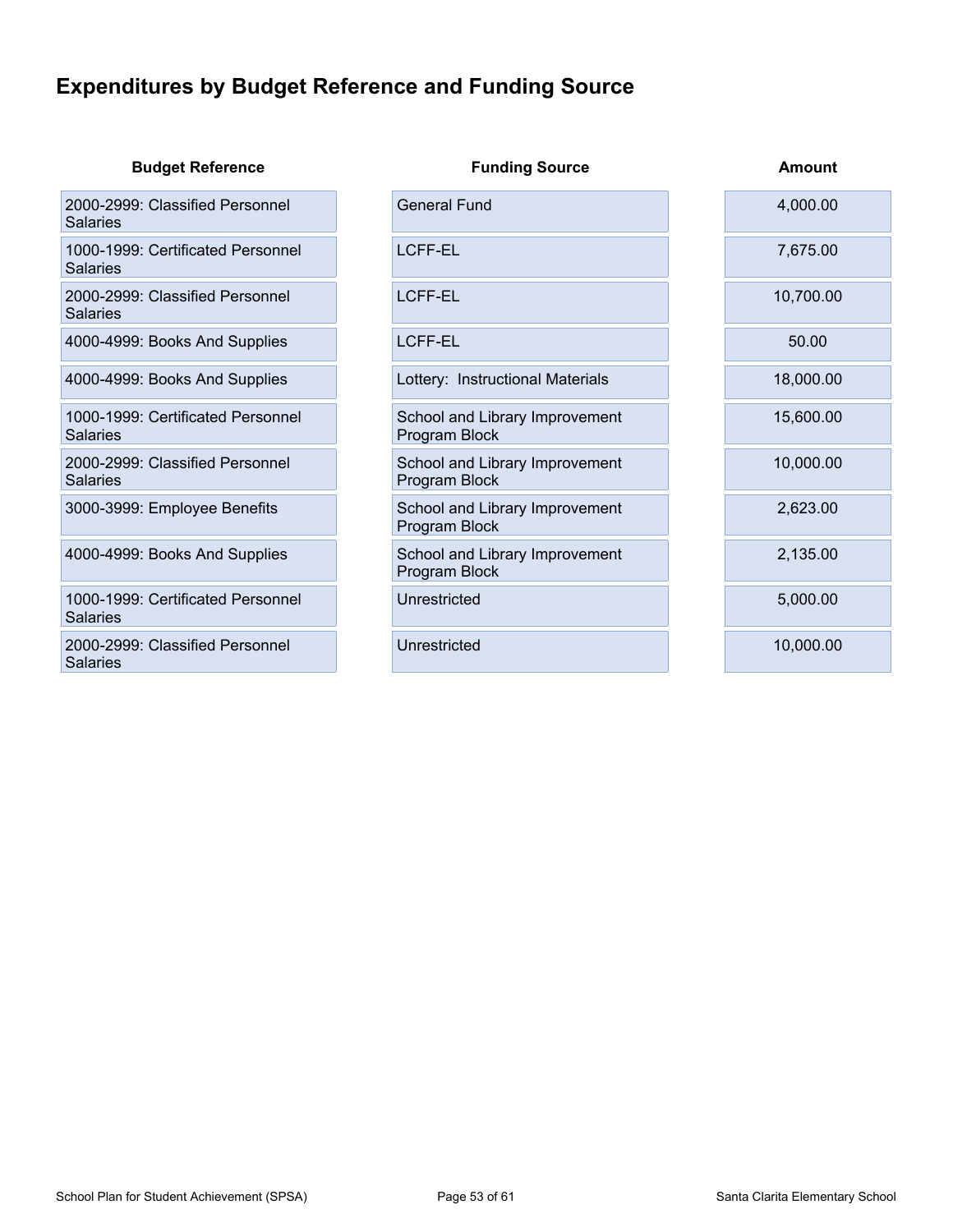## Expenditures by Budget Reference and Funding Source

| Budget Reference | Funding Source | Amount |
|---|---|---|
| 2000-2999: Classified Personnel Salaries | General Fund | 4,000.00 |
| 1000-1999: Certificated Personnel Salaries | LCFF-EL | 7,675.00 |
| 2000-2999: Classified Personnel Salaries | LCFF-EL | 10,700.00 |
| 4000-4999: Books And Supplies | LCFF-EL | 50.00 |
| 4000-4999: Books And Supplies | Lottery: Instructional Materials | 18,000.00 |
| 1000-1999: Certificated Personnel Salaries | School and Library Improvement Program Block | 15,600.00 |
| 2000-2999: Classified Personnel Salaries | School and Library Improvement Program Block | 10,000.00 |
| 3000-3999: Employee Benefits | School and Library Improvement Program Block | 2,623.00 |
| 4000-4999: Books And Supplies | School and Library Improvement Program Block | 2,135.00 |
| 1000-1999: Certificated Personnel Salaries | Unrestricted | 5,000.00 |
| 2000-2999: Classified Personnel Salaries | Unrestricted | 10,000.00 |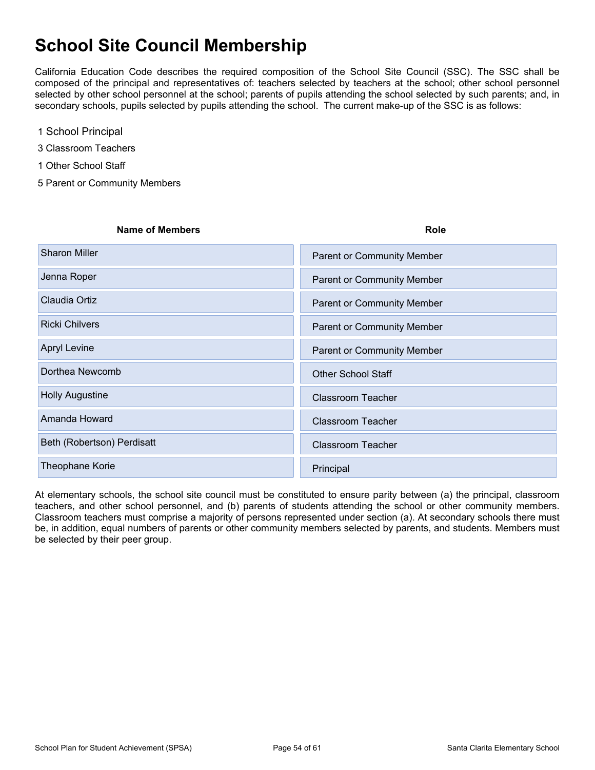# School Site Council Membership

California Education Code describes the required composition of the School Site Council (SSC). The SSC shall be composed of the principal and representatives of: teachers selected by teachers at the school; other school personnel selected by other school personnel at the school; parents of pupils attending the school selected by such parents; and, in secondary schools, pupils selected by pupils attending the school. The current make-up of the SSC is as follows:

1 School Principal

3 Classroom Teachers

1 Other School Staff

5 Parent or Community Members

| Name of Members | Role |
| --- | --- |
| Sharon Miller | Parent or Community Member |
| Jenna Roper | Parent or Community Member |
| Claudia Ortiz | Parent or Community Member |
| Ricki Chilvers | Parent or Community Member |
| Apryl Levine | Parent or Community Member |
| Dorthea Newcomb | Other School Staff |
| Holly Augustine | Classroom Teacher |
| Amanda Howard | Classroom Teacher |
| Beth (Robertson) Perdisatt | Classroom Teacher |
| Theophane Korie | Principal |

At elementary schools, the school site council must be constituted to ensure parity between (a) the principal, classroom teachers, and other school personnel, and (b) parents of students attending the school or other community members. Classroom teachers must comprise a majority of persons represented under section (a). At secondary schools there must be, in addition, equal numbers of parents or other community members selected by parents, and students. Members must be selected by their peer group.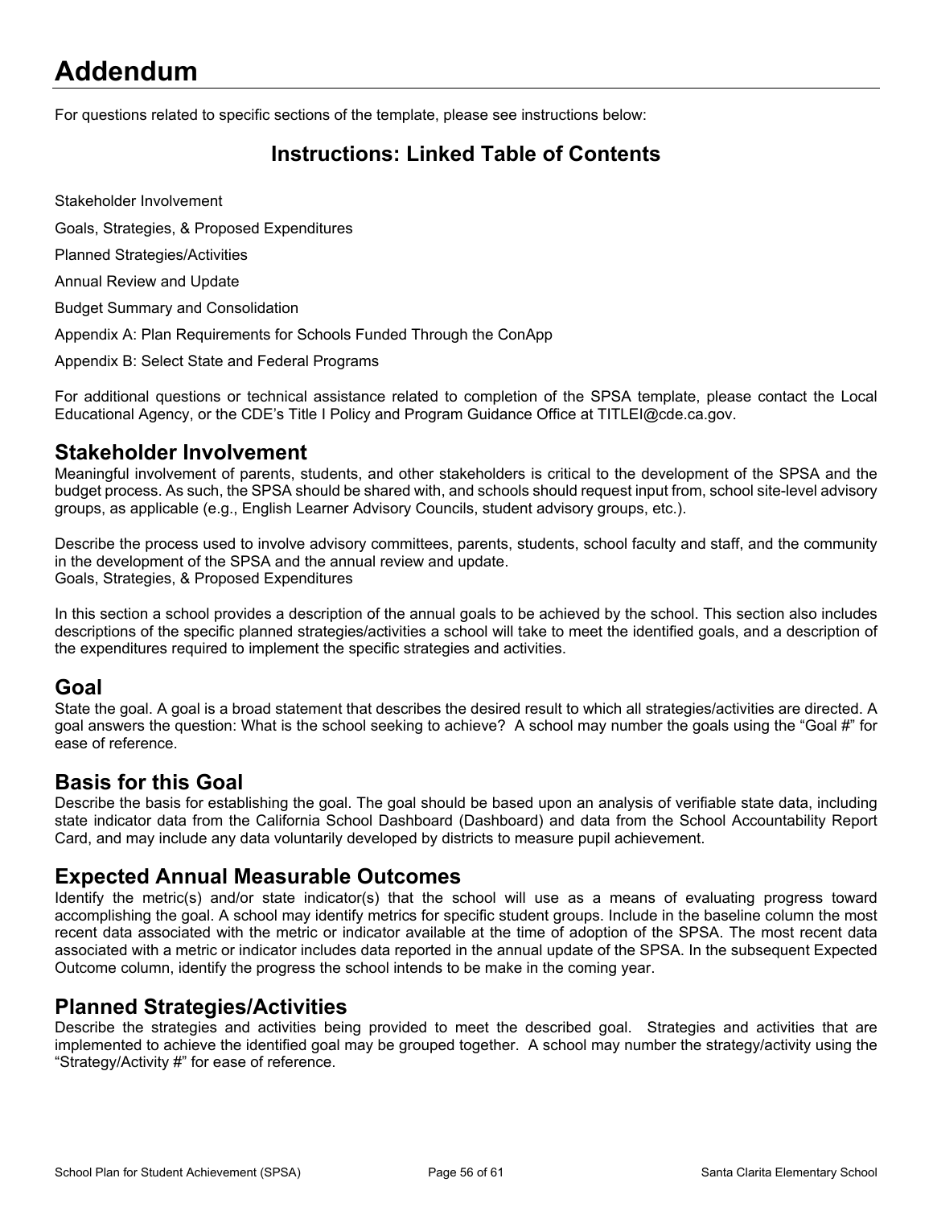# Addendum

For questions related to specific sections of the template, please see instructions below:

## Instructions: Linked Table of Contents

Stakeholder Involvement

Goals, Strategies, & Proposed Expenditures

Planned Strategies/Activities

Annual Review and Update

Budget Summary and Consolidation

Appendix A: Plan Requirements for Schools Funded Through the ConApp

Appendix B: Select State and Federal Programs

For additional questions or technical assistance related to completion of the SPSA template, please contact the Local Educational Agency, or the CDE's Title I Policy and Program Guidance Office at TITLEI@cde.ca.gov.

## Stakeholder Involvement

Meaningful involvement of parents, students, and other stakeholders is critical to the development of the SPSA and the budget process. As such, the SPSA should be shared with, and schools should request input from, school site-level advisory groups, as applicable (e.g., English Learner Advisory Councils, student advisory groups, etc.).

Describe the process used to involve advisory committees, parents, students, school faculty and staff, and the community in the development of the SPSA and the annual review and update.
Goals, Strategies, & Proposed Expenditures

In this section a school provides a description of the annual goals to be achieved by the school. This section also includes descriptions of the specific planned strategies/activities a school will take to meet the identified goals, and a description of the expenditures required to implement the specific strategies and activities.

## Goal

State the goal. A goal is a broad statement that describes the desired result to which all strategies/activities are directed. A goal answers the question: What is the school seeking to achieve? A school may number the goals using the "Goal #" for ease of reference.

## Basis for this Goal

Describe the basis for establishing the goal. The goal should be based upon an analysis of verifiable state data, including state indicator data from the California School Dashboard (Dashboard) and data from the School Accountability Report Card, and may include any data voluntarily developed by districts to measure pupil achievement.

## Expected Annual Measurable Outcomes

Identify the metric(s) and/or state indicator(s) that the school will use as a means of evaluating progress toward accomplishing the goal. A school may identify metrics for specific student groups. Include in the baseline column the most recent data associated with the metric or indicator available at the time of adoption of the SPSA. The most recent data associated with a metric or indicator includes data reported in the annual update of the SPSA. In the subsequent Expected Outcome column, identify the progress the school intends to be make in the coming year.

## Planned Strategies/Activities

Describe the strategies and activities being provided to meet the described goal. Strategies and activities that are implemented to achieve the identified goal may be grouped together. A school may number the strategy/activity using the "Strategy/Activity #" for ease of reference.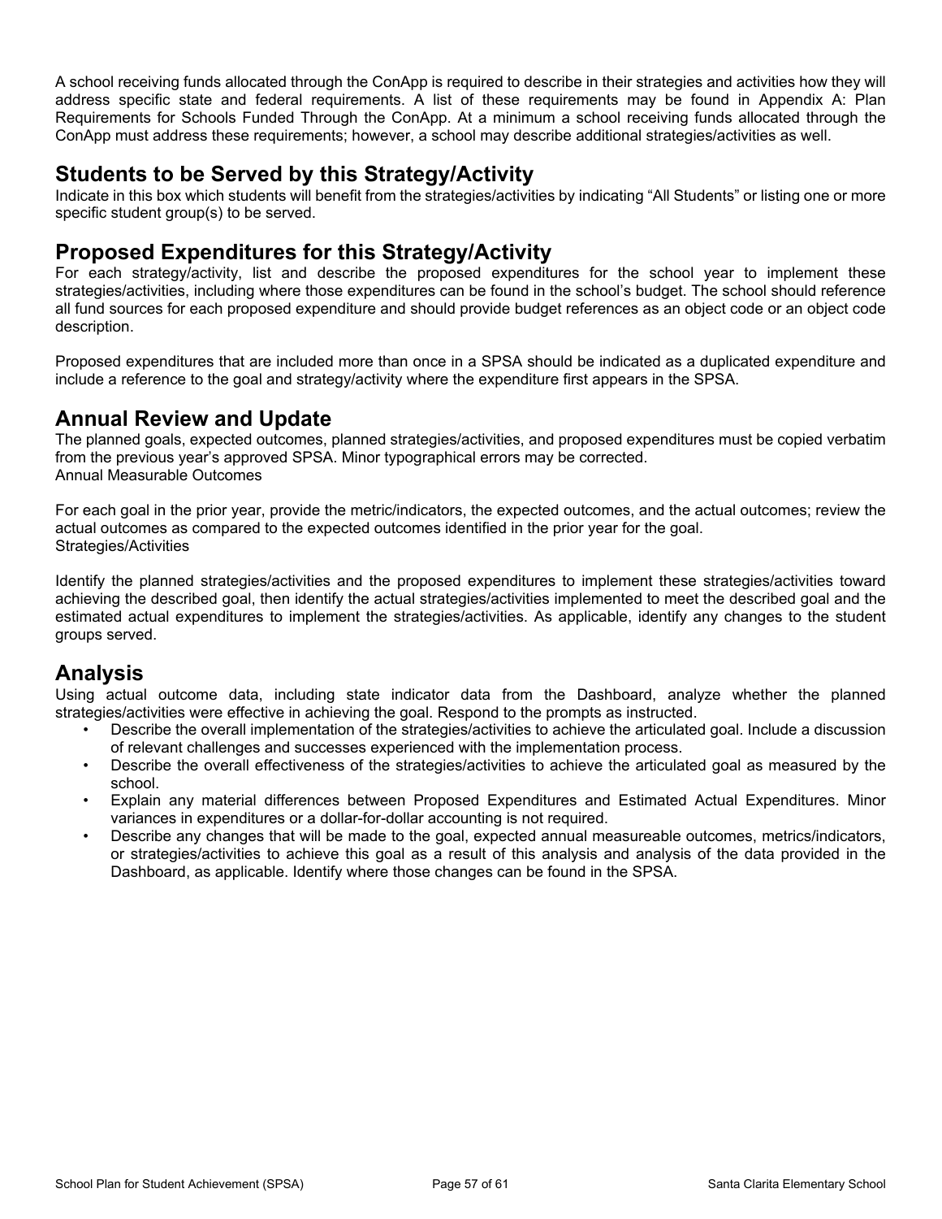A school receiving funds allocated through the ConApp is required to describe in their strategies and activities how they will address specific state and federal requirements. A list of these requirements may be found in Appendix A: Plan Requirements for Schools Funded Through the ConApp. At a minimum a school receiving funds allocated through the ConApp must address these requirements; however, a school may describe additional strategies/activities as well.

## Students to be Served by this Strategy/Activity

Indicate in this box which students will benefit from the strategies/activities by indicating "All Students" or listing one or more specific student group(s) to be served.

## Proposed Expenditures for this Strategy/Activity

For each strategy/activity, list and describe the proposed expenditures for the school year to implement these strategies/activities, including where those expenditures can be found in the school's budget. The school should reference all fund sources for each proposed expenditure and should provide budget references as an object code or an object code description.

Proposed expenditures that are included more than once in a SPSA should be indicated as a duplicated expenditure and include a reference to the goal and strategy/activity where the expenditure first appears in the SPSA.

## Annual Review and Update

The planned goals, expected outcomes, planned strategies/activities, and proposed expenditures must be copied verbatim from the previous year's approved SPSA. Minor typographical errors may be corrected.
Annual Measurable Outcomes

For each goal in the prior year, provide the metric/indicators, the expected outcomes, and the actual outcomes; review the actual outcomes as compared to the expected outcomes identified in the prior year for the goal.
Strategies/Activities

Identify the planned strategies/activities and the proposed expenditures to implement these strategies/activities toward achieving the described goal, then identify the actual strategies/activities implemented to meet the described goal and the estimated actual expenditures to implement the strategies/activities. As applicable, identify any changes to the student groups served.

## Analysis

Using actual outcome data, including state indicator data from the Dashboard, analyze whether the planned strategies/activities were effective in achieving the goal. Respond to the prompts as instructed.

- Describe the overall implementation of the strategies/activities to achieve the articulated goal. Include a discussion of relevant challenges and successes experienced with the implementation process.
- Describe the overall effectiveness of the strategies/activities to achieve the articulated goal as measured by the school.
- Explain any material differences between Proposed Expenditures and Estimated Actual Expenditures. Minor variances in expenditures or a dollar-for-dollar accounting is not required.
- Describe any changes that will be made to the goal, expected annual measureable outcomes, metrics/indicators, or strategies/activities to achieve this goal as a result of this analysis and analysis of the data provided in the Dashboard, as applicable. Identify where those changes can be found in the SPSA.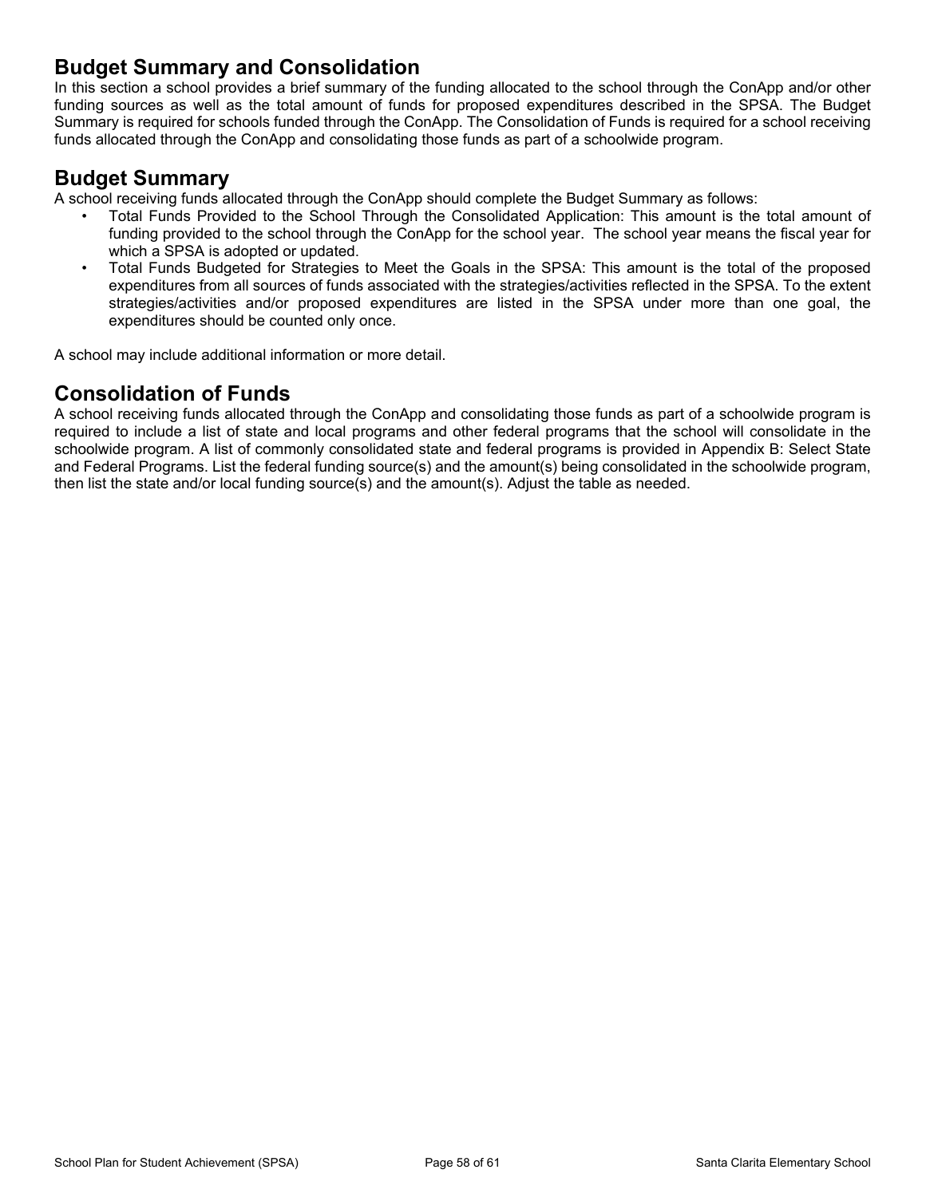## Budget Summary and Consolidation

In this section a school provides a brief summary of the funding allocated to the school through the ConApp and/or other funding sources as well as the total amount of funds for proposed expenditures described in the SPSA. The Budget Summary is required for schools funded through the ConApp. The Consolidation of Funds is required for a school receiving funds allocated through the ConApp and consolidating those funds as part of a schoolwide program.

## Budget Summary

A school receiving funds allocated through the ConApp should complete the Budget Summary as follows:

- Total Funds Provided to the School Through the Consolidated Application: This amount is the total amount of funding provided to the school through the ConApp for the school year. The school year means the fiscal year for which a SPSA is adopted or updated.
- Total Funds Budgeted for Strategies to Meet the Goals in the SPSA: This amount is the total of the proposed expenditures from all sources of funds associated with the strategies/activities reflected in the SPSA. To the extent strategies/activities and/or proposed expenditures are listed in the SPSA under more than one goal, the expenditures should be counted only once.

A school may include additional information or more detail.

## Consolidation of Funds

A school receiving funds allocated through the ConApp and consolidating those funds as part of a schoolwide program is required to include a list of state and local programs and other federal programs that the school will consolidate in the schoolwide program. A list of commonly consolidated state and federal programs is provided in Appendix B: Select State and Federal Programs. List the federal funding source(s) and the amount(s) being consolidated in the schoolwide program, then list the state and/or local funding source(s) and the amount(s). Adjust the table as needed.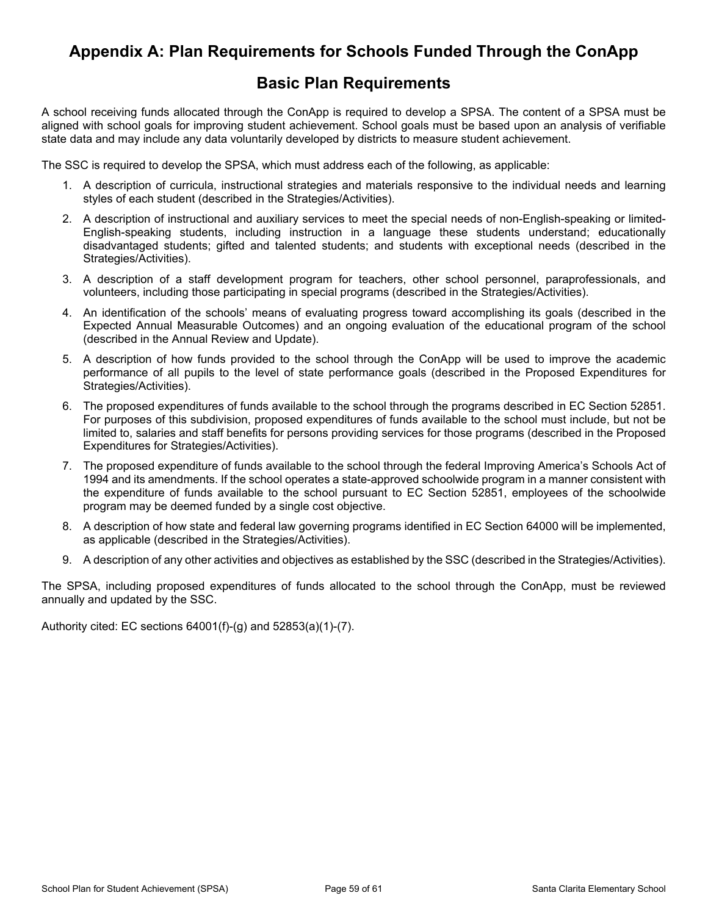# Appendix A: Plan Requirements for Schools Funded Through the ConApp

## Basic Plan Requirements

A school receiving funds allocated through the ConApp is required to develop a SPSA. The content of a SPSA must be aligned with school goals for improving student achievement. School goals must be based upon an analysis of verifiable state data and may include any data voluntarily developed by districts to measure student achievement.

The SSC is required to develop the SPSA, which must address each of the following, as applicable:

1. A description of curricula, instructional strategies and materials responsive to the individual needs and learning styles of each student (described in the Strategies/Activities).
2. A description of instructional and auxiliary services to meet the special needs of non-English-speaking or limited-English-speaking students, including instruction in a language these students understand; educationally disadvantaged students; gifted and talented students; and students with exceptional needs (described in the Strategies/Activities).
3. A description of a staff development program for teachers, other school personnel, paraprofessionals, and volunteers, including those participating in special programs (described in the Strategies/Activities).
4. An identification of the schools' means of evaluating progress toward accomplishing its goals (described in the Expected Annual Measurable Outcomes) and an ongoing evaluation of the educational program of the school (described in the Annual Review and Update).
5. A description of how funds provided to the school through the ConApp will be used to improve the academic performance of all pupils to the level of state performance goals (described in the Proposed Expenditures for Strategies/Activities).
6. The proposed expenditures of funds available to the school through the programs described in EC Section 52851. For purposes of this subdivision, proposed expenditures of funds available to the school must include, but not be limited to, salaries and staff benefits for persons providing services for those programs (described in the Proposed Expenditures for Strategies/Activities).
7. The proposed expenditure of funds available to the school through the federal Improving America's Schools Act of 1994 and its amendments. If the school operates a state-approved schoolwide program in a manner consistent with the expenditure of funds available to the school pursuant to EC Section 52851, employees of the schoolwide program may be deemed funded by a single cost objective.
8. A description of how state and federal law governing programs identified in EC Section 64000 will be implemented, as applicable (described in the Strategies/Activities).
9. A description of any other activities and objectives as established by the SSC (described in the Strategies/Activities).

The SPSA, including proposed expenditures of funds allocated to the school through the ConApp, must be reviewed annually and updated by the SSC.

Authority cited: EC sections 64001(f)-(g) and 52853(a)(1)-(7).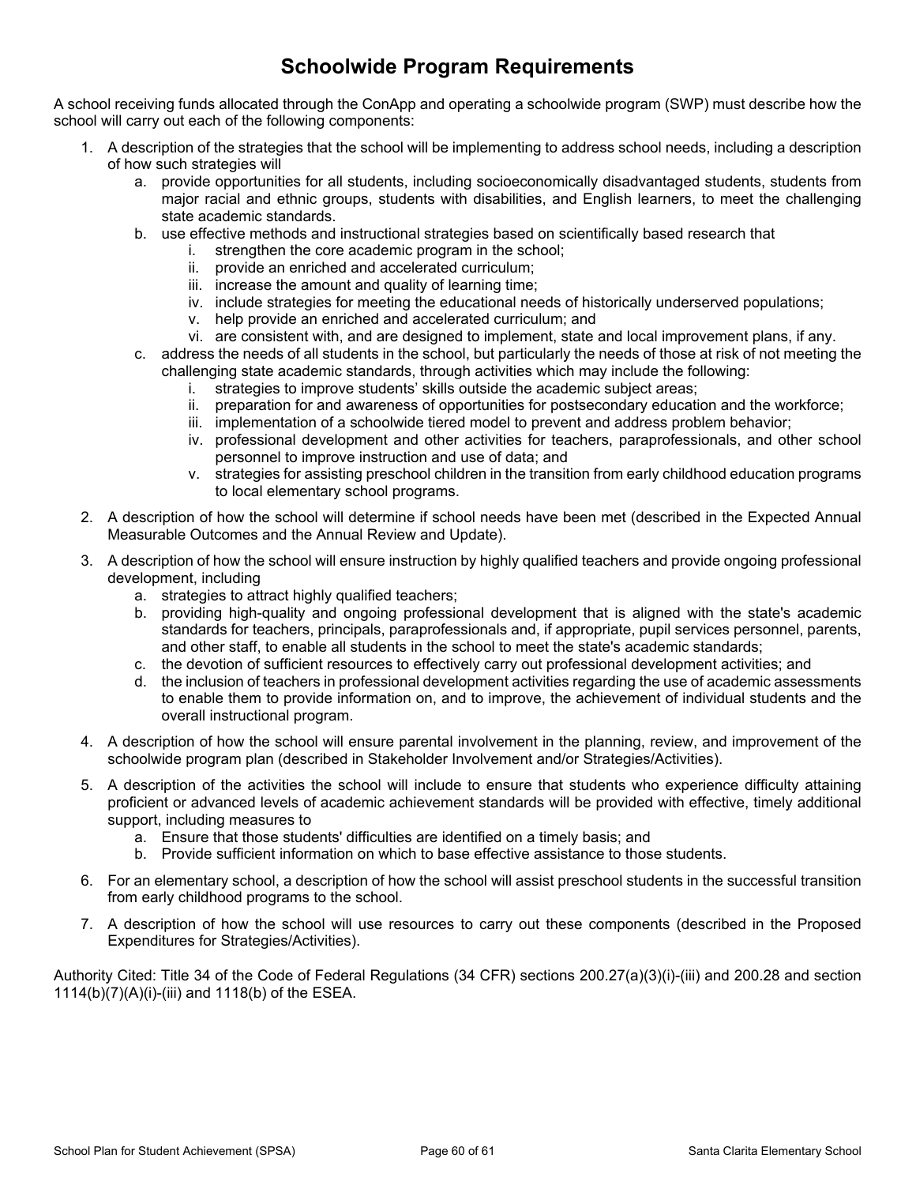# Schoolwide Program Requirements

A school receiving funds allocated through the ConApp and operating a schoolwide program (SWP) must describe how the school will carry out each of the following components:

1. A description of the strategies that the school will be implementing to address school needs, including a description of how such strategies will
   a. provide opportunities for all students, including socioeconomically disadvantaged students, students from major racial and ethnic groups, students with disabilities, and English learners, to meet the challenging state academic standards.
   b. use effective methods and instructional strategies based on scientifically based research that
      i. strengthen the core academic program in the school;
      ii. provide an enriched and accelerated curriculum;
      iii. increase the amount and quality of learning time;
      iv. include strategies for meeting the educational needs of historically underserved populations;
      v. help provide an enriched and accelerated curriculum; and
      vi. are consistent with, and are designed to implement, state and local improvement plans, if any.
   c. address the needs of all students in the school, but particularly the needs of those at risk of not meeting the challenging state academic standards, through activities which may include the following:
      i. strategies to improve students' skills outside the academic subject areas;
      ii. preparation for and awareness of opportunities for postsecondary education and the workforce;
      iii. implementation of a schoolwide tiered model to prevent and address problem behavior;
      iv. professional development and other activities for teachers, paraprofessionals, and other school personnel to improve instruction and use of data; and
      v. strategies for assisting preschool children in the transition from early childhood education programs to local elementary school programs.
2. A description of how the school will determine if school needs have been met (described in the Expected Annual Measurable Outcomes and the Annual Review and Update).
3. A description of how the school will ensure instruction by highly qualified teachers and provide ongoing professional development, including
   a. strategies to attract highly qualified teachers;
   b. providing high-quality and ongoing professional development that is aligned with the state's academic standards for teachers, principals, paraprofessionals and, if appropriate, pupil services personnel, parents, and other staff, to enable all students in the school to meet the state's academic standards;
   c. the devotion of sufficient resources to effectively carry out professional development activities; and
   d. the inclusion of teachers in professional development activities regarding the use of academic assessments to enable them to provide information on, and to improve, the achievement of individual students and the overall instructional program.
4. A description of how the school will ensure parental involvement in the planning, review, and improvement of the schoolwide program plan (described in Stakeholder Involvement and/or Strategies/Activities).
5. A description of the activities the school will include to ensure that students who experience difficulty attaining proficient or advanced levels of academic achievement standards will be provided with effective, timely additional support, including measures to
   a. Ensure that those students' difficulties are identified on a timely basis; and
   b. Provide sufficient information on which to base effective assistance to those students.
6. For an elementary school, a description of how the school will assist preschool students in the successful transition from early childhood programs to the school.
7. A description of how the school will use resources to carry out these components (described in the Proposed Expenditures for Strategies/Activities).

Authority Cited: Title 34 of the Code of Federal Regulations (34 CFR) sections 200.27(a)(3)(i)-(iii) and 200.28 and section 1114(b)(7)(A)(i)-(iii) and 1118(b) of the ESEA.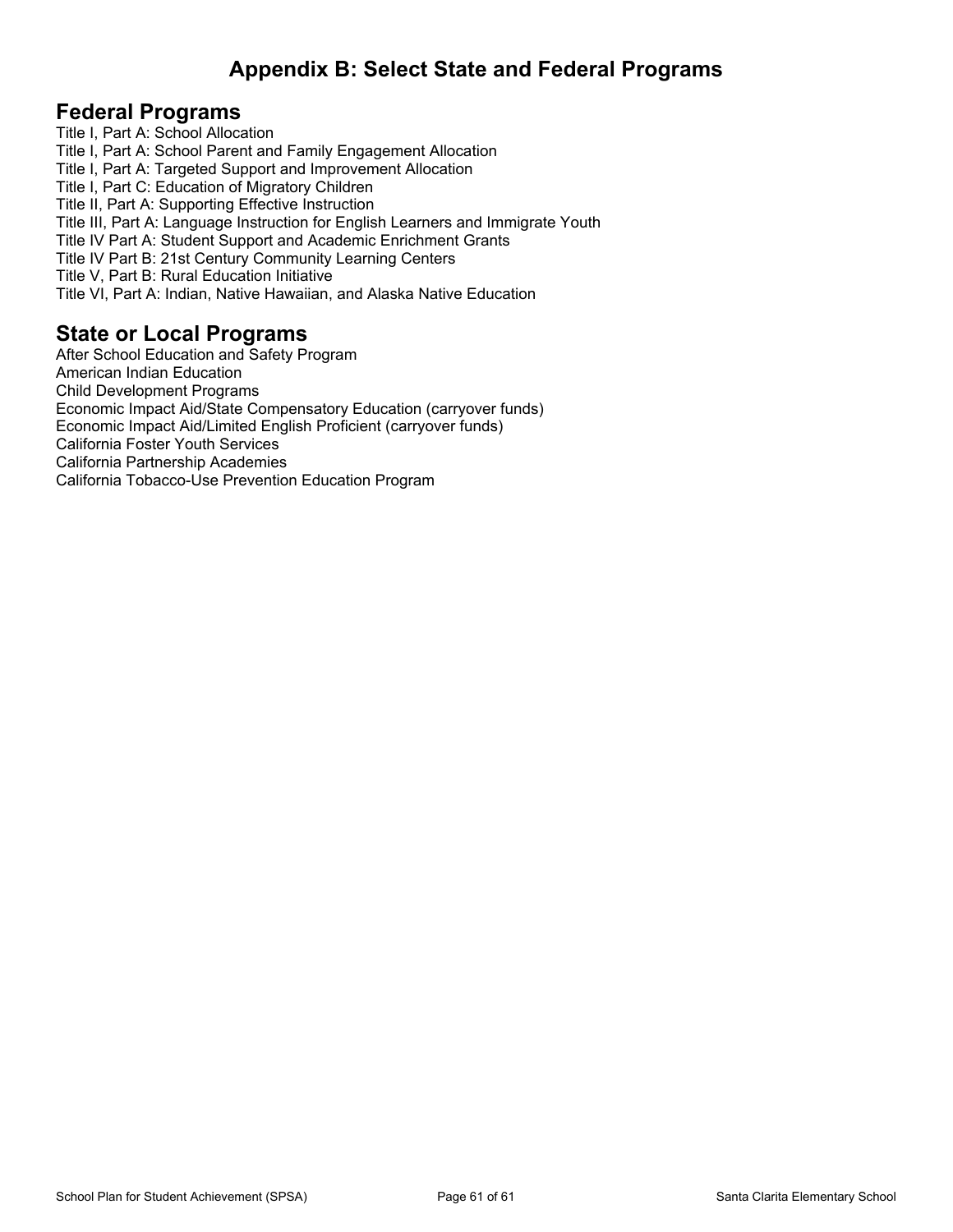# Appendix B: Select State and Federal Programs

## Federal Programs

Title I, Part A: School Allocation
Title I, Part A: School Parent and Family Engagement Allocation
Title I, Part A: Targeted Support and Improvement Allocation
Title I, Part C: Education of Migratory Children
Title II, Part A: Supporting Effective Instruction
Title III, Part A: Language Instruction for English Learners and Immigrate Youth
Title IV Part A: Student Support and Academic Enrichment Grants
Title IV Part B: 21st Century Community Learning Centers
Title V, Part B: Rural Education Initiative
Title VI, Part A: Indian, Native Hawaiian, and Alaska Native Education

## State or Local Programs

After School Education and Safety Program
American Indian Education
Child Development Programs
Economic Impact Aid/State Compensatory Education (carryover funds)
Economic Impact Aid/Limited English Proficient (carryover funds)
California Foster Youth Services
California Partnership Academies
California Tobacco-Use Prevention Education Program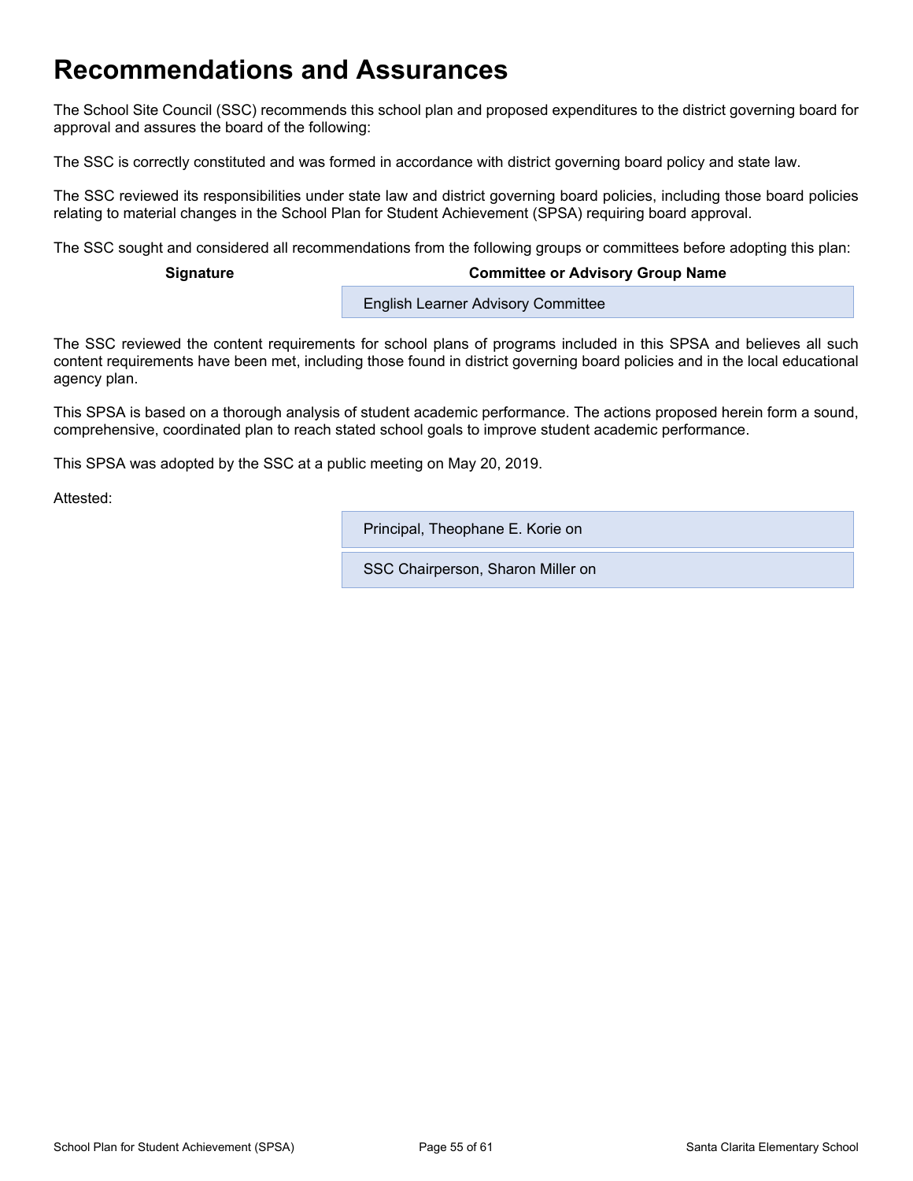# Recommendations and Assurances

The School Site Council (SSC) recommends this school plan and proposed expenditures to the district governing board for approval and assures the board of the following:

The SSC is correctly constituted and was formed in accordance with district governing board policy and state law.

The SSC reviewed its responsibilities under state law and district governing board policies, including those board policies relating to material changes in the School Plan for Student Achievement (SPSA) requiring board approval.

The SSC sought and considered all recommendations from the following groups or committees before adopting this plan:

| Signature | Committee or Advisory Group Name |
| --- | --- |
| | English Learner Advisory Committee |

The SSC reviewed the content requirements for school plans of programs included in this SPSA and believes all such content requirements have been met, including those found in district governing board policies and in the local educational agency plan.

This SPSA is based on a thorough analysis of student academic performance. The actions proposed herein form a sound, comprehensive, coordinated plan to reach stated school goals to improve student academic performance.

This SPSA was adopted by the SSC at a public meeting on May 20, 2019.

Attested:

| | |
| --- | --- |
| | Principal, Theophane E. Korie on |
| | SSC Chairperson, Sharon Miller on |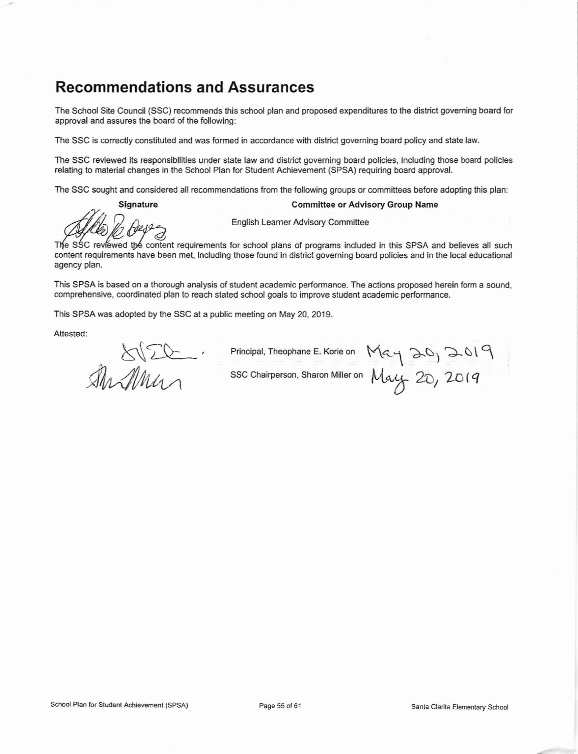# Recommendations and Assurances

The School Site Council (SSC) recommends this school plan and proposed expenditures to the district governing board for approval and assures the board of the following:

The SSC is correctly constituted and was formed in accordance with district governing board policy and state law.

The SSC reviewed its responsibilities under state law and district governing board policies, including those board policies relating to material changes in the School Plan for Student Achievement (SPSA) requiring board approval.

The SSC sought and considered all recommendations from the following groups or committees before adopting this plan:

| Signature | Committee or Advisory Group Name |
| --- | --- |
| | English Learner Advisory Committee |

The SSC reviewed the content requirements for school plans of programs included in this SPSA and believes all such content requirements have been met, including those found in district governing board policies and in the local educational agency plan.

This SPSA is based on a thorough analysis of student academic performance. The actions proposed herein form a sound, comprehensive, coordinated plan to reach stated school goals to improve student academic performance.

This SPSA was adopted by the SSC at a public meeting on May 20, 2019.

Attested:

Principal, Theophane E. Korie on May 20, 2019

SSC Chairperson, Sharon Miller on May 20, 2019